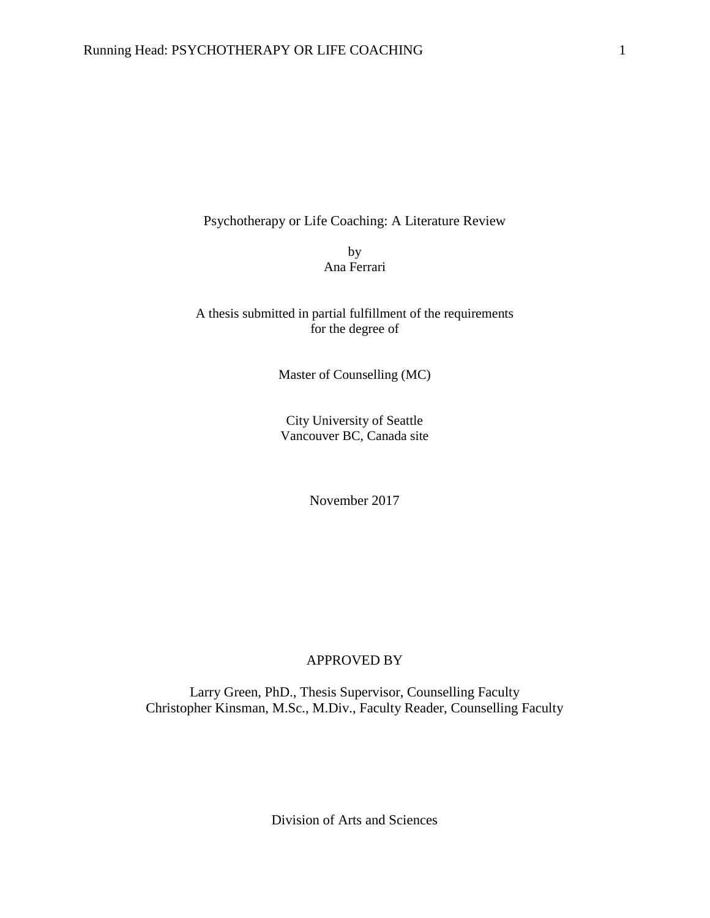# Psychotherapy or Life Coaching: A Literature Review

by
Ana Ferrari

A thesis submitted in partial fulfillment of the requirements
for the degree of

Master of Counselling (MC)

City University of Seattle
Vancouver BC, Canada site

November 2017

APPROVED BY

Larry Green, PhD., Thesis Supervisor, Counselling Faculty
Christopher Kinsman, M.Sc., M.Div., Faculty Reader, Counselling Faculty

Division of Arts and Sciences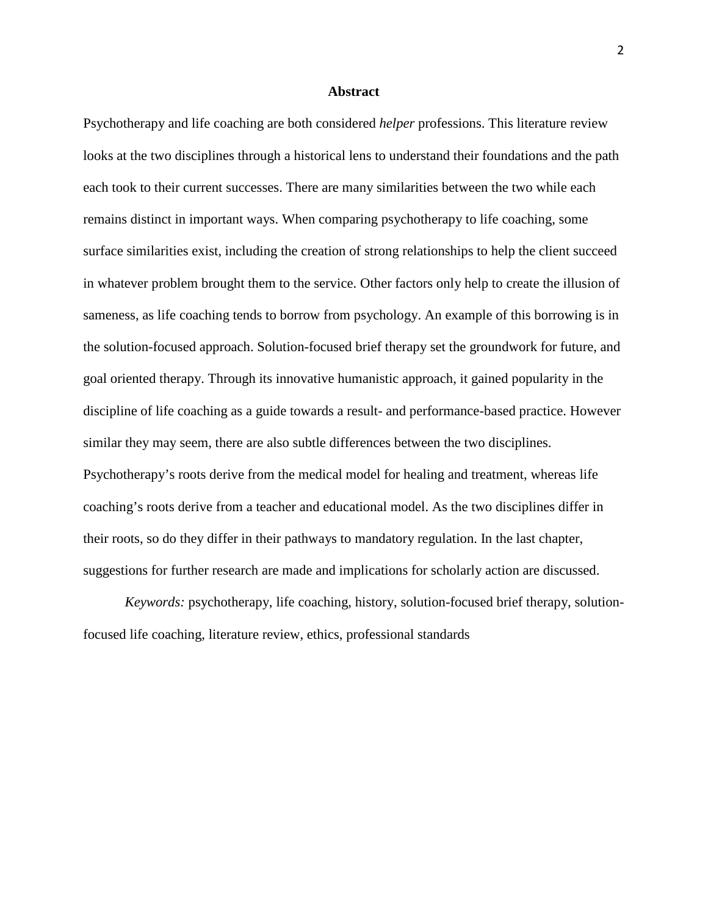# Abstract

Psychotherapy and life coaching are both considered *helper* professions. This literature review looks at the two disciplines through a historical lens to understand their foundations and the path each took to their current successes. There are many similarities between the two while each remains distinct in important ways. When comparing psychotherapy to life coaching, some surface similarities exist, including the creation of strong relationships to help the client succeed in whatever problem brought them to the service. Other factors only help to create the illusion of sameness, as life coaching tends to borrow from psychology. An example of this borrowing is in the solution-focused approach. Solution-focused brief therapy set the groundwork for future, and goal oriented therapy. Through its innovative humanistic approach, it gained popularity in the discipline of life coaching as a guide towards a result- and performance-based practice. However similar they may seem, there are also subtle differences between the two disciplines. Psychotherapy's roots derive from the medical model for healing and treatment, whereas life coaching's roots derive from a teacher and educational model. As the two disciplines differ in their roots, so do they differ in their pathways to mandatory regulation. In the last chapter, suggestions for further research are made and implications for scholarly action are discussed.

*Keywords:* psychotherapy, life coaching, history, solution-focused brief therapy, solution-focused life coaching, literature review, ethics, professional standards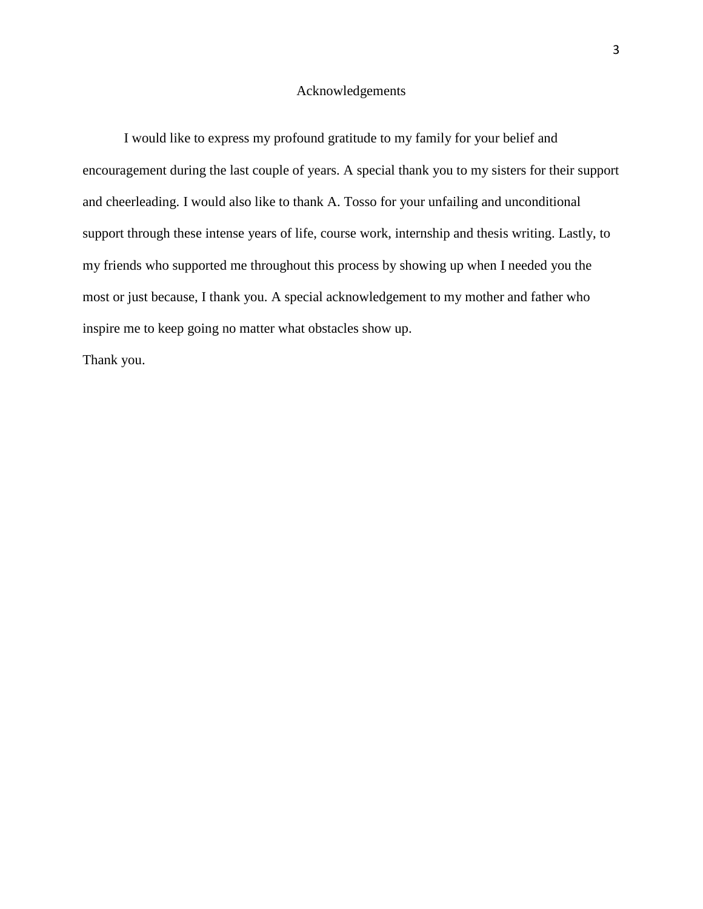# Acknowledgements

I would like to express my profound gratitude to my family for your belief and encouragement during the last couple of years. A special thank you to my sisters for their support and cheerleading. I would also like to thank A. Tosso for your unfailing and unconditional support through these intense years of life, course work, internship and thesis writing. Lastly, to my friends who supported me throughout this process by showing up when I needed you the most or just because, I thank you. A special acknowledgement to my mother and father who inspire me to keep going no matter what obstacles show up.

Thank you.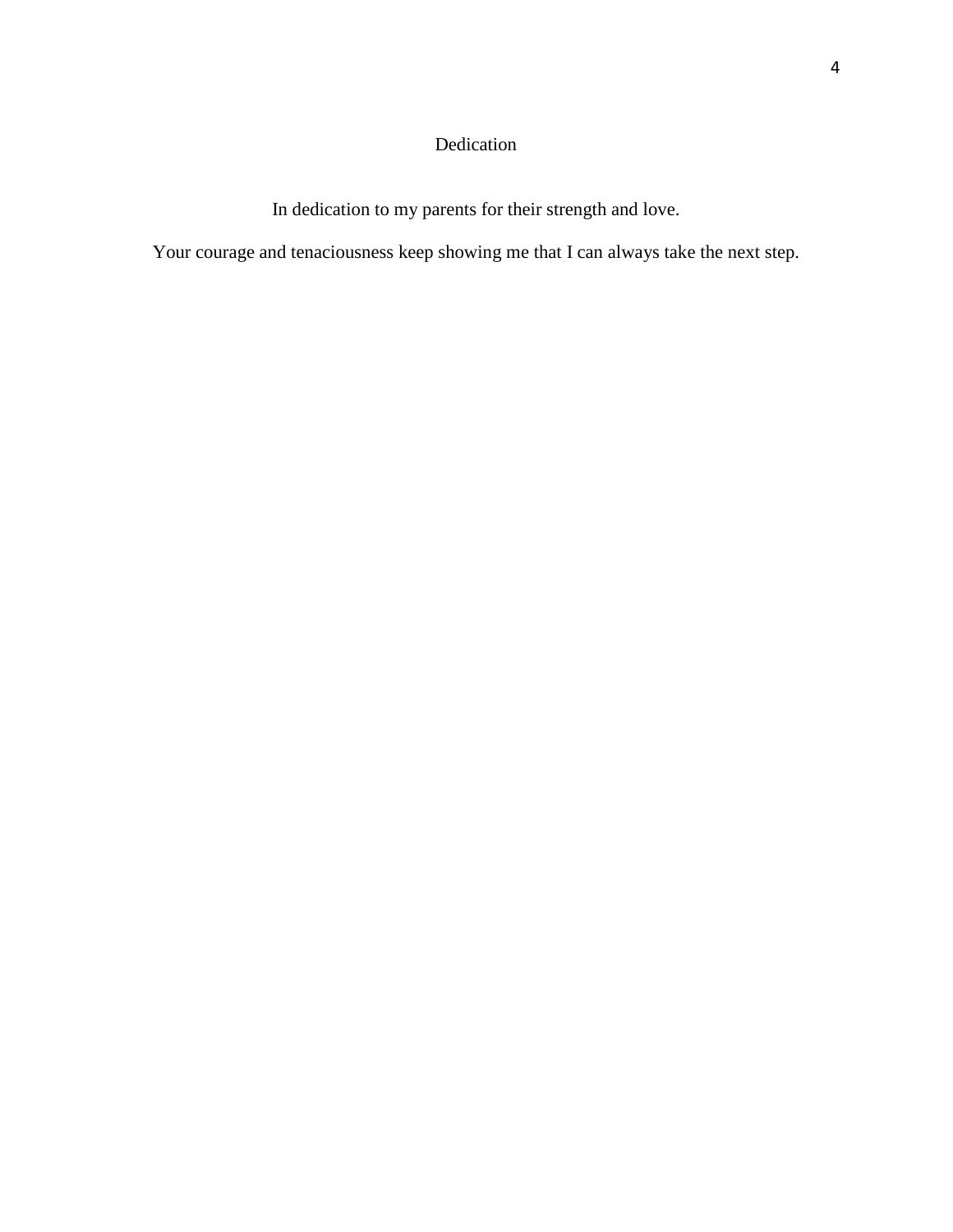# Dedication

In dedication to my parents for their strength and love.

Your courage and tenaciousness keep showing me that I can always take the next step.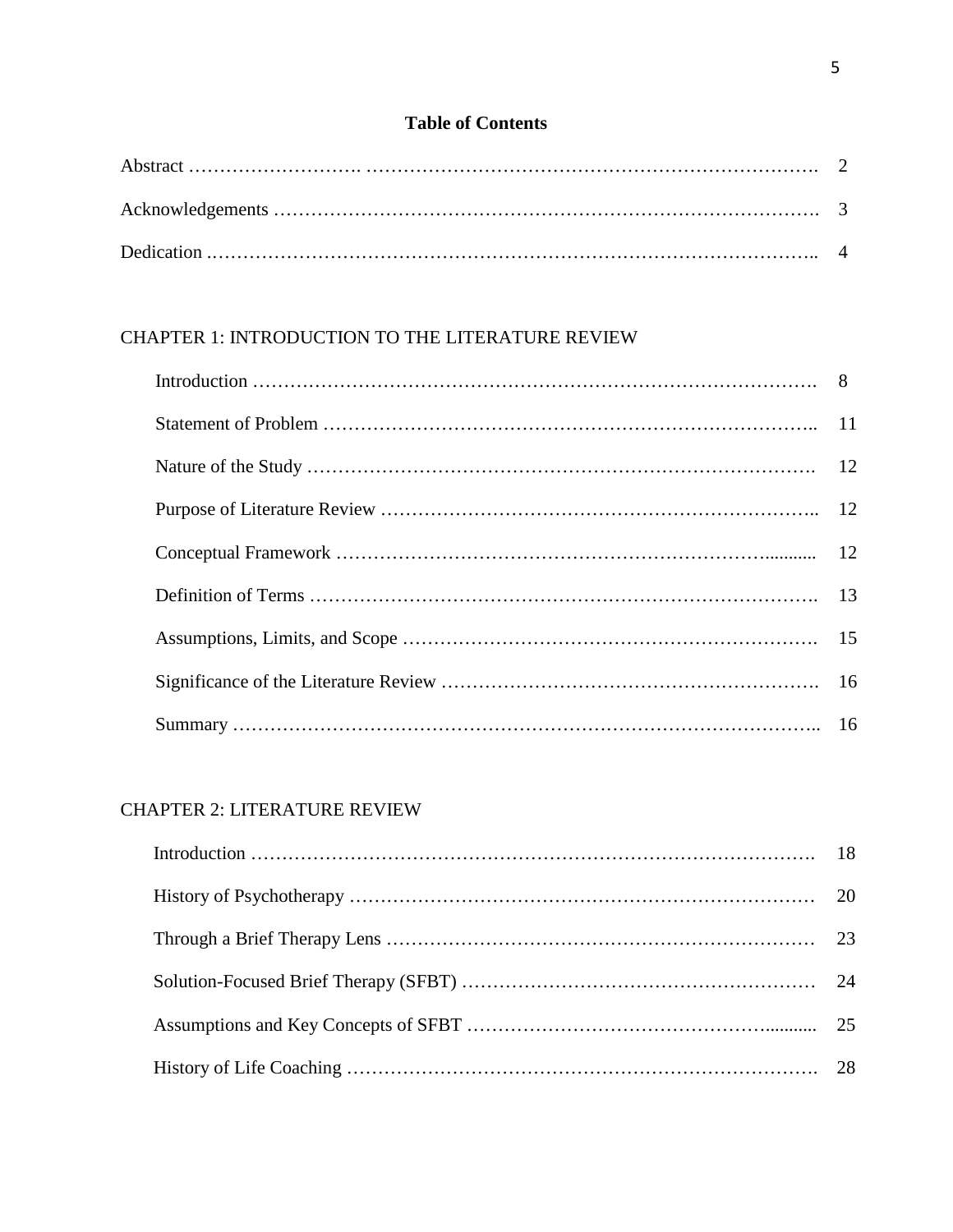# Table of Contents

Abstract ………………………. ……………………………………………………………. 2

Acknowledgements …………………………………………………………………………. 3

Dedication ……………………………………………………………………………….. 4

## CHAPTER 1: INTRODUCTION TO THE LITERATURE REVIEW

Introduction ……………………………………………………………………………. 8

Statement of Problem ………………………………………………………………….. 11

Nature of the Study ……………………………………………………………………. 12

Purpose of Literature Review ………………………………………………………….. 12

Conceptual Framework ……………………………………………………….......... 12

Definition of Terms ……………………………………………………………………. 13

Assumptions, Limits, and Scope ………………………………………………………. 15

Significance of the Literature Review …………………………………………………. 16

Summary …………………………………………………………………………….. 16

## CHAPTER 2: LITERATURE REVIEW

Introduction ……………………………………………………………………………. 18

History of Psychotherapy ……………………………………………………………… 20

Through a Brief Therapy Lens ………………………………………………………… 23

Solution-Focused Brief Therapy (SFBT) ……………………………………………… 24

Assumptions and Key Concepts of SFBT ………………………………………........... 25

History of Life Coaching ………………………………………………………………. 28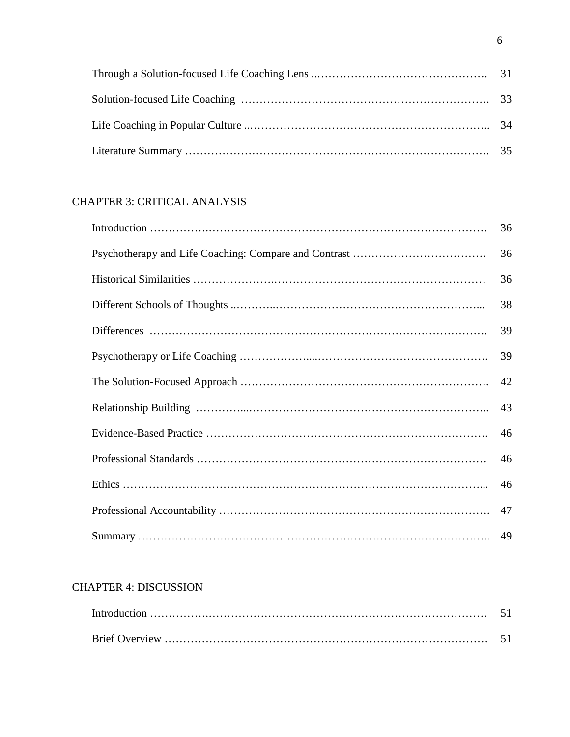Through a Solution-focused Life Coaching Lens .......... 31

Solution-focused Life Coaching .......... 33

Life Coaching in Popular Culture .......... 34

Literature Summary .......... 35

CHAPTER 3: CRITICAL ANALYSIS

Introduction .......... 36

Psychotherapy and Life Coaching: Compare and Contrast .......... 36

Historical Similarities .......... 36

Different Schools of Thoughts .......... 38

Differences .......... 39

Psychotherapy or Life Coaching .......... 39

The Solution-Focused Approach .......... 42

Relationship Building .......... 43

Evidence-Based Practice .......... 46

Professional Standards .......... 46

Ethics .......... 46

Professional Accountability .......... 47

Summary .......... 49

CHAPTER 4: DISCUSSION

Introduction .......... 51

Brief Overview .......... 51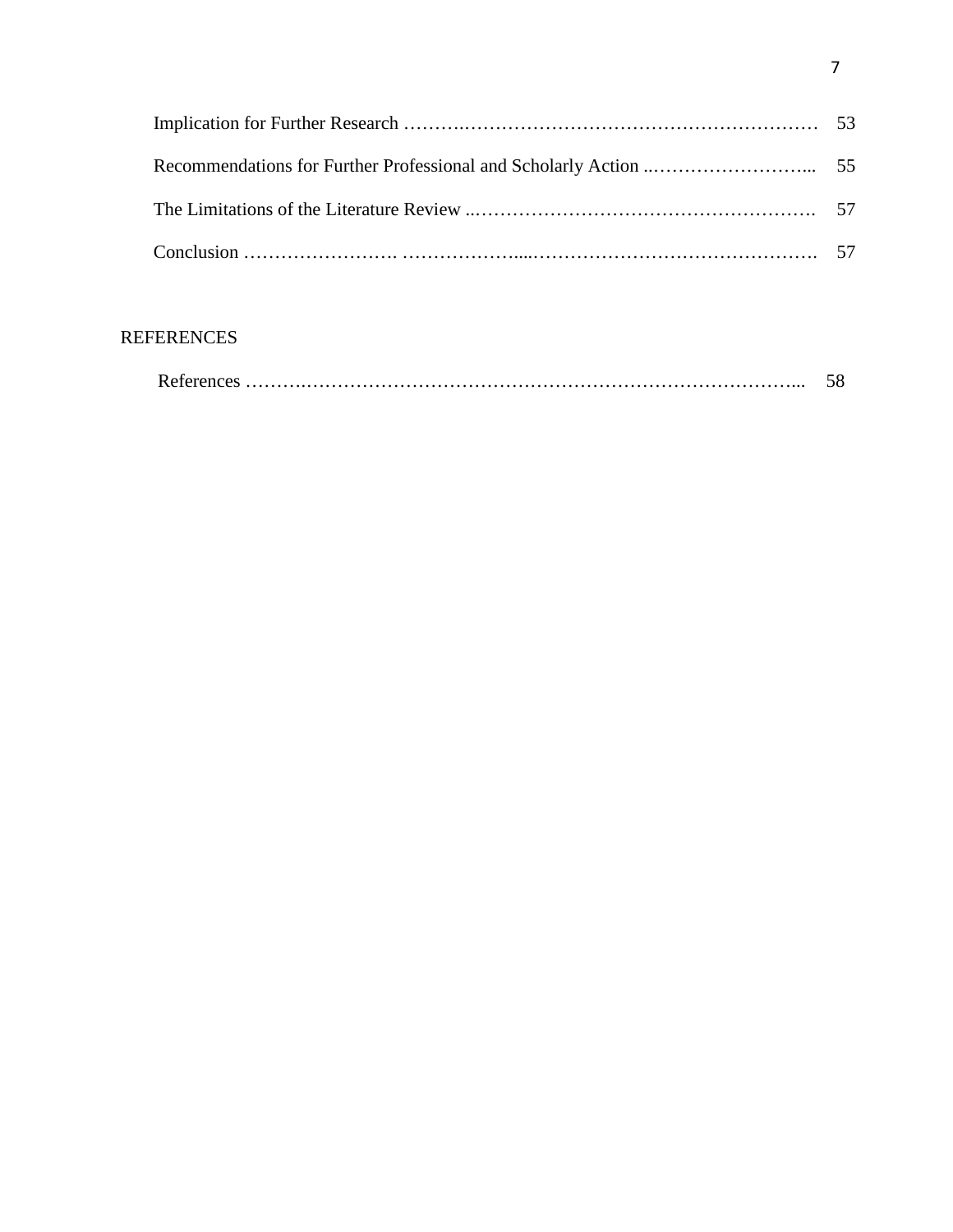Implication for Further Research ………………………………………………………… 53

Recommendations for Further Professional and Scholarly Action ..……………………... 55

The Limitations of the Literature Review ..………………………………………………. 57

Conclusion ……………………. ………………....………………………………………. 57

REFERENCES

References ……….…………………………………………………………………... 58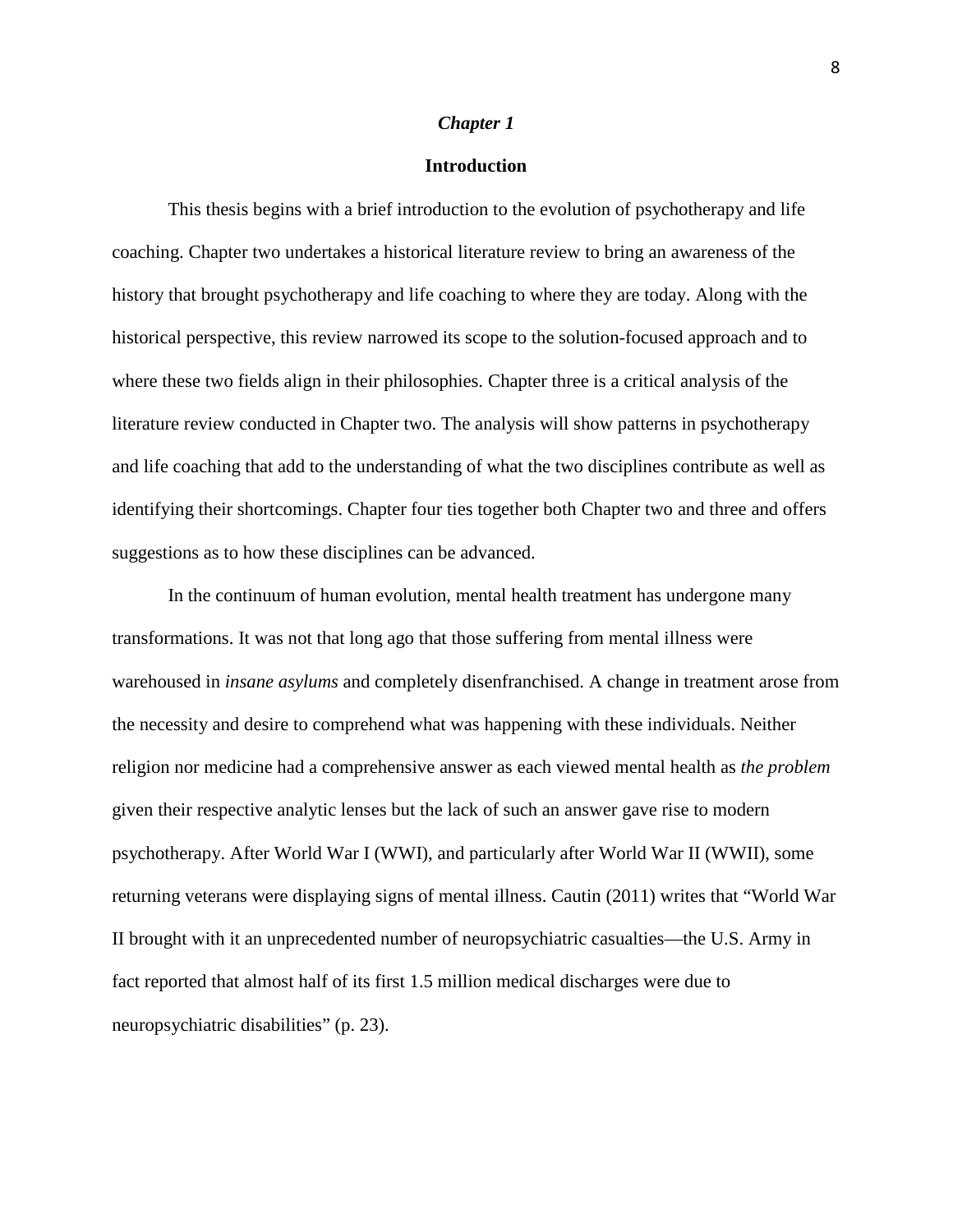# *Chapter 1*

## Introduction

This thesis begins with a brief introduction to the evolution of psychotherapy and life coaching. Chapter two undertakes a historical literature review to bring an awareness of the history that brought psychotherapy and life coaching to where they are today. Along with the historical perspective, this review narrowed its scope to the solution-focused approach and to where these two fields align in their philosophies. Chapter three is a critical analysis of the literature review conducted in Chapter two. The analysis will show patterns in psychotherapy and life coaching that add to the understanding of what the two disciplines contribute as well as identifying their shortcomings. Chapter four ties together both Chapter two and three and offers suggestions as to how these disciplines can be advanced.

In the continuum of human evolution, mental health treatment has undergone many transformations. It was not that long ago that those suffering from mental illness were warehoused in *insane asylums* and completely disenfranchised. A change in treatment arose from the necessity and desire to comprehend what was happening with these individuals. Neither religion nor medicine had a comprehensive answer as each viewed mental health as *the problem* given their respective analytic lenses but the lack of such an answer gave rise to modern psychotherapy. After World War I (WWI), and particularly after World War II (WWII), some returning veterans were displaying signs of mental illness. Cautin (2011) writes that "World War II brought with it an unprecedented number of neuropsychiatric casualties—the U.S. Army in fact reported that almost half of its first 1.5 million medical discharges were due to neuropsychiatric disabilities" (p. 23).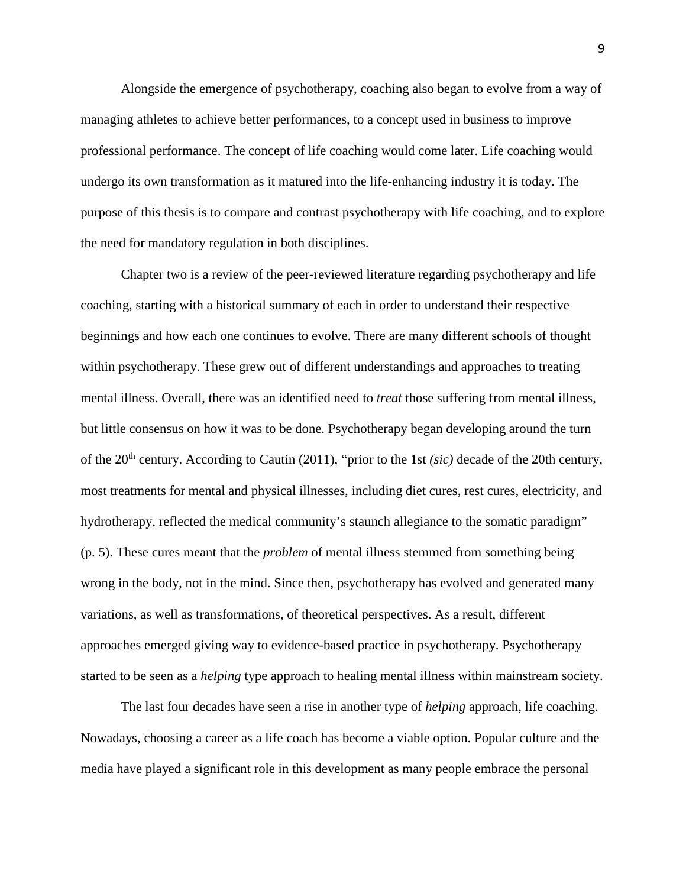Alongside the emergence of psychotherapy, coaching also began to evolve from a way of managing athletes to achieve better performances, to a concept used in business to improve professional performance. The concept of life coaching would come later. Life coaching would undergo its own transformation as it matured into the life-enhancing industry it is today. The purpose of this thesis is to compare and contrast psychotherapy with life coaching, and to explore the need for mandatory regulation in both disciplines.

Chapter two is a review of the peer-reviewed literature regarding psychotherapy and life coaching, starting with a historical summary of each in order to understand their respective beginnings and how each one continues to evolve. There are many different schools of thought within psychotherapy. These grew out of different understandings and approaches to treating mental illness. Overall, there was an identified need to *treat* those suffering from mental illness, but little consensus on how it was to be done. Psychotherapy began developing around the turn of the 20th century. According to Cautin (2011), "prior to the 1st *(sic)* decade of the 20th century, most treatments for mental and physical illnesses, including diet cures, rest cures, electricity, and hydrotherapy, reflected the medical community's staunch allegiance to the somatic paradigm" (p. 5). These cures meant that the *problem* of mental illness stemmed from something being wrong in the body, not in the mind. Since then, psychotherapy has evolved and generated many variations, as well as transformations, of theoretical perspectives. As a result, different approaches emerged giving way to evidence-based practice in psychotherapy. Psychotherapy started to be seen as a *helping* type approach to healing mental illness within mainstream society.

The last four decades have seen a rise in another type of *helping* approach, life coaching. Nowadays, choosing a career as a life coach has become a viable option. Popular culture and the media have played a significant role in this development as many people embrace the personal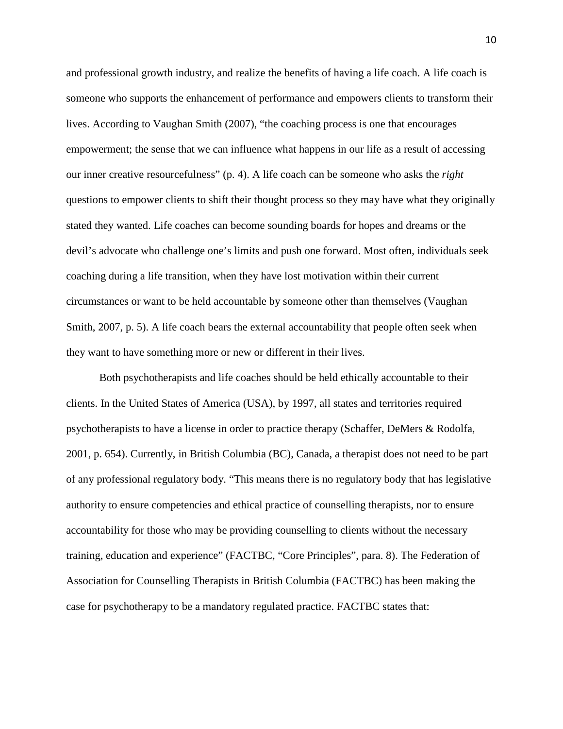and professional growth industry, and realize the benefits of having a life coach. A life coach is someone who supports the enhancement of performance and empowers clients to transform their lives. According to Vaughan Smith (2007), “the coaching process is one that encourages empowerment; the sense that we can influence what happens in our life as a result of accessing our inner creative resourcefulness” (p. 4). A life coach can be someone who asks the *right* questions to empower clients to shift their thought process so they may have what they originally stated they wanted. Life coaches can become sounding boards for hopes and dreams or the devil’s advocate who challenge one’s limits and push one forward. Most often, individuals seek coaching during a life transition, when they have lost motivation within their current circumstances or want to be held accountable by someone other than themselves (Vaughan Smith, 2007, p. 5). A life coach bears the external accountability that people often seek when they want to have something more or new or different in their lives.

Both psychotherapists and life coaches should be held ethically accountable to their clients. In the United States of America (USA), by 1997, all states and territories required psychotherapists to have a license in order to practice therapy (Schaffer, DeMers & Rodolfa, 2001, p. 654). Currently, in British Columbia (BC), Canada, a therapist does not need to be part of any professional regulatory body. “This means there is no regulatory body that has legislative authority to ensure competencies and ethical practice of counselling therapists, nor to ensure accountability for those who may be providing counselling to clients without the necessary training, education and experience” (FACTBC, “Core Principles”, para. 8). The Federation of Association for Counselling Therapists in British Columbia (FACTBC) has been making the case for psychotherapy to be a mandatory regulated practice. FACTBC states that: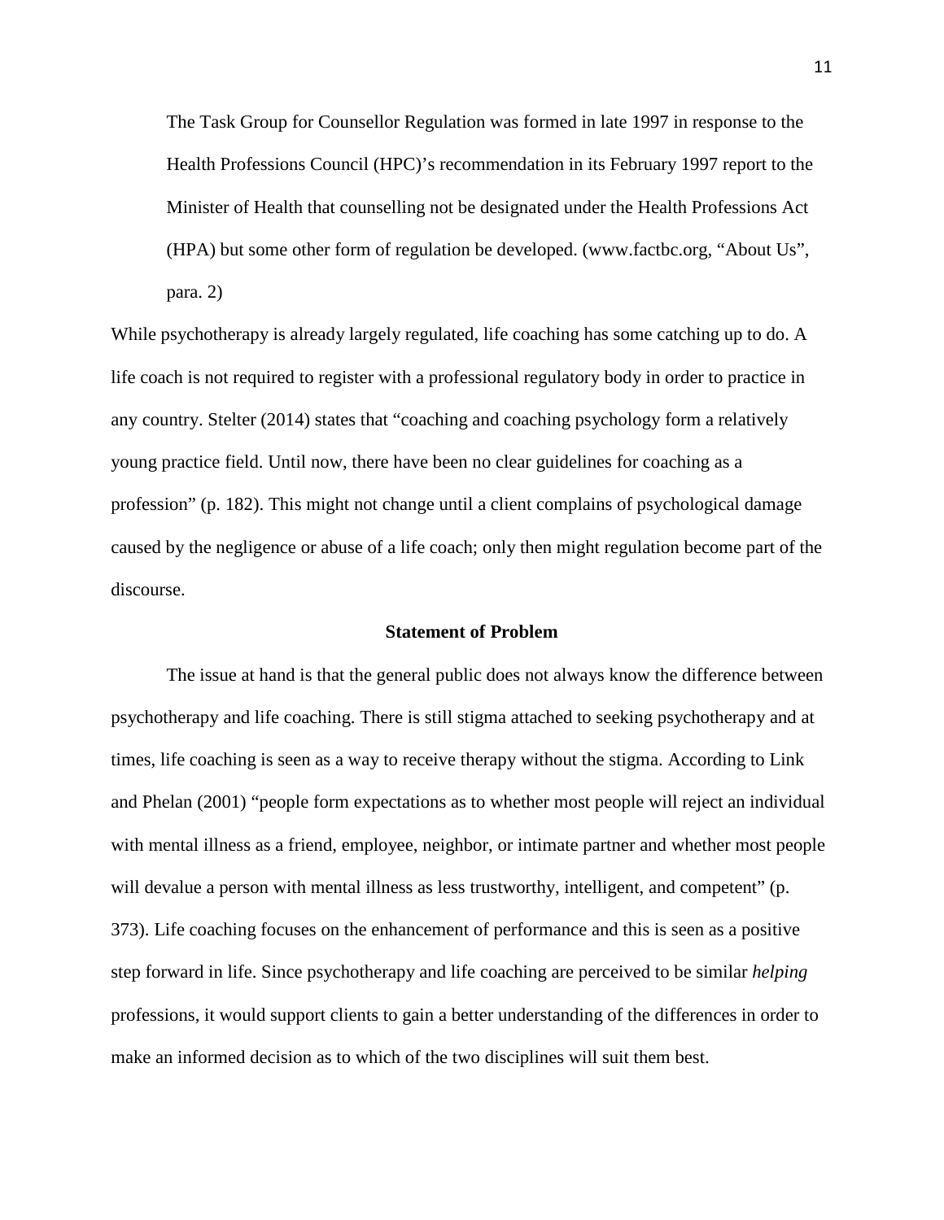> The Task Group for Counsellor Regulation was formed in late 1997 in response to the Health Professions Council (HPC)'s recommendation in its February 1997 report to the Minister of Health that counselling not be designated under the Health Professions Act (HPA) but some other form of regulation be developed. (www.factbc.org, "About Us", para. 2)

While psychotherapy is already largely regulated, life coaching has some catching up to do. A life coach is not required to register with a professional regulatory body in order to practice in any country. Stelter (2014) states that "coaching and coaching psychology form a relatively young practice field. Until now, there have been no clear guidelines for coaching as a profession" (p. 182). This might not change until a client complains of psychological damage caused by the negligence or abuse of a life coach; only then might regulation become part of the discourse.

## Statement of Problem

The issue at hand is that the general public does not always know the difference between psychotherapy and life coaching. There is still stigma attached to seeking psychotherapy and at times, life coaching is seen as a way to receive therapy without the stigma. According to Link and Phelan (2001) "people form expectations as to whether most people will reject an individual with mental illness as a friend, employee, neighbor, or intimate partner and whether most people will devalue a person with mental illness as less trustworthy, intelligent, and competent" (p. 373). Life coaching focuses on the enhancement of performance and this is seen as a positive step forward in life. Since psychotherapy and life coaching are perceived to be similar *helping* professions, it would support clients to gain a better understanding of the differences in order to make an informed decision as to which of the two disciplines will suit them best.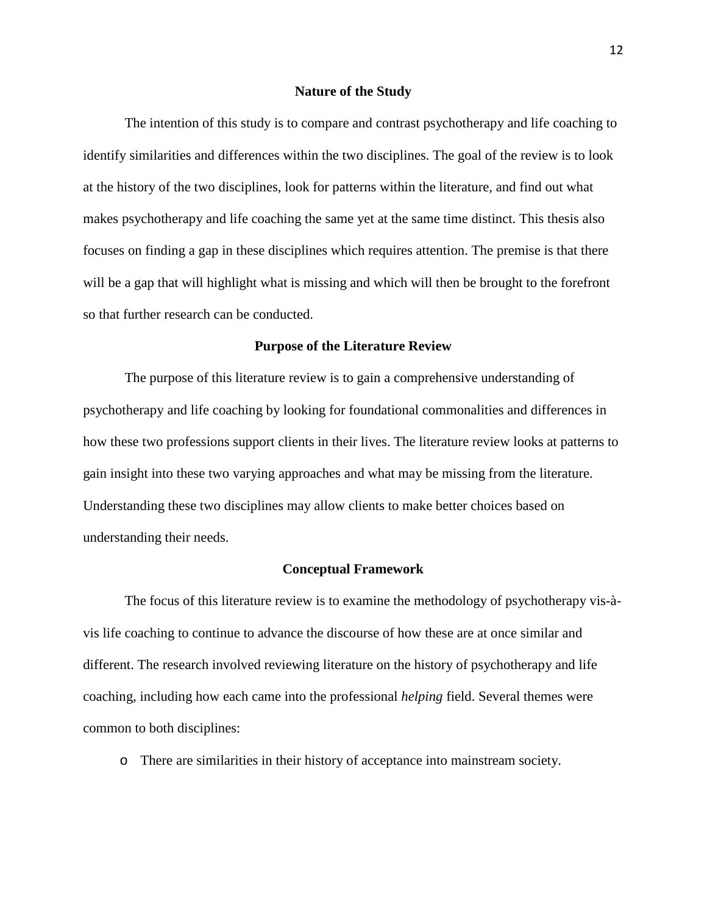## Nature of the Study

The intention of this study is to compare and contrast psychotherapy and life coaching to identify similarities and differences within the two disciplines. The goal of the review is to look at the history of the two disciplines, look for patterns within the literature, and find out what makes psychotherapy and life coaching the same yet at the same time distinct. This thesis also focuses on finding a gap in these disciplines which requires attention. The premise is that there will be a gap that will highlight what is missing and which will then be brought to the forefront so that further research can be conducted.

## Purpose of the Literature Review

The purpose of this literature review is to gain a comprehensive understanding of psychotherapy and life coaching by looking for foundational commonalities and differences in how these two professions support clients in their lives. The literature review looks at patterns to gain insight into these two varying approaches and what may be missing from the literature. Understanding these two disciplines may allow clients to make better choices based on understanding their needs.

## Conceptual Framework

The focus of this literature review is to examine the methodology of psychotherapy vis-à-vis life coaching to continue to advance the discourse of how these are at once similar and different. The research involved reviewing literature on the history of psychotherapy and life coaching, including how each came into the professional *helping* field. Several themes were common to both disciplines:

- There are similarities in their history of acceptance into mainstream society.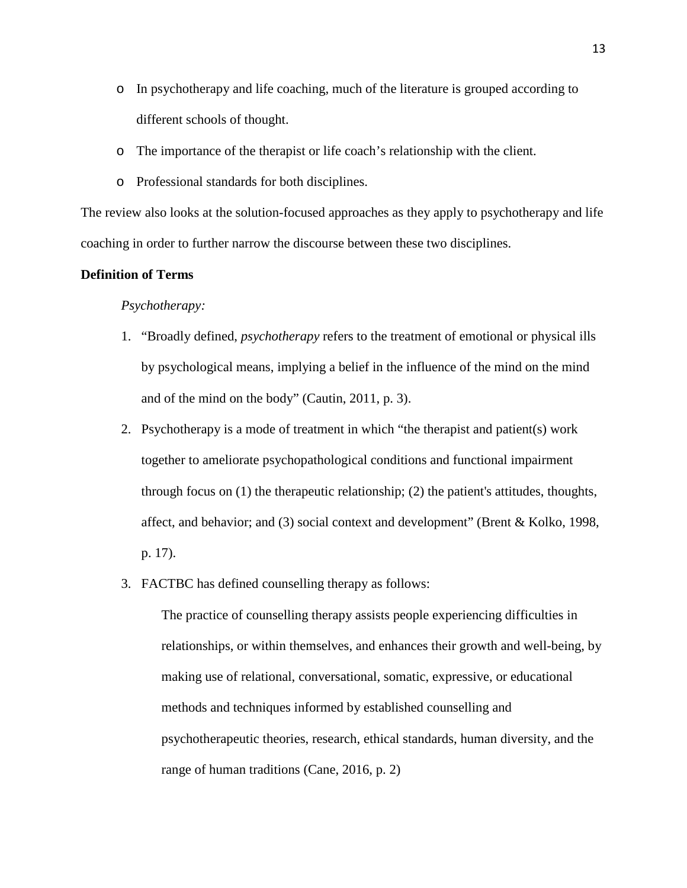- In psychotherapy and life coaching, much of the literature is grouped according to different schools of thought.
- The importance of the therapist or life coach's relationship with the client.
- Professional standards for both disciplines.

The review also looks at the solution-focused approaches as they apply to psychotherapy and life coaching in order to further narrow the discourse between these two disciplines.

**Definition of Terms**

*Psychotherapy:*

1. "Broadly defined, *psychotherapy* refers to the treatment of emotional or physical ills by psychological means, implying a belief in the influence of the mind on the mind and of the mind on the body" (Cautin, 2011, p. 3).
2. Psychotherapy is a mode of treatment in which "the therapist and patient(s) work together to ameliorate psychopathological conditions and functional impairment through focus on (1) the therapeutic relationship; (2) the patient's attitudes, thoughts, affect, and behavior; and (3) social context and development" (Brent & Kolko, 1998, p. 17).
3. FACTBC has defined counselling therapy as follows:

   > The practice of counselling therapy assists people experiencing difficulties in relationships, or within themselves, and enhances their growth and well-being, by making use of relational, conversational, somatic, expressive, or educational methods and techniques informed by established counselling and psychotherapeutic theories, research, ethical standards, human diversity, and the range of human traditions (Cane, 2016, p. 2)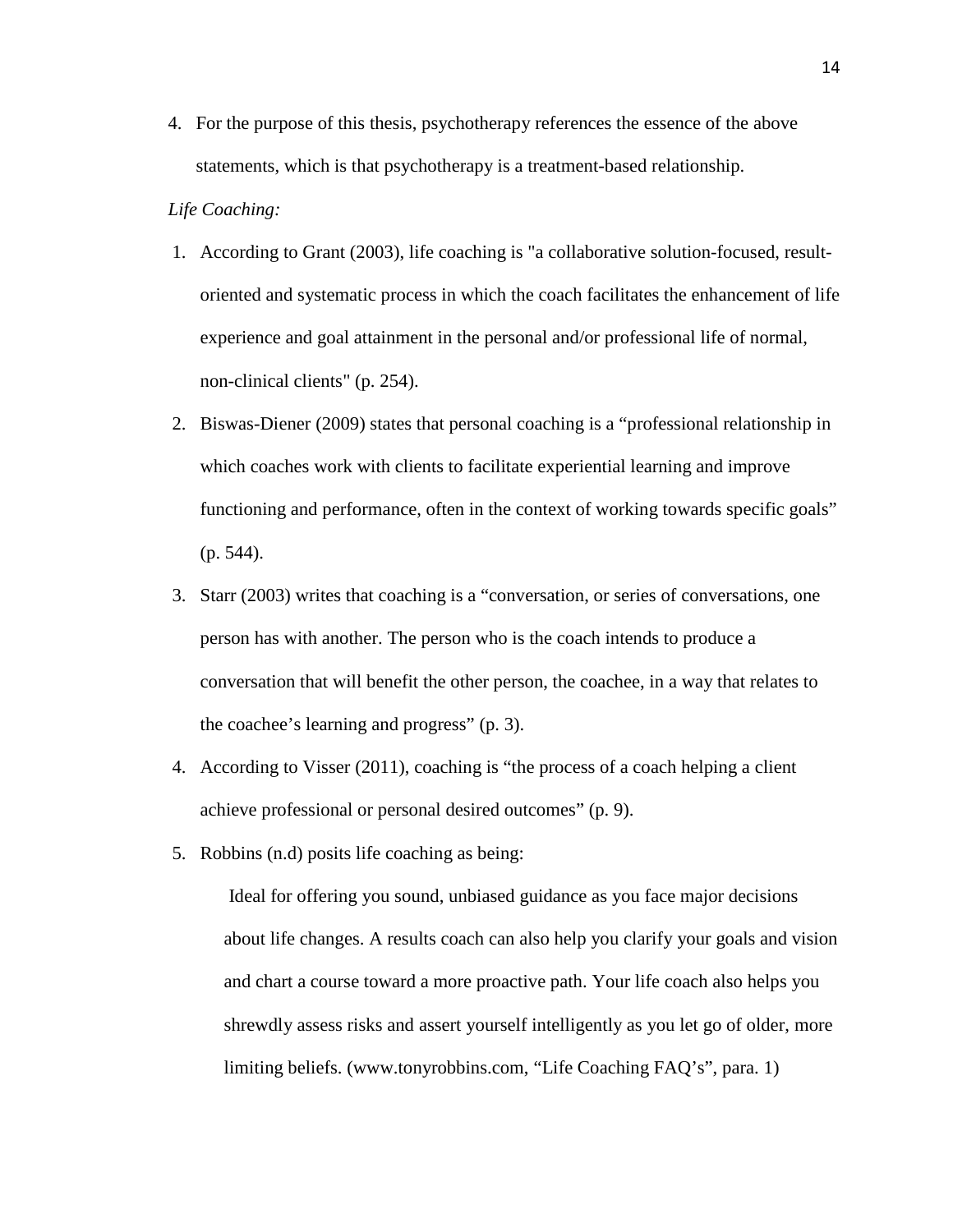4. For the purpose of this thesis, psychotherapy references the essence of the above statements, which is that psychotherapy is a treatment-based relationship.

*Life Coaching:*

1. According to Grant (2003), life coaching is "a collaborative solution-focused, result-oriented and systematic process in which the coach facilitates the enhancement of life experience and goal attainment in the personal and/or professional life of normal, non-clinical clients" (p. 254).
2. Biswas-Diener (2009) states that personal coaching is a “professional relationship in which coaches work with clients to facilitate experiential learning and improve functioning and performance, often in the context of working towards specific goals” (p. 544).
3. Starr (2003) writes that coaching is a “conversation, or series of conversations, one person has with another. The person who is the coach intends to produce a conversation that will benefit the other person, the coachee, in a way that relates to the coachee’s learning and progress” (p. 3).
4. According to Visser (2011), coaching is “the process of a coach helping a client achieve professional or personal desired outcomes” (p. 9).
5. Robbins (n.d) posits life coaching as being:

    Ideal for offering you sound, unbiased guidance as you face major decisions about life changes. A results coach can also help you clarify your goals and vision and chart a course toward a more proactive path. Your life coach also helps you shrewdly assess risks and assert yourself intelligently as you let go of older, more limiting beliefs. (www.tonyrobbins.com, “Life Coaching FAQ’s”, para. 1)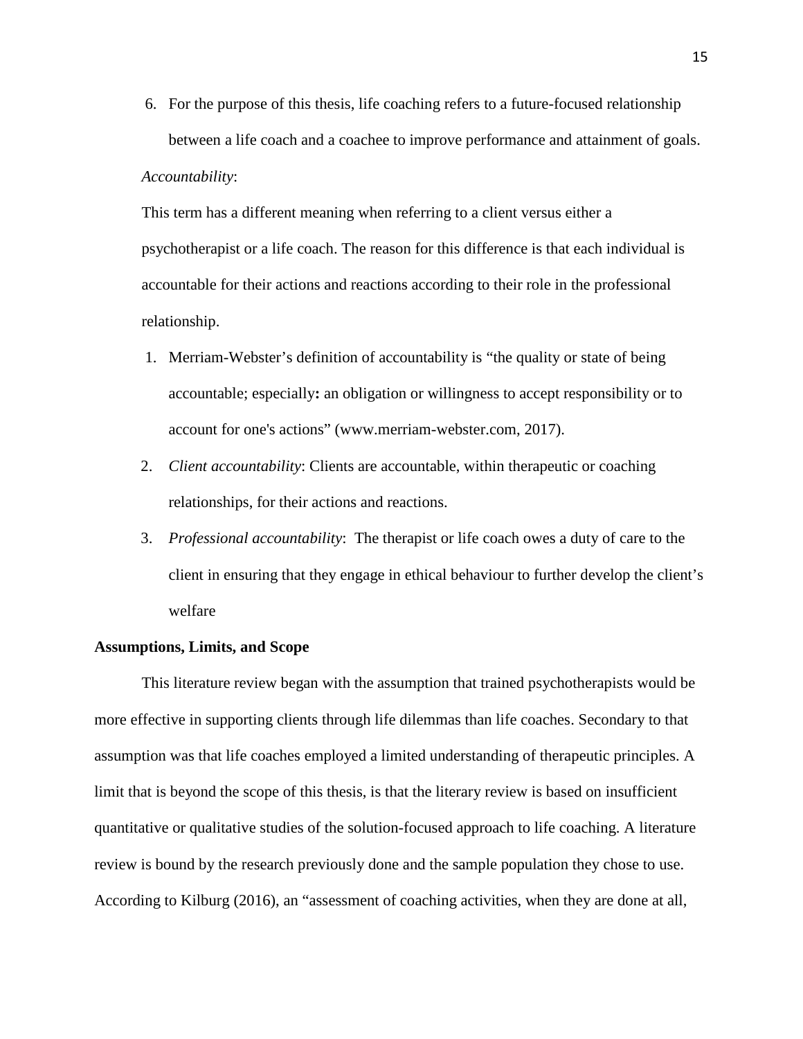6. For the purpose of this thesis, life coaching refers to a future-focused relationship between a life coach and a coachee to improve performance and attainment of goals.

*Accountability*:

This term has a different meaning when referring to a client versus either a psychotherapist or a life coach. The reason for this difference is that each individual is accountable for their actions and reactions according to their role in the professional relationship.

1. Merriam-Webster's definition of accountability is "the quality or state of being accountable; especially**:** an obligation or willingness to accept responsibility or to account for one's actions" (www.merriam-webster.com, 2017).
2. *Client accountability*: Clients are accountable, within therapeutic or coaching relationships, for their actions and reactions.
3. *Professional accountability*: The therapist or life coach owes a duty of care to the client in ensuring that they engage in ethical behaviour to further develop the client's welfare

**Assumptions, Limits, and Scope**

This literature review began with the assumption that trained psychotherapists would be more effective in supporting clients through life dilemmas than life coaches. Secondary to that assumption was that life coaches employed a limited understanding of therapeutic principles. A limit that is beyond the scope of this thesis, is that the literary review is based on insufficient quantitative or qualitative studies of the solution-focused approach to life coaching. A literature review is bound by the research previously done and the sample population they chose to use. According to Kilburg (2016), an "assessment of coaching activities, when they are done at all,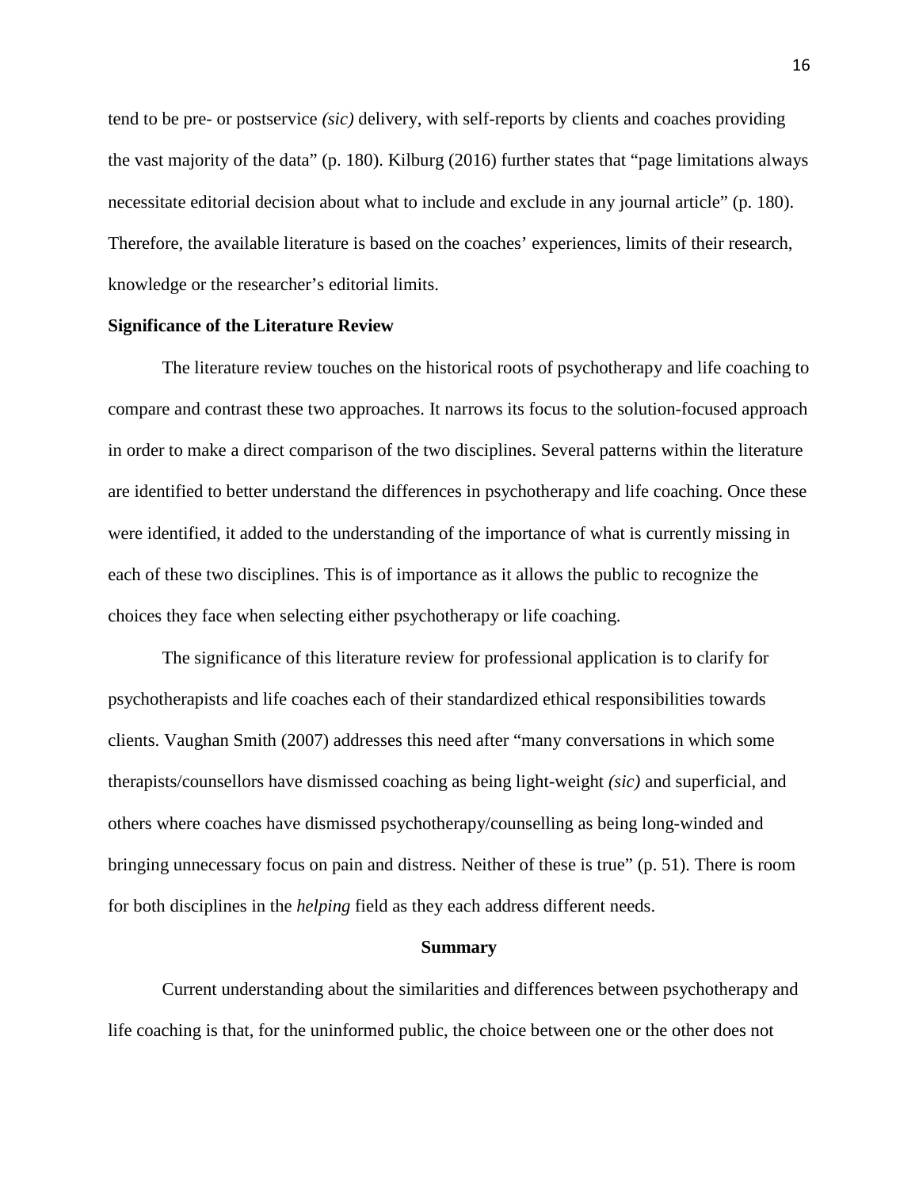tend to be pre- or postservice *(sic)* delivery, with self-reports by clients and coaches providing the vast majority of the data" (p. 180). Kilburg (2016) further states that "page limitations always necessitate editorial decision about what to include and exclude in any journal article" (p. 180). Therefore, the available literature is based on the coaches' experiences, limits of their research, knowledge or the researcher's editorial limits.

**Significance of the Literature Review**

The literature review touches on the historical roots of psychotherapy and life coaching to compare and contrast these two approaches. It narrows its focus to the solution-focused approach in order to make a direct comparison of the two disciplines. Several patterns within the literature are identified to better understand the differences in psychotherapy and life coaching. Once these were identified, it added to the understanding of the importance of what is currently missing in each of these two disciplines. This is of importance as it allows the public to recognize the choices they face when selecting either psychotherapy or life coaching.

The significance of this literature review for professional application is to clarify for psychotherapists and life coaches each of their standardized ethical responsibilities towards clients. Vaughan Smith (2007) addresses this need after "many conversations in which some therapists/counsellors have dismissed coaching as being light-weight *(sic)* and superficial, and others where coaches have dismissed psychotherapy/counselling as being long-winded and bringing unnecessary focus on pain and distress. Neither of these is true" (p. 51). There is room for both disciplines in the *helping* field as they each address different needs.

## Summary

Current understanding about the similarities and differences between psychotherapy and life coaching is that, for the uninformed public, the choice between one or the other does not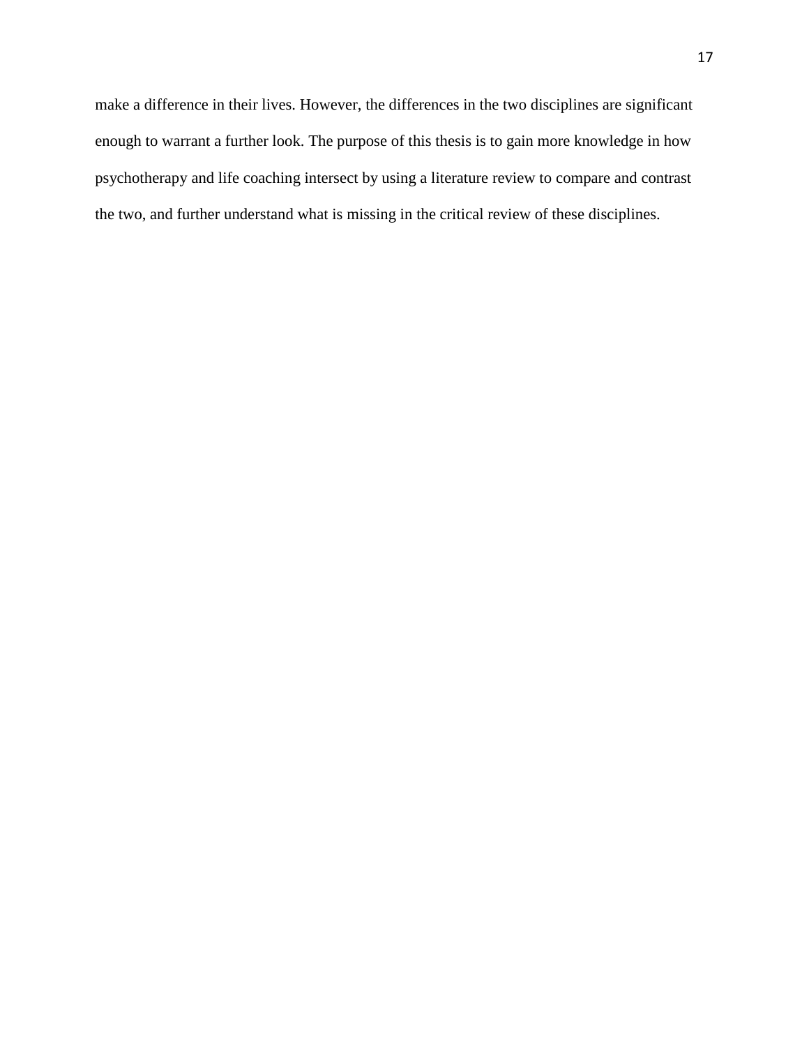make a difference in their lives. However, the differences in the two disciplines are significant enough to warrant a further look. The purpose of this thesis is to gain more knowledge in how psychotherapy and life coaching intersect by using a literature review to compare and contrast the two, and further understand what is missing in the critical review of these disciplines.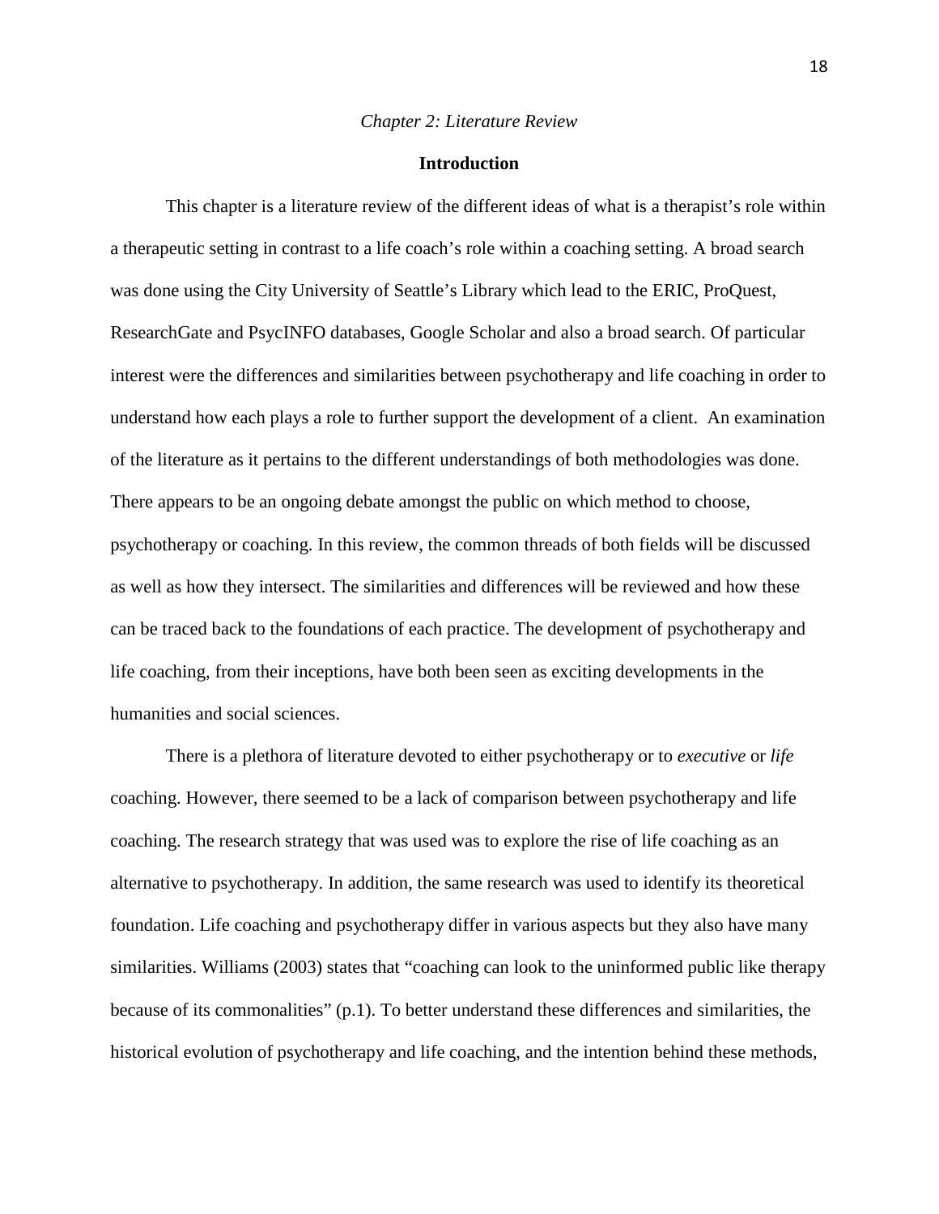*Chapter 2: Literature Review*

## Introduction

This chapter is a literature review of the different ideas of what is a therapist's role within a therapeutic setting in contrast to a life coach's role within a coaching setting. A broad search was done using the City University of Seattle's Library which lead to the ERIC, ProQuest, ResearchGate and PsycINFO databases, Google Scholar and also a broad search. Of particular interest were the differences and similarities between psychotherapy and life coaching in order to understand how each plays a role to further support the development of a client. An examination of the literature as it pertains to the different understandings of both methodologies was done. There appears to be an ongoing debate amongst the public on which method to choose, psychotherapy or coaching. In this review, the common threads of both fields will be discussed as well as how they intersect. The similarities and differences will be reviewed and how these can be traced back to the foundations of each practice. The development of psychotherapy and life coaching, from their inceptions, have both been seen as exciting developments in the humanities and social sciences.

There is a plethora of literature devoted to either psychotherapy or to *executive* or *life* coaching. However, there seemed to be a lack of comparison between psychotherapy and life coaching. The research strategy that was used was to explore the rise of life coaching as an alternative to psychotherapy. In addition, the same research was used to identify its theoretical foundation. Life coaching and psychotherapy differ in various aspects but they also have many similarities. Williams (2003) states that "coaching can look to the uninformed public like therapy because of its commonalities" (p.1). To better understand these differences and similarities, the historical evolution of psychotherapy and life coaching, and the intention behind these methods,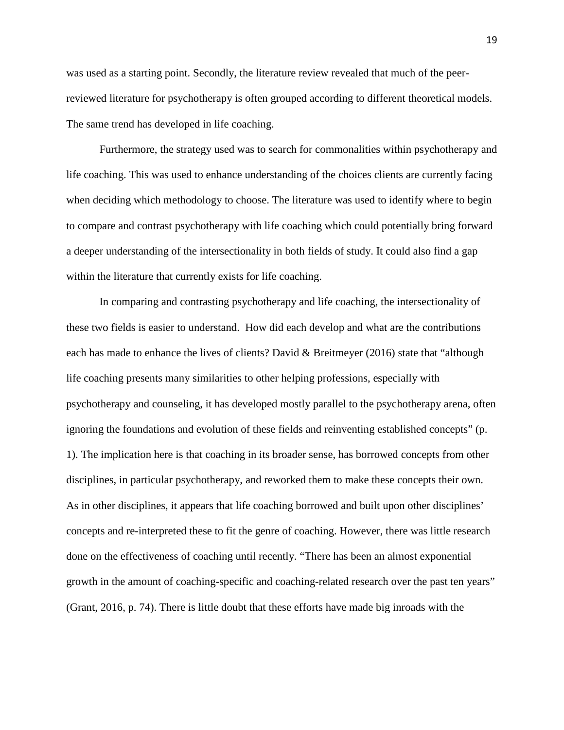was used as a starting point. Secondly, the literature review revealed that much of the peer-reviewed literature for psychotherapy is often grouped according to different theoretical models. The same trend has developed in life coaching.

Furthermore, the strategy used was to search for commonalities within psychotherapy and life coaching. This was used to enhance understanding of the choices clients are currently facing when deciding which methodology to choose. The literature was used to identify where to begin to compare and contrast psychotherapy with life coaching which could potentially bring forward a deeper understanding of the intersectionality in both fields of study. It could also find a gap within the literature that currently exists for life coaching.

In comparing and contrasting psychotherapy and life coaching, the intersectionality of these two fields is easier to understand. How did each develop and what are the contributions each has made to enhance the lives of clients? David & Breitmeyer (2016) state that "although life coaching presents many similarities to other helping professions, especially with psychotherapy and counseling, it has developed mostly parallel to the psychotherapy arena, often ignoring the foundations and evolution of these fields and reinventing established concepts" (p. 1). The implication here is that coaching in its broader sense, has borrowed concepts from other disciplines, in particular psychotherapy, and reworked them to make these concepts their own. As in other disciplines, it appears that life coaching borrowed and built upon other disciplines' concepts and re-interpreted these to fit the genre of coaching. However, there was little research done on the effectiveness of coaching until recently. "There has been an almost exponential growth in the amount of coaching-specific and coaching-related research over the past ten years" (Grant, 2016, p. 74). There is little doubt that these efforts have made big inroads with the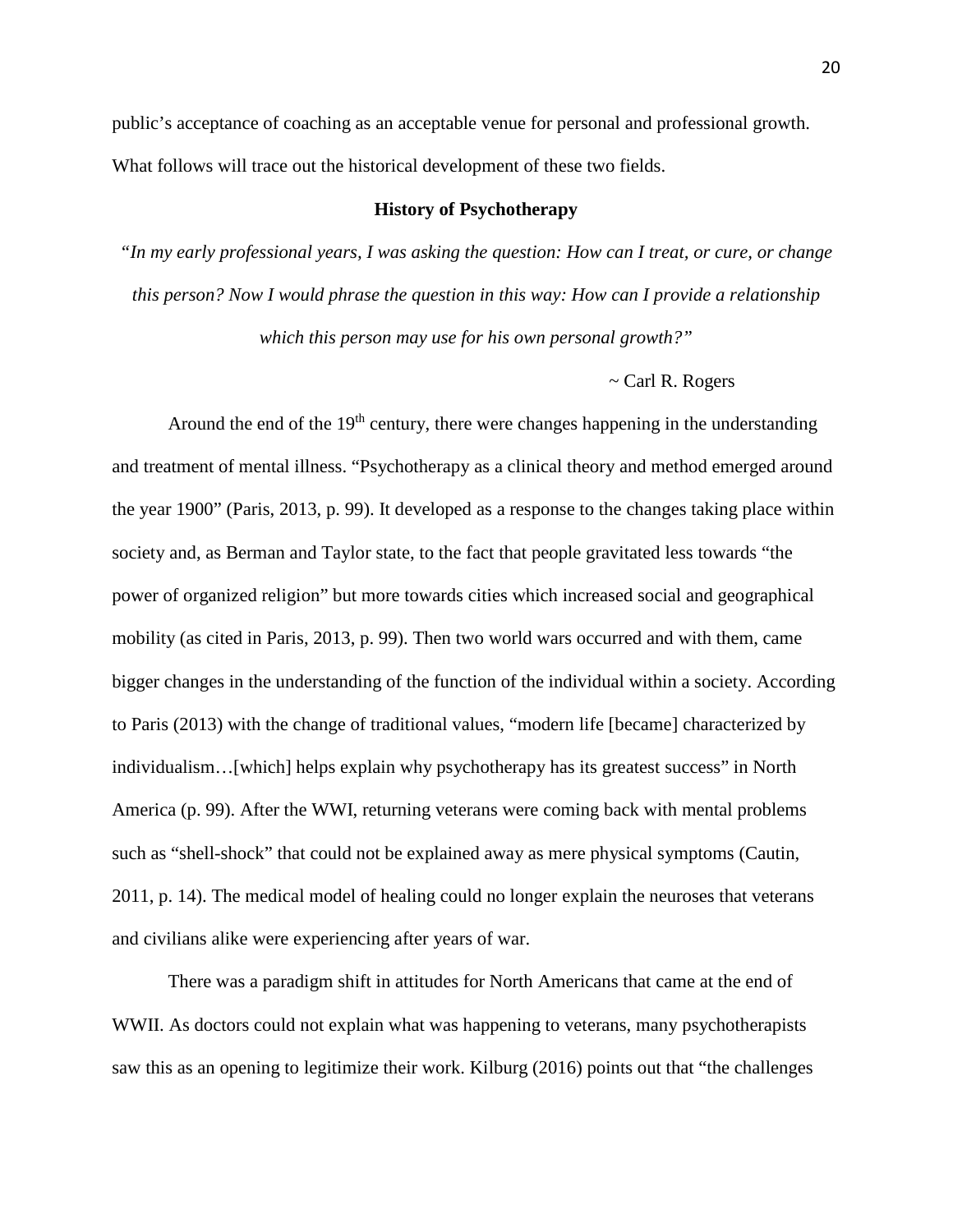public's acceptance of coaching as an acceptable venue for personal and professional growth. What follows will trace out the historical development of these two fields.

## History of Psychotherapy

*"In my early professional years, I was asking the question: How can I treat, or cure, or change this person? Now I would phrase the question in this way: How can I provide a relationship which this person may use for his own personal growth?"*

~ Carl R. Rogers

Around the end of the 19th century, there were changes happening in the understanding and treatment of mental illness. "Psychotherapy as a clinical theory and method emerged around the year 1900" (Paris, 2013, p. 99). It developed as a response to the changes taking place within society and, as Berman and Taylor state, to the fact that people gravitated less towards "the power of organized religion" but more towards cities which increased social and geographical mobility (as cited in Paris, 2013, p. 99). Then two world wars occurred and with them, came bigger changes in the understanding of the function of the individual within a society. According to Paris (2013) with the change of traditional values, "modern life [became] characterized by individualism…[which] helps explain why psychotherapy has its greatest success" in North America (p. 99). After the WWI, returning veterans were coming back with mental problems such as "shell-shock" that could not be explained away as mere physical symptoms (Cautin, 2011, p. 14). The medical model of healing could no longer explain the neuroses that veterans and civilians alike were experiencing after years of war.

There was a paradigm shift in attitudes for North Americans that came at the end of WWII. As doctors could not explain what was happening to veterans, many psychotherapists saw this as an opening to legitimize their work. Kilburg (2016) points out that "the challenges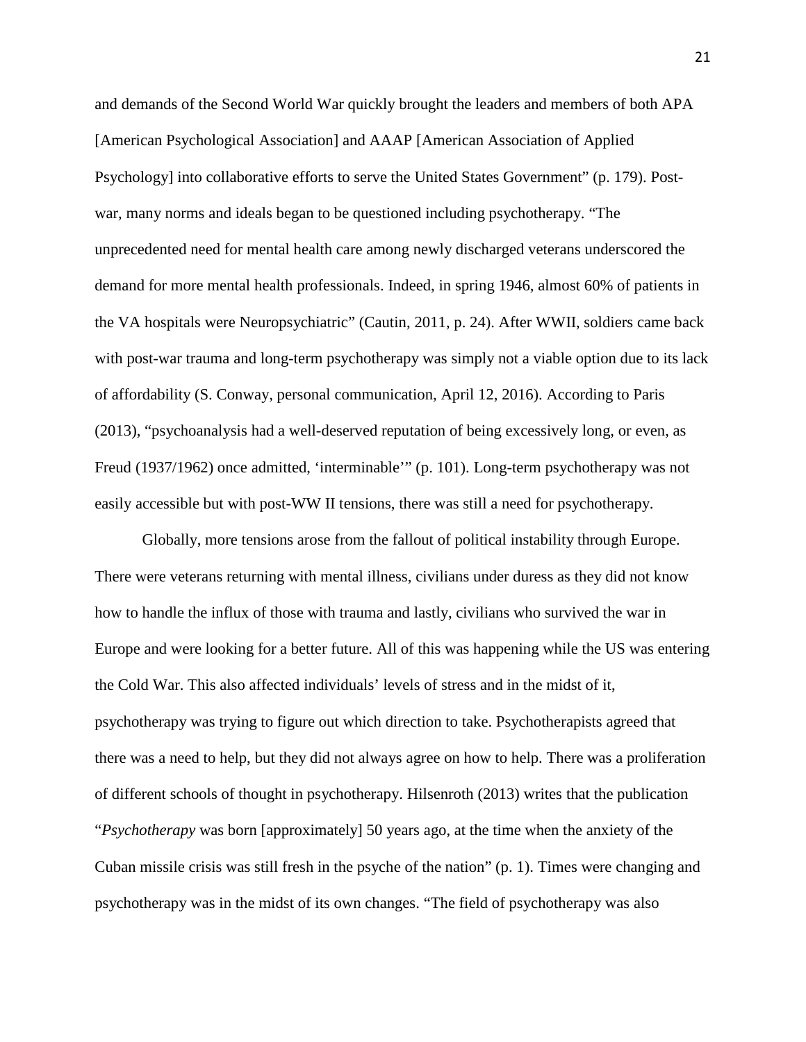and demands of the Second World War quickly brought the leaders and members of both APA [American Psychological Association] and AAAP [American Association of Applied Psychology] into collaborative efforts to serve the United States Government" (p. 179). Post-war, many norms and ideals began to be questioned including psychotherapy. "The unprecedented need for mental health care among newly discharged veterans underscored the demand for more mental health professionals. Indeed, in spring 1946, almost 60% of patients in the VA hospitals were Neuropsychiatric" (Cautin, 2011, p. 24). After WWII, soldiers came back with post-war trauma and long-term psychotherapy was simply not a viable option due to its lack of affordability (S. Conway, personal communication, April 12, 2016). According to Paris (2013), "psychoanalysis had a well-deserved reputation of being excessively long, or even, as Freud (1937/1962) once admitted, 'interminable'" (p. 101). Long-term psychotherapy was not easily accessible but with post-WW II tensions, there was still a need for psychotherapy.

Globally, more tensions arose from the fallout of political instability through Europe. There were veterans returning with mental illness, civilians under duress as they did not know how to handle the influx of those with trauma and lastly, civilians who survived the war in Europe and were looking for a better future. All of this was happening while the US was entering the Cold War. This also affected individuals' levels of stress and in the midst of it, psychotherapy was trying to figure out which direction to take. Psychotherapists agreed that there was a need to help, but they did not always agree on how to help. There was a proliferation of different schools of thought in psychotherapy. Hilsenroth (2013) writes that the publication "*Psychotherapy* was born [approximately] 50 years ago, at the time when the anxiety of the Cuban missile crisis was still fresh in the psyche of the nation" (p. 1). Times were changing and psychotherapy was in the midst of its own changes. "The field of psychotherapy was also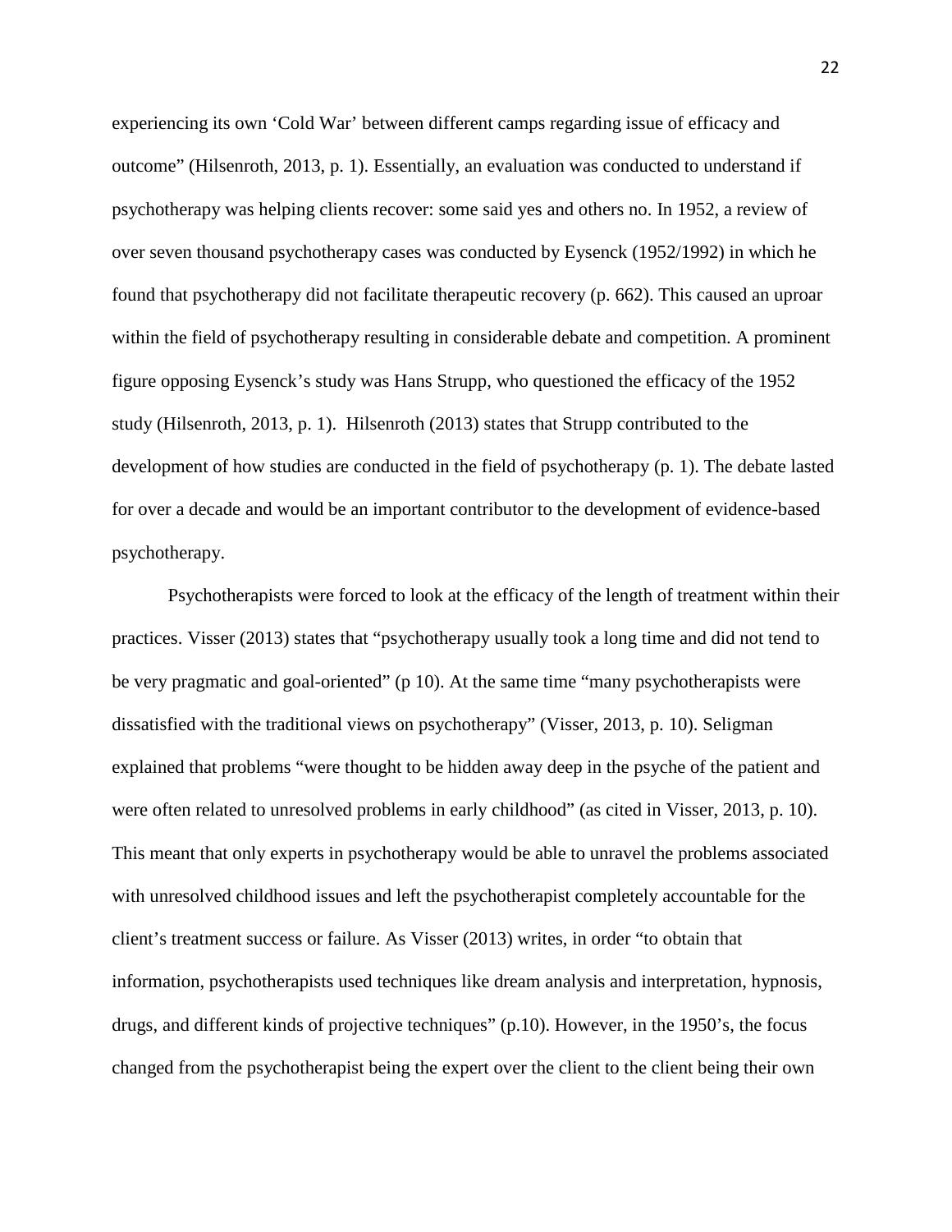experiencing its own 'Cold War' between different camps regarding issue of efficacy and outcome" (Hilsenroth, 2013, p. 1). Essentially, an evaluation was conducted to understand if psychotherapy was helping clients recover: some said yes and others no. In 1952, a review of over seven thousand psychotherapy cases was conducted by Eysenck (1952/1992) in which he found that psychotherapy did not facilitate therapeutic recovery (p. 662). This caused an uproar within the field of psychotherapy resulting in considerable debate and competition. A prominent figure opposing Eysenck's study was Hans Strupp, who questioned the efficacy of the 1952 study (Hilsenroth, 2013, p. 1). Hilsenroth (2013) states that Strupp contributed to the development of how studies are conducted in the field of psychotherapy (p. 1). The debate lasted for over a decade and would be an important contributor to the development of evidence-based psychotherapy.

Psychotherapists were forced to look at the efficacy of the length of treatment within their practices. Visser (2013) states that "psychotherapy usually took a long time and did not tend to be very pragmatic and goal-oriented" (p 10). At the same time "many psychotherapists were dissatisfied with the traditional views on psychotherapy" (Visser, 2013, p. 10). Seligman explained that problems "were thought to be hidden away deep in the psyche of the patient and were often related to unresolved problems in early childhood" (as cited in Visser, 2013, p. 10). This meant that only experts in psychotherapy would be able to unravel the problems associated with unresolved childhood issues and left the psychotherapist completely accountable for the client's treatment success or failure. As Visser (2013) writes, in order "to obtain that information, psychotherapists used techniques like dream analysis and interpretation, hypnosis, drugs, and different kinds of projective techniques" (p.10). However, in the 1950's, the focus changed from the psychotherapist being the expert over the client to the client being their own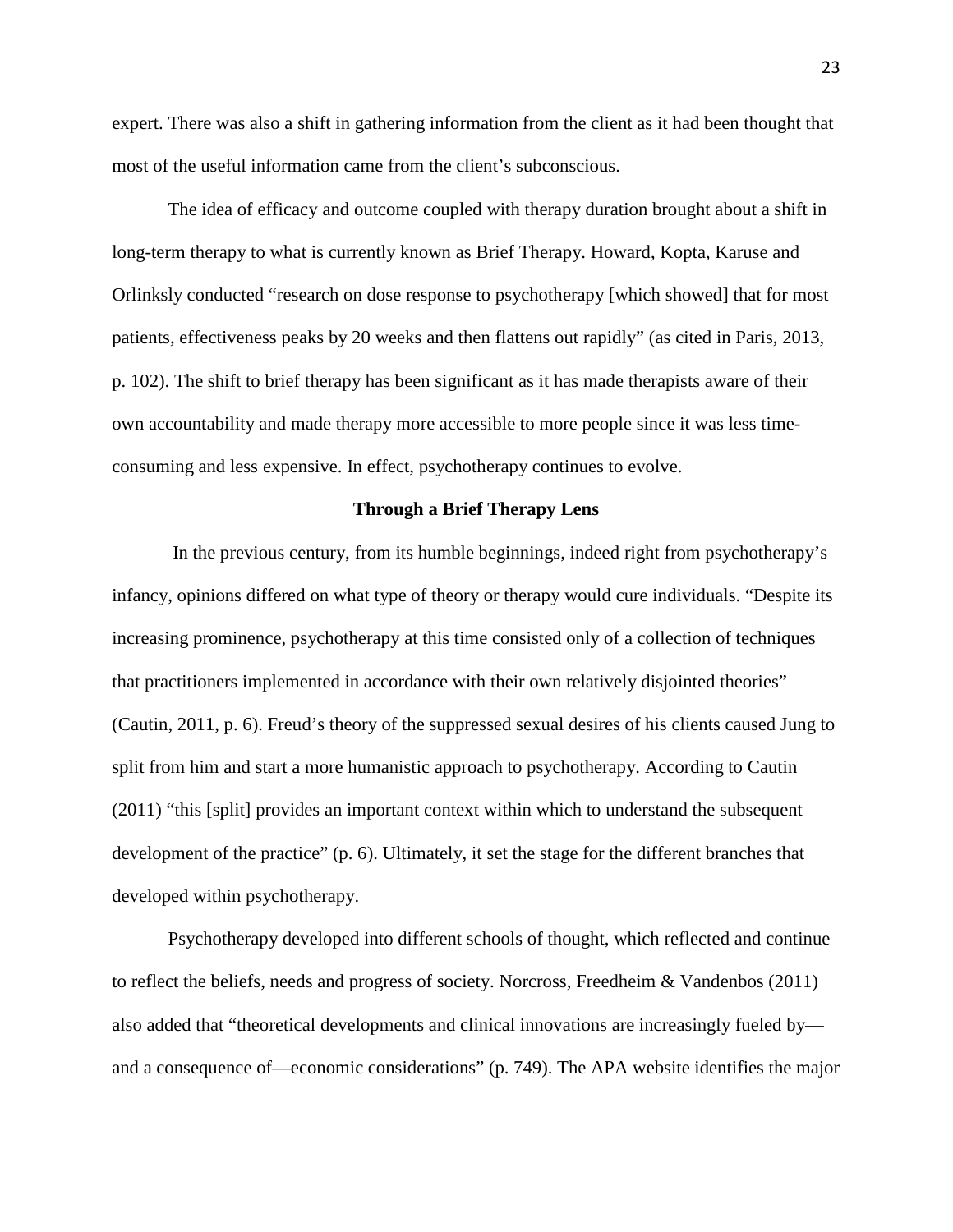expert. There was also a shift in gathering information from the client as it had been thought that most of the useful information came from the client's subconscious.

The idea of efficacy and outcome coupled with therapy duration brought about a shift in long-term therapy to what is currently known as Brief Therapy. Howard, Kopta, Karuse and Orlinksly conducted "research on dose response to psychotherapy [which showed] that for most patients, effectiveness peaks by 20 weeks and then flattens out rapidly" (as cited in Paris, 2013, p. 102). The shift to brief therapy has been significant as it has made therapists aware of their own accountability and made therapy more accessible to more people since it was less time-consuming and less expensive. In effect, psychotherapy continues to evolve.

## Through a Brief Therapy Lens

In the previous century, from its humble beginnings, indeed right from psychotherapy's infancy, opinions differed on what type of theory or therapy would cure individuals. "Despite its increasing prominence, psychotherapy at this time consisted only of a collection of techniques that practitioners implemented in accordance with their own relatively disjointed theories" (Cautin, 2011, p. 6). Freud's theory of the suppressed sexual desires of his clients caused Jung to split from him and start a more humanistic approach to psychotherapy. According to Cautin (2011) "this [split] provides an important context within which to understand the subsequent development of the practice" (p. 6). Ultimately, it set the stage for the different branches that developed within psychotherapy.

Psychotherapy developed into different schools of thought, which reflected and continue to reflect the beliefs, needs and progress of society. Norcross, Freedheim & Vandenbos (2011) also added that "theoretical developments and clinical innovations are increasingly fueled by—and a consequence of—economic considerations" (p. 749). The APA website identifies the major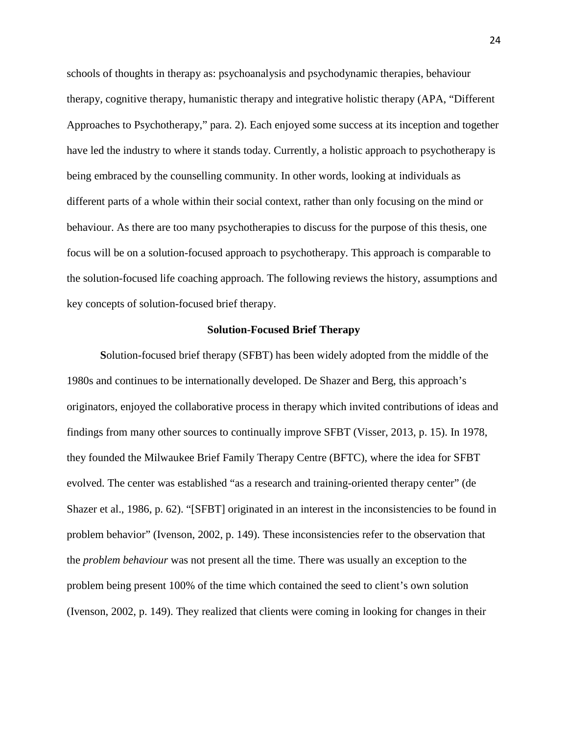schools of thoughts in therapy as: psychoanalysis and psychodynamic therapies, behaviour therapy, cognitive therapy, humanistic therapy and integrative holistic therapy (APA, "Different Approaches to Psychotherapy," para. 2). Each enjoyed some success at its inception and together have led the industry to where it stands today. Currently, a holistic approach to psychotherapy is being embraced by the counselling community. In other words, looking at individuals as different parts of a whole within their social context, rather than only focusing on the mind or behaviour. As there are too many psychotherapies to discuss for the purpose of this thesis, one focus will be on a solution-focused approach to psychotherapy. This approach is comparable to the solution-focused life coaching approach. The following reviews the history, assumptions and key concepts of solution-focused brief therapy.

## Solution-Focused Brief Therapy

**S**olution-focused brief therapy (SFBT) has been widely adopted from the middle of the 1980s and continues to be internationally developed. De Shazer and Berg, this approach's originators, enjoyed the collaborative process in therapy which invited contributions of ideas and findings from many other sources to continually improve SFBT (Visser, 2013, p. 15). In 1978, they founded the Milwaukee Brief Family Therapy Centre (BFTC), where the idea for SFBT evolved. The center was established "as a research and training-oriented therapy center" (de Shazer et al., 1986, p. 62). "[SFBT] originated in an interest in the inconsistencies to be found in problem behavior" (Ivenson, 2002, p. 149). These inconsistencies refer to the observation that the *problem behaviour* was not present all the time. There was usually an exception to the problem being present 100% of the time which contained the seed to client's own solution (Ivenson, 2002, p. 149). They realized that clients were coming in looking for changes in their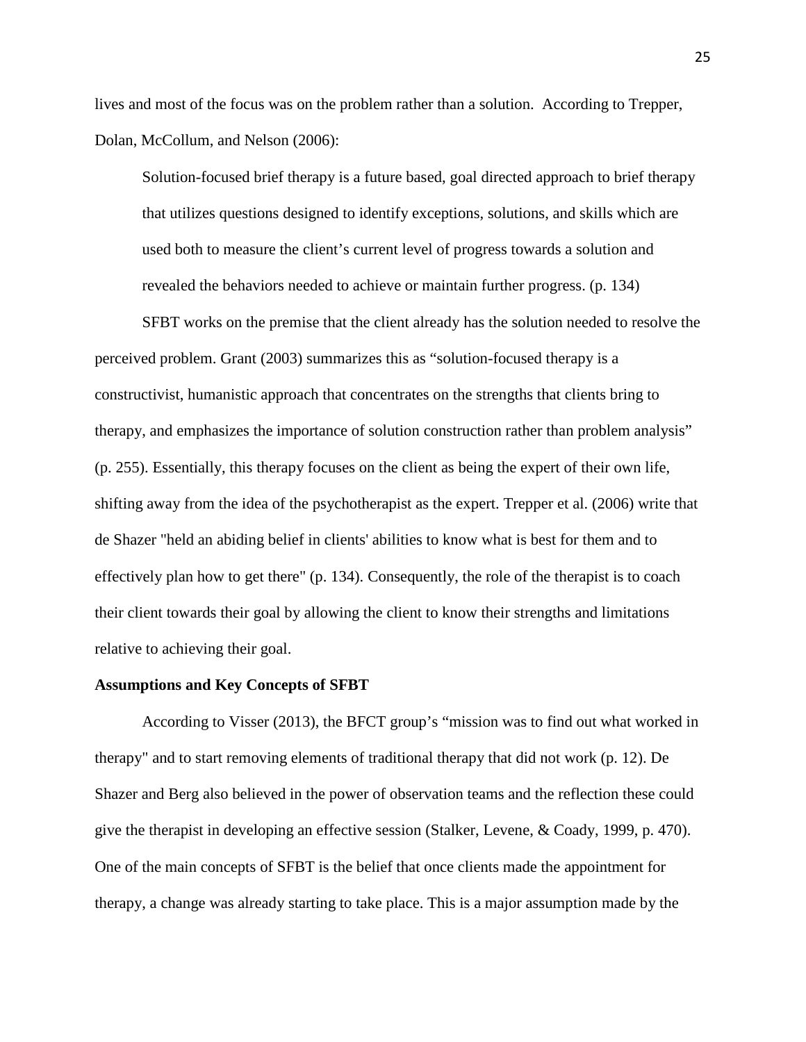lives and most of the focus was on the problem rather than a solution. According to Trepper, Dolan, McCollum, and Nelson (2006):

> Solution-focused brief therapy is a future based, goal directed approach to brief therapy that utilizes questions designed to identify exceptions, solutions, and skills which are used both to measure the client's current level of progress towards a solution and revealed the behaviors needed to achieve or maintain further progress. (p. 134)

SFBT works on the premise that the client already has the solution needed to resolve the perceived problem. Grant (2003) summarizes this as "solution-focused therapy is a constructivist, humanistic approach that concentrates on the strengths that clients bring to therapy, and emphasizes the importance of solution construction rather than problem analysis" (p. 255). Essentially, this therapy focuses on the client as being the expert of their own life, shifting away from the idea of the psychotherapist as the expert. Trepper et al. (2006) write that de Shazer "held an abiding belief in clients' abilities to know what is best for them and to effectively plan how to get there" (p. 134). Consequently, the role of the therapist is to coach their client towards their goal by allowing the client to know their strengths and limitations relative to achieving their goal.

**Assumptions and Key Concepts of SFBT**

According to Visser (2013), the BFCT group's "mission was to find out what worked in therapy" and to start removing elements of traditional therapy that did not work (p. 12). De Shazer and Berg also believed in the power of observation teams and the reflection these could give the therapist in developing an effective session (Stalker, Levene, & Coady, 1999, p. 470). One of the main concepts of SFBT is the belief that once clients made the appointment for therapy, a change was already starting to take place. This is a major assumption made by the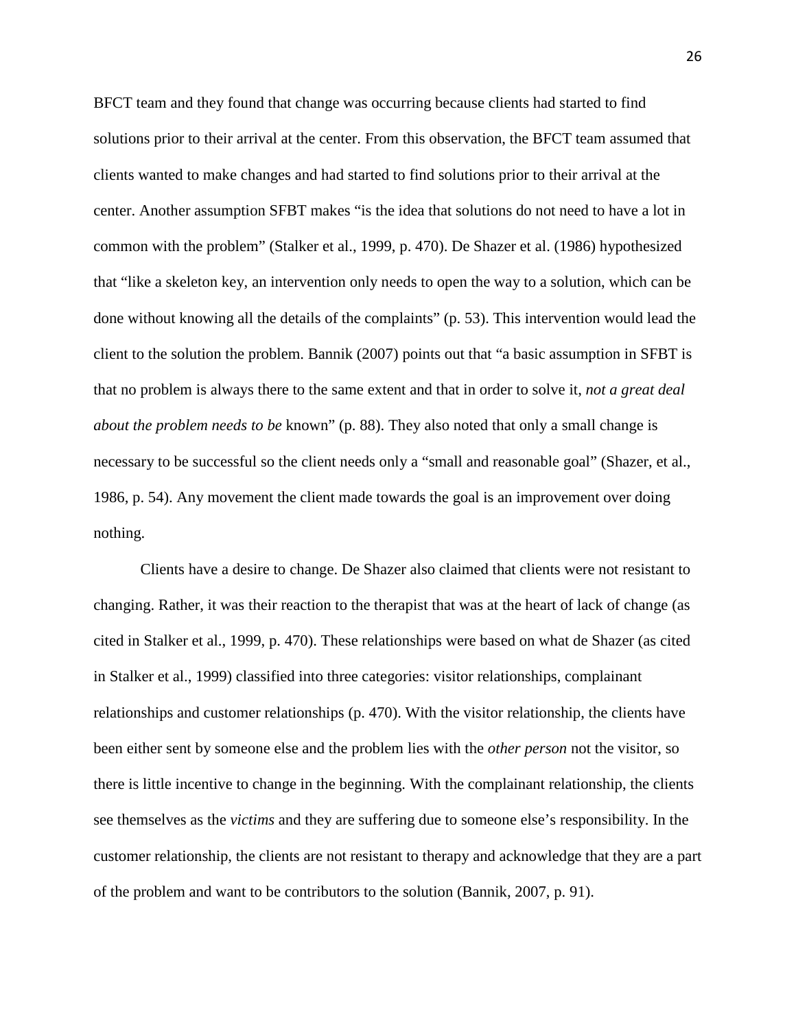BFCT team and they found that change was occurring because clients had started to find solutions prior to their arrival at the center. From this observation, the BFCT team assumed that clients wanted to make changes and had started to find solutions prior to their arrival at the center. Another assumption SFBT makes "is the idea that solutions do not need to have a lot in common with the problem" (Stalker et al., 1999, p. 470). De Shazer et al. (1986) hypothesized that "like a skeleton key, an intervention only needs to open the way to a solution, which can be done without knowing all the details of the complaints" (p. 53). This intervention would lead the client to the solution the problem. Bannik (2007) points out that "a basic assumption in SFBT is that no problem is always there to the same extent and that in order to solve it, *not a great deal about the problem needs to be* known" (p. 88). They also noted that only a small change is necessary to be successful so the client needs only a "small and reasonable goal" (Shazer, et al., 1986, p. 54). Any movement the client made towards the goal is an improvement over doing nothing.

Clients have a desire to change. De Shazer also claimed that clients were not resistant to changing. Rather, it was their reaction to the therapist that was at the heart of lack of change (as cited in Stalker et al., 1999, p. 470). These relationships were based on what de Shazer (as cited in Stalker et al., 1999) classified into three categories: visitor relationships, complainant relationships and customer relationships (p. 470). With the visitor relationship, the clients have been either sent by someone else and the problem lies with the *other person* not the visitor, so there is little incentive to change in the beginning. With the complainant relationship, the clients see themselves as the *victims* and they are suffering due to someone else's responsibility. In the customer relationship, the clients are not resistant to therapy and acknowledge that they are a part of the problem and want to be contributors to the solution (Bannik, 2007, p. 91).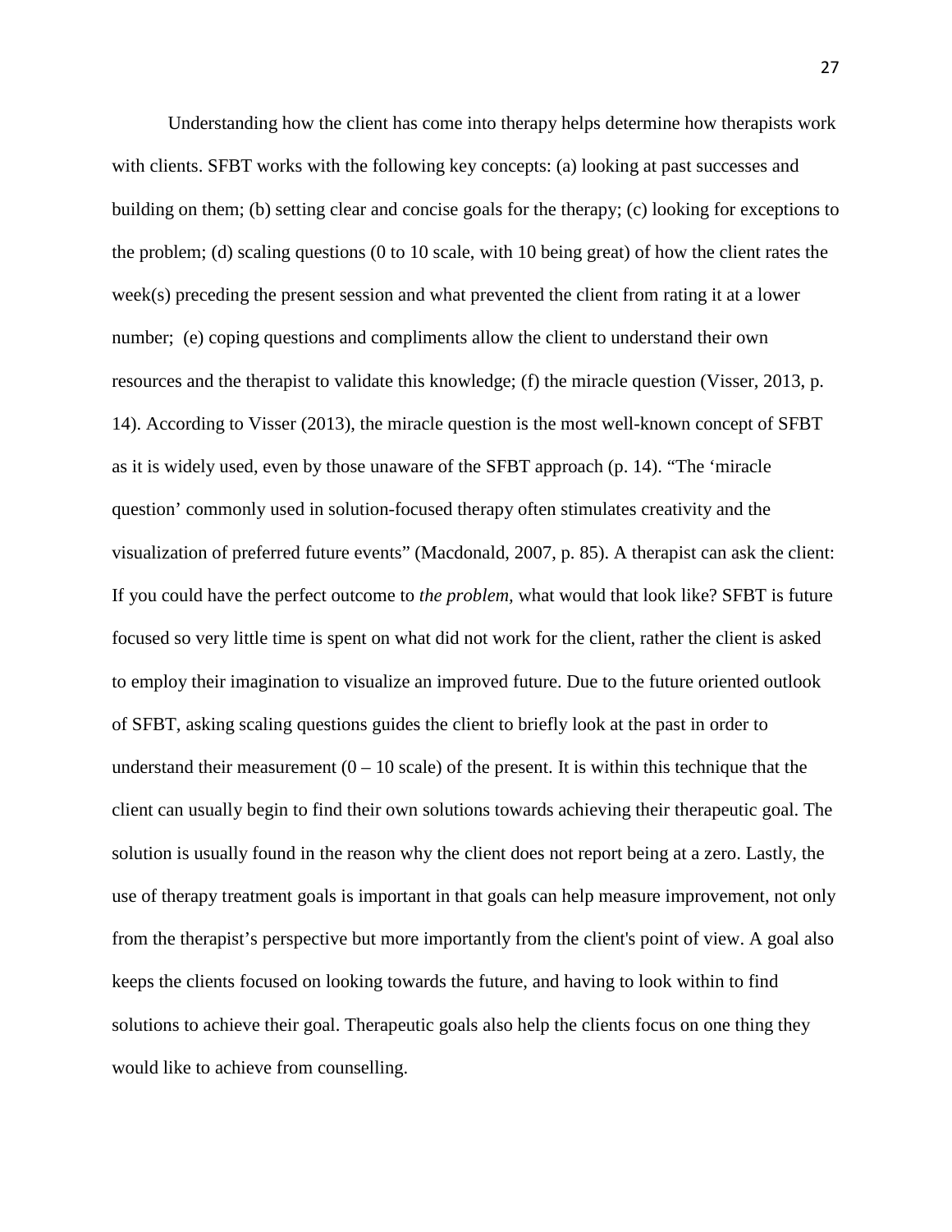Understanding how the client has come into therapy helps determine how therapists work with clients. SFBT works with the following key concepts: (a) looking at past successes and building on them; (b) setting clear and concise goals for the therapy; (c) looking for exceptions to the problem; (d) scaling questions (0 to 10 scale, with 10 being great) of how the client rates the week(s) preceding the present session and what prevented the client from rating it at a lower number;  (e) coping questions and compliments allow the client to understand their own resources and the therapist to validate this knowledge; (f) the miracle question (Visser, 2013, p. 14). According to Visser (2013), the miracle question is the most well-known concept of SFBT as it is widely used, even by those unaware of the SFBT approach (p. 14). "The 'miracle question' commonly used in solution-focused therapy often stimulates creativity and the visualization of preferred future events" (Macdonald, 2007, p. 85). A therapist can ask the client: If you could have the perfect outcome to *the problem,* what would that look like? SFBT is future focused so very little time is spent on what did not work for the client, rather the client is asked to employ their imagination to visualize an improved future. Due to the future oriented outlook of SFBT, asking scaling questions guides the client to briefly look at the past in order to understand their measurement (0 – 10 scale) of the present. It is within this technique that the client can usually begin to find their own solutions towards achieving their therapeutic goal. The solution is usually found in the reason why the client does not report being at a zero. Lastly, the use of therapy treatment goals is important in that goals can help measure improvement, not only from the therapist's perspective but more importantly from the client's point of view. A goal also keeps the clients focused on looking towards the future, and having to look within to find solutions to achieve their goal. Therapeutic goals also help the clients focus on one thing they would like to achieve from counselling.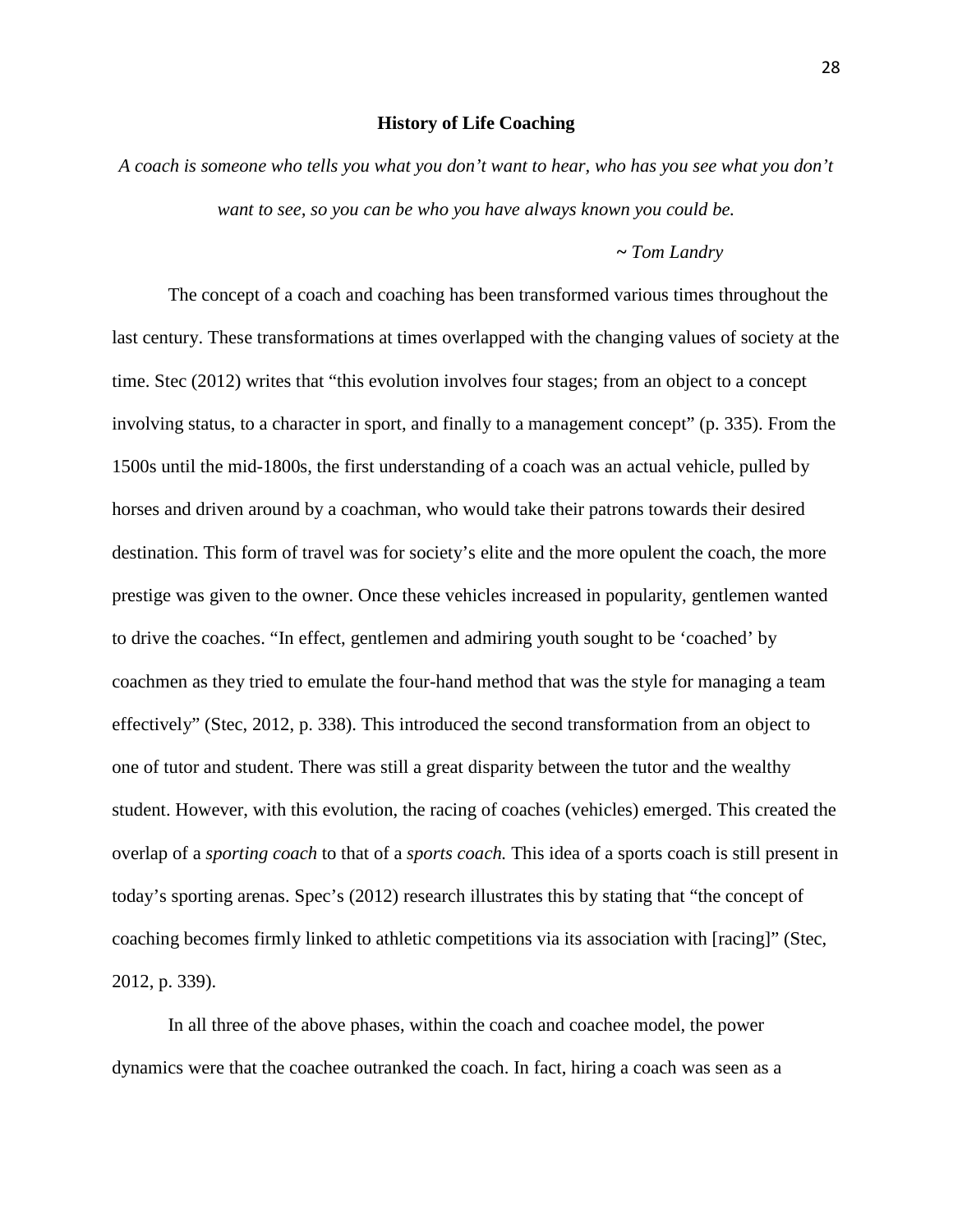## History of Life Coaching

*A coach is someone who tells you what you don't want to hear, who has you see what you don't want to see, so you can be who you have always known you could be.*

*~ Tom Landry*

The concept of a coach and coaching has been transformed various times throughout the last century. These transformations at times overlapped with the changing values of society at the time. Stec (2012) writes that "this evolution involves four stages; from an object to a concept involving status, to a character in sport, and finally to a management concept" (p. 335). From the 1500s until the mid-1800s, the first understanding of a coach was an actual vehicle, pulled by horses and driven around by a coachman, who would take their patrons towards their desired destination. This form of travel was for society's elite and the more opulent the coach, the more prestige was given to the owner. Once these vehicles increased in popularity, gentlemen wanted to drive the coaches. "In effect, gentlemen and admiring youth sought to be 'coached' by coachmen as they tried to emulate the four-hand method that was the style for managing a team effectively" (Stec, 2012, p. 338). This introduced the second transformation from an object to one of tutor and student. There was still a great disparity between the tutor and the wealthy student. However, with this evolution, the racing of coaches (vehicles) emerged. This created the overlap of a *sporting coach* to that of a *sports coach.* This idea of a sports coach is still present in today's sporting arenas. Spec's (2012) research illustrates this by stating that "the concept of coaching becomes firmly linked to athletic competitions via its association with [racing]" (Stec, 2012, p. 339).

In all three of the above phases, within the coach and coachee model, the power dynamics were that the coachee outranked the coach. In fact, hiring a coach was seen as a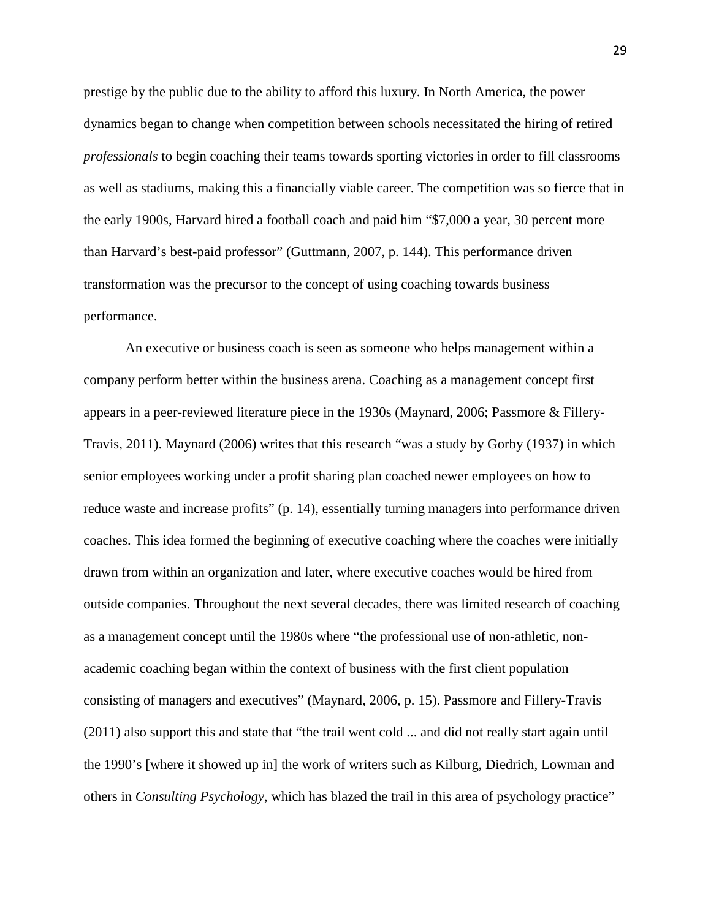prestige by the public due to the ability to afford this luxury. In North America, the power dynamics began to change when competition between schools necessitated the hiring of retired *professionals* to begin coaching their teams towards sporting victories in order to fill classrooms as well as stadiums, making this a financially viable career. The competition was so fierce that in the early 1900s, Harvard hired a football coach and paid him "$7,000 a year, 30 percent more than Harvard's best-paid professor" (Guttmann, 2007, p. 144). This performance driven transformation was the precursor to the concept of using coaching towards business performance.

An executive or business coach is seen as someone who helps management within a company perform better within the business arena. Coaching as a management concept first appears in a peer-reviewed literature piece in the 1930s (Maynard, 2006; Passmore & Fillery-Travis, 2011). Maynard (2006) writes that this research "was a study by Gorby (1937) in which senior employees working under a profit sharing plan coached newer employees on how to reduce waste and increase profits" (p. 14), essentially turning managers into performance driven coaches. This idea formed the beginning of executive coaching where the coaches were initially drawn from within an organization and later, where executive coaches would be hired from outside companies. Throughout the next several decades, there was limited research of coaching as a management concept until the 1980s where "the professional use of non-athletic, non-academic coaching began within the context of business with the first client population consisting of managers and executives" (Maynard, 2006, p. 15). Passmore and Fillery-Travis (2011) also support this and state that "the trail went cold ... and did not really start again until the 1990's [where it showed up in] the work of writers such as Kilburg, Diedrich, Lowman and others in *Consulting Psychology*, which has blazed the trail in this area of psychology practice"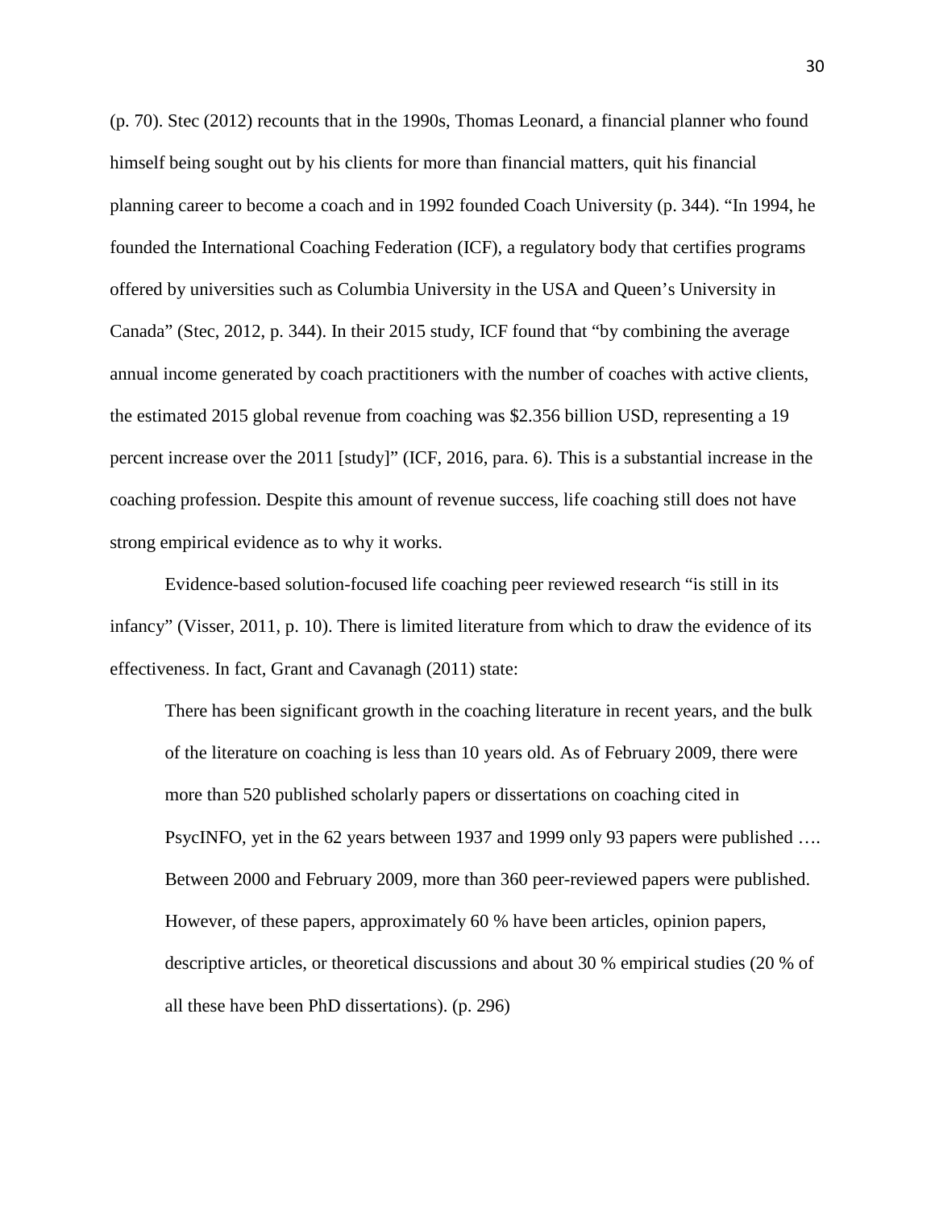(p. 70). Stec (2012) recounts that in the 1990s, Thomas Leonard, a financial planner who found himself being sought out by his clients for more than financial matters, quit his financial planning career to become a coach and in 1992 founded Coach University (p. 344). "In 1994, he founded the International Coaching Federation (ICF), a regulatory body that certifies programs offered by universities such as Columbia University in the USA and Queen's University in Canada" (Stec, 2012, p. 344). In their 2015 study, ICF found that "by combining the average annual income generated by coach practitioners with the number of coaches with active clients, the estimated 2015 global revenue from coaching was $2.356 billion USD, representing a 19 percent increase over the 2011 [study]" (ICF, 2016, para. 6). This is a substantial increase in the coaching profession. Despite this amount of revenue success, life coaching still does not have strong empirical evidence as to why it works.

Evidence-based solution-focused life coaching peer reviewed research "is still in its infancy" (Visser, 2011, p. 10). There is limited literature from which to draw the evidence of its effectiveness. In fact, Grant and Cavanagh (2011) state:

> There has been significant growth in the coaching literature in recent years, and the bulk of the literature on coaching is less than 10 years old. As of February 2009, there were more than 520 published scholarly papers or dissertations on coaching cited in PsycINFO, yet in the 62 years between 1937 and 1999 only 93 papers were published …. Between 2000 and February 2009, more than 360 peer-reviewed papers were published. However, of these papers, approximately 60 % have been articles, opinion papers, descriptive articles, or theoretical discussions and about 30 % empirical studies (20 % of all these have been PhD dissertations). (p. 296)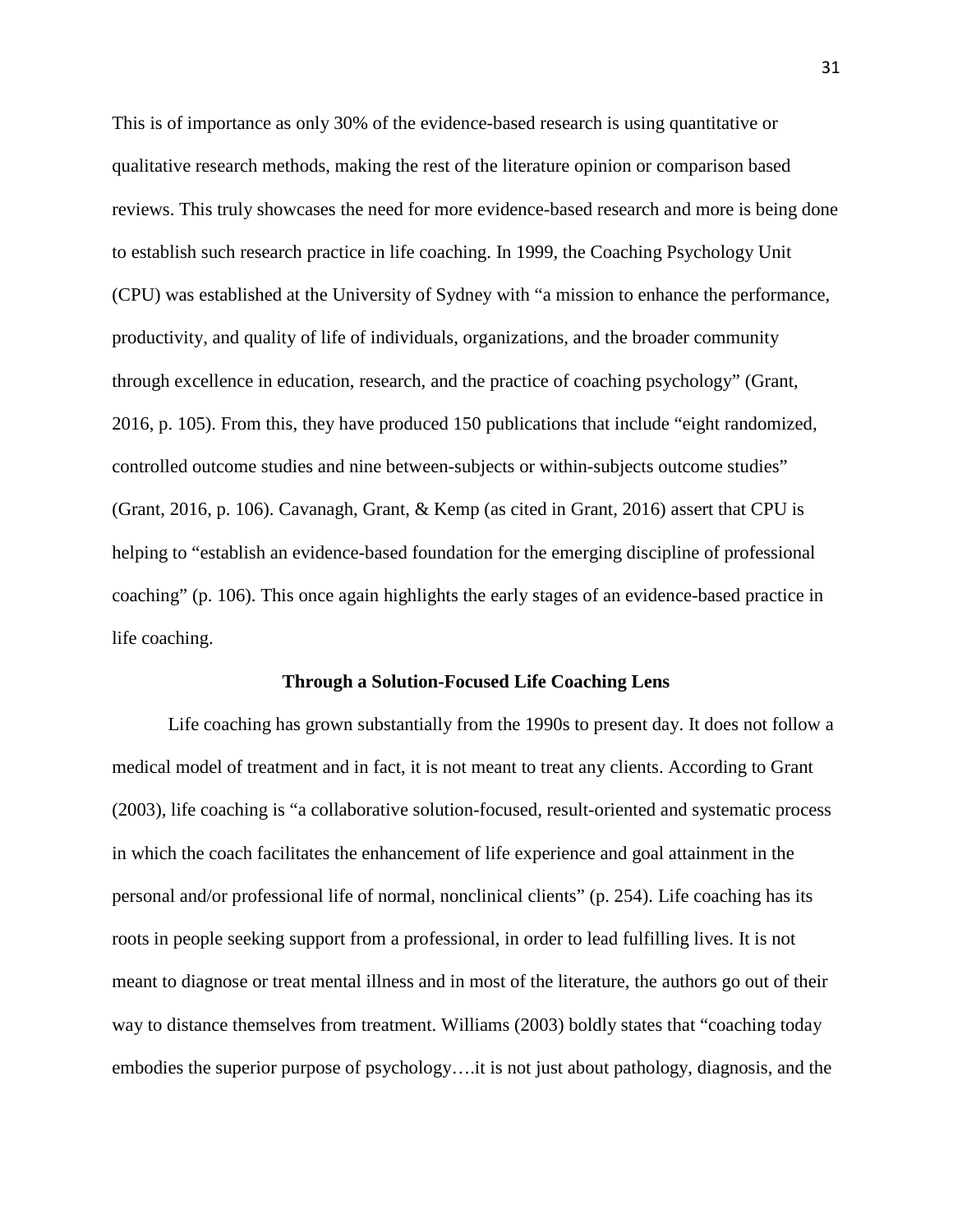This is of importance as only 30% of the evidence-based research is using quantitative or qualitative research methods, making the rest of the literature opinion or comparison based reviews. This truly showcases the need for more evidence-based research and more is being done to establish such research practice in life coaching. In 1999, the Coaching Psychology Unit (CPU) was established at the University of Sydney with "a mission to enhance the performance, productivity, and quality of life of individuals, organizations, and the broader community through excellence in education, research, and the practice of coaching psychology" (Grant, 2016, p. 105). From this, they have produced 150 publications that include "eight randomized, controlled outcome studies and nine between-subjects or within-subjects outcome studies" (Grant, 2016, p. 106). Cavanagh, Grant, & Kemp (as cited in Grant, 2016) assert that CPU is helping to "establish an evidence-based foundation for the emerging discipline of professional coaching" (p. 106). This once again highlights the early stages of an evidence-based practice in life coaching.

## Through a Solution-Focused Life Coaching Lens

Life coaching has grown substantially from the 1990s to present day. It does not follow a medical model of treatment and in fact, it is not meant to treat any clients. According to Grant (2003), life coaching is "a collaborative solution-focused, result-oriented and systematic process in which the coach facilitates the enhancement of life experience and goal attainment in the personal and/or professional life of normal, nonclinical clients" (p. 254). Life coaching has its roots in people seeking support from a professional, in order to lead fulfilling lives. It is not meant to diagnose or treat mental illness and in most of the literature, the authors go out of their way to distance themselves from treatment. Williams (2003) boldly states that "coaching today embodies the superior purpose of psychology….it is not just about pathology, diagnosis, and the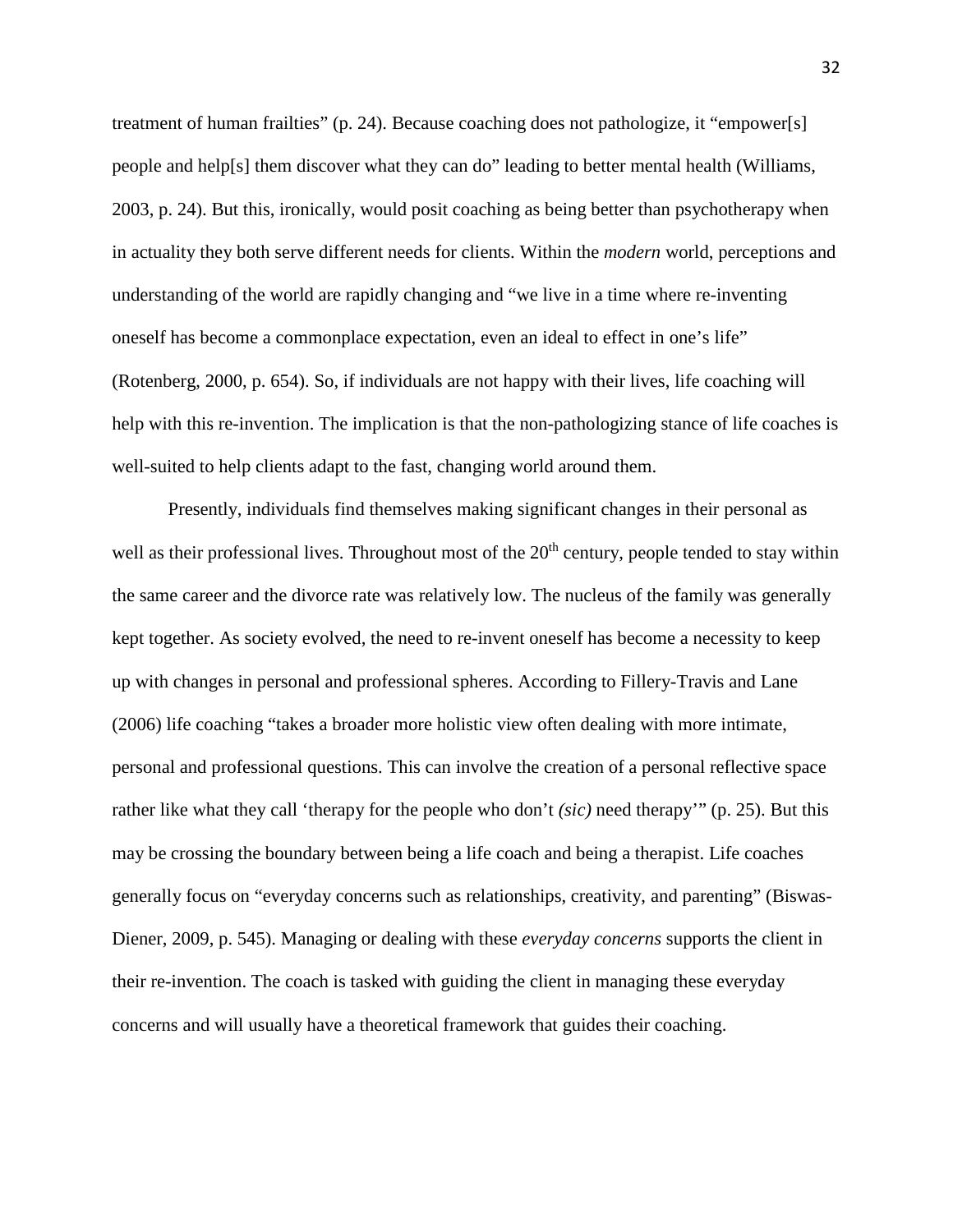treatment of human frailties" (p. 24). Because coaching does not pathologize, it "empower[s] people and help[s] them discover what they can do" leading to better mental health (Williams, 2003, p. 24). But this, ironically, would posit coaching as being better than psychotherapy when in actuality they both serve different needs for clients. Within the *modern* world, perceptions and understanding of the world are rapidly changing and "we live in a time where re-inventing oneself has become a commonplace expectation, even an ideal to effect in one's life" (Rotenberg, 2000, p. 654). So, if individuals are not happy with their lives, life coaching will help with this re-invention. The implication is that the non-pathologizing stance of life coaches is well-suited to help clients adapt to the fast, changing world around them.

Presently, individuals find themselves making significant changes in their personal as well as their professional lives. Throughout most of the 20th century, people tended to stay within the same career and the divorce rate was relatively low. The nucleus of the family was generally kept together. As society evolved, the need to re-invent oneself has become a necessity to keep up with changes in personal and professional spheres. According to Fillery-Travis and Lane (2006) life coaching "takes a broader more holistic view often dealing with more intimate, personal and professional questions. This can involve the creation of a personal reflective space rather like what they call 'therapy for the people who don't *(sic)* need therapy'" (p. 25). But this may be crossing the boundary between being a life coach and being a therapist. Life coaches generally focus on "everyday concerns such as relationships, creativity, and parenting" (Biswas-Diener, 2009, p. 545). Managing or dealing with these *everyday concerns* supports the client in their re-invention. The coach is tasked with guiding the client in managing these everyday concerns and will usually have a theoretical framework that guides their coaching.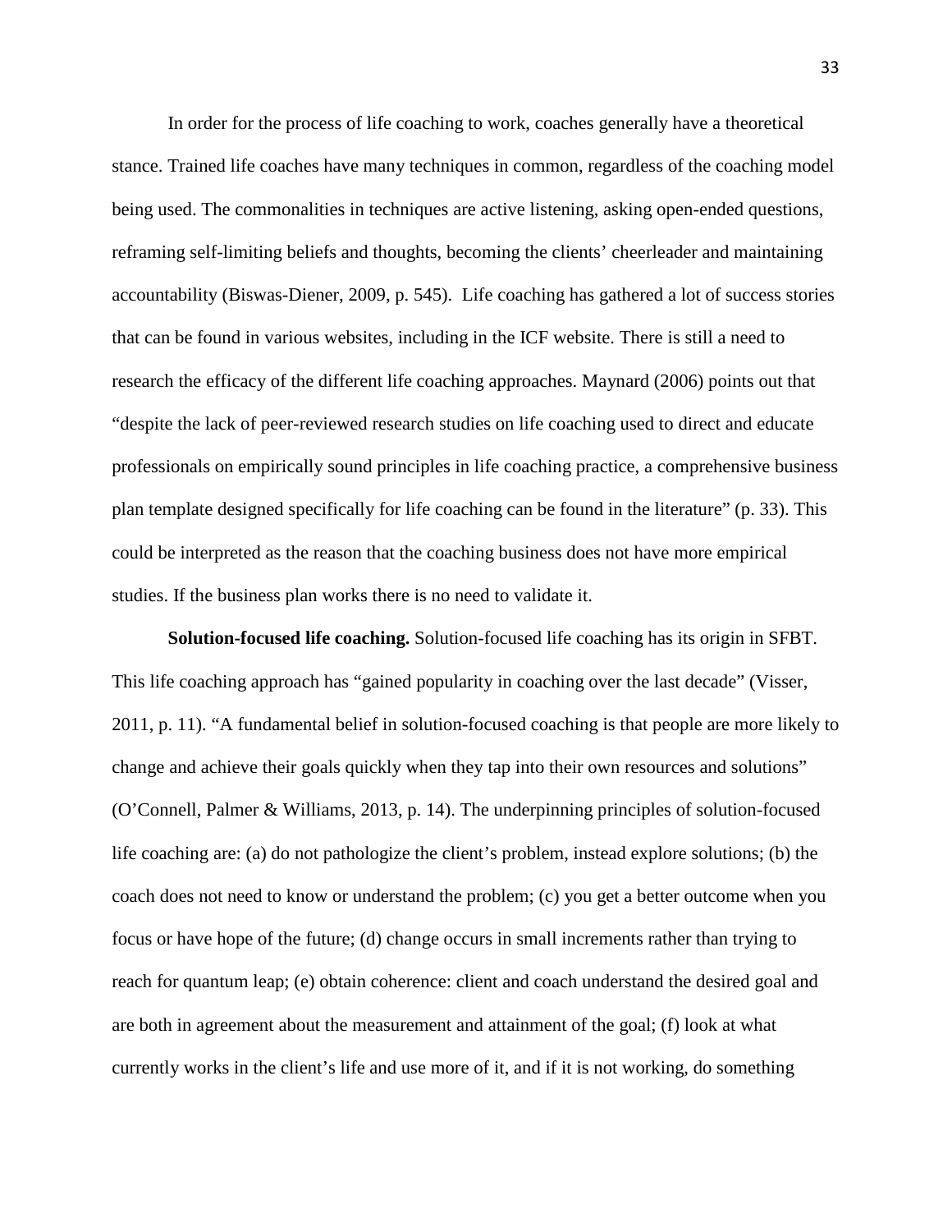In order for the process of life coaching to work, coaches generally have a theoretical stance. Trained life coaches have many techniques in common, regardless of the coaching model being used. The commonalities in techniques are active listening, asking open-ended questions, reframing self-limiting beliefs and thoughts, becoming the clients' cheerleader and maintaining accountability (Biswas-Diener, 2009, p. 545). Life coaching has gathered a lot of success stories that can be found in various websites, including in the ICF website. There is still a need to research the efficacy of the different life coaching approaches. Maynard (2006) points out that "despite the lack of peer-reviewed research studies on life coaching used to direct and educate professionals on empirically sound principles in life coaching practice, a comprehensive business plan template designed specifically for life coaching can be found in the literature" (p. 33). This could be interpreted as the reason that the coaching business does not have more empirical studies. If the business plan works there is no need to validate it.

**Solution-focused life coaching.** Solution-focused life coaching has its origin in SFBT. This life coaching approach has "gained popularity in coaching over the last decade" (Visser, 2011, p. 11). "A fundamental belief in solution-focused coaching is that people are more likely to change and achieve their goals quickly when they tap into their own resources and solutions" (O'Connell, Palmer & Williams, 2013, p. 14). The underpinning principles of solution-focused life coaching are: (a) do not pathologize the client's problem, instead explore solutions; (b) the coach does not need to know or understand the problem; (c) you get a better outcome when you focus or have hope of the future; (d) change occurs in small increments rather than trying to reach for quantum leap; (e) obtain coherence: client and coach understand the desired goal and are both in agreement about the measurement and attainment of the goal; (f) look at what currently works in the client's life and use more of it, and if it is not working, do something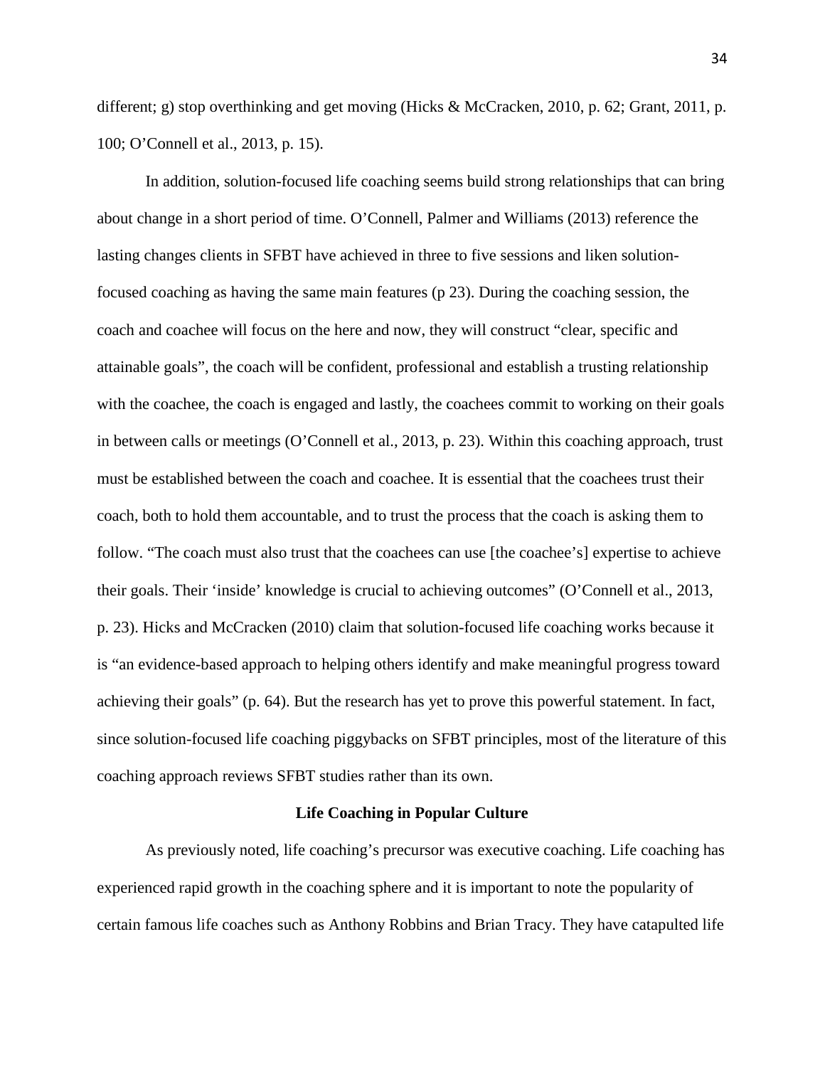different; g) stop overthinking and get moving (Hicks & McCracken, 2010, p. 62; Grant, 2011, p. 100; O'Connell et al., 2013, p. 15).

In addition, solution-focused life coaching seems build strong relationships that can bring about change in a short period of time. O'Connell, Palmer and Williams (2013) reference the lasting changes clients in SFBT have achieved in three to five sessions and liken solution-focused coaching as having the same main features (p 23). During the coaching session, the coach and coachee will focus on the here and now, they will construct "clear, specific and attainable goals", the coach will be confident, professional and establish a trusting relationship with the coachee, the coach is engaged and lastly, the coachees commit to working on their goals in between calls or meetings (O'Connell et al., 2013, p. 23). Within this coaching approach, trust must be established between the coach and coachee. It is essential that the coachees trust their coach, both to hold them accountable, and to trust the process that the coach is asking them to follow. "The coach must also trust that the coachees can use [the coachee's] expertise to achieve their goals. Their 'inside' knowledge is crucial to achieving outcomes" (O'Connell et al., 2013, p. 23). Hicks and McCracken (2010) claim that solution-focused life coaching works because it is "an evidence-based approach to helping others identify and make meaningful progress toward achieving their goals" (p. 64). But the research has yet to prove this powerful statement. In fact, since solution-focused life coaching piggybacks on SFBT principles, most of the literature of this coaching approach reviews SFBT studies rather than its own.

## Life Coaching in Popular Culture

As previously noted, life coaching's precursor was executive coaching. Life coaching has experienced rapid growth in the coaching sphere and it is important to note the popularity of certain famous life coaches such as Anthony Robbins and Brian Tracy. They have catapulted life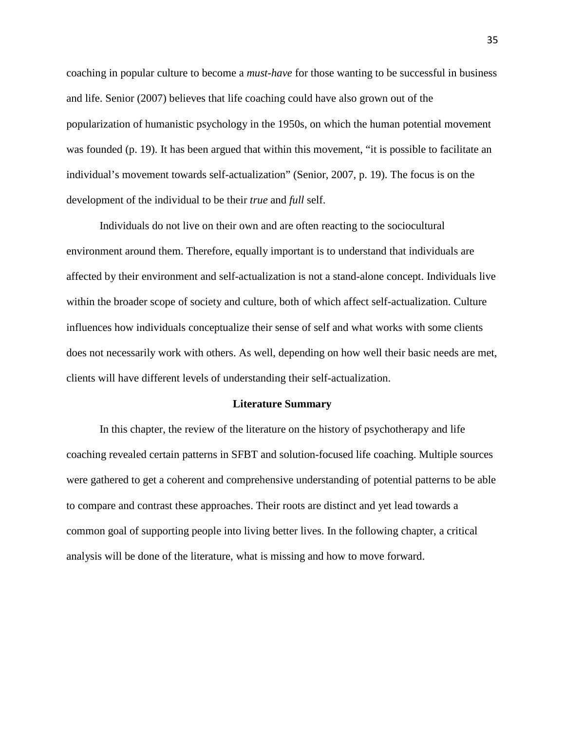coaching in popular culture to become a *must-have* for those wanting to be successful in business and life. Senior (2007) believes that life coaching could have also grown out of the popularization of humanistic psychology in the 1950s, on which the human potential movement was founded (p. 19). It has been argued that within this movement, “it is possible to facilitate an individual’s movement towards self-actualization” (Senior, 2007, p. 19). The focus is on the development of the individual to be their *true* and *full* self.

Individuals do not live on their own and are often reacting to the sociocultural environment around them. Therefore, equally important is to understand that individuals are affected by their environment and self-actualization is not a stand-alone concept. Individuals live within the broader scope of society and culture, both of which affect self-actualization. Culture influences how individuals conceptualize their sense of self and what works with some clients does not necessarily work with others. As well, depending on how well their basic needs are met, clients will have different levels of understanding their self-actualization.

## Literature Summary

In this chapter, the review of the literature on the history of psychotherapy and life coaching revealed certain patterns in SFBT and solution-focused life coaching. Multiple sources were gathered to get a coherent and comprehensive understanding of potential patterns to be able to compare and contrast these approaches. Their roots are distinct and yet lead towards a common goal of supporting people into living better lives. In the following chapter, a critical analysis will be done of the literature, what is missing and how to move forward.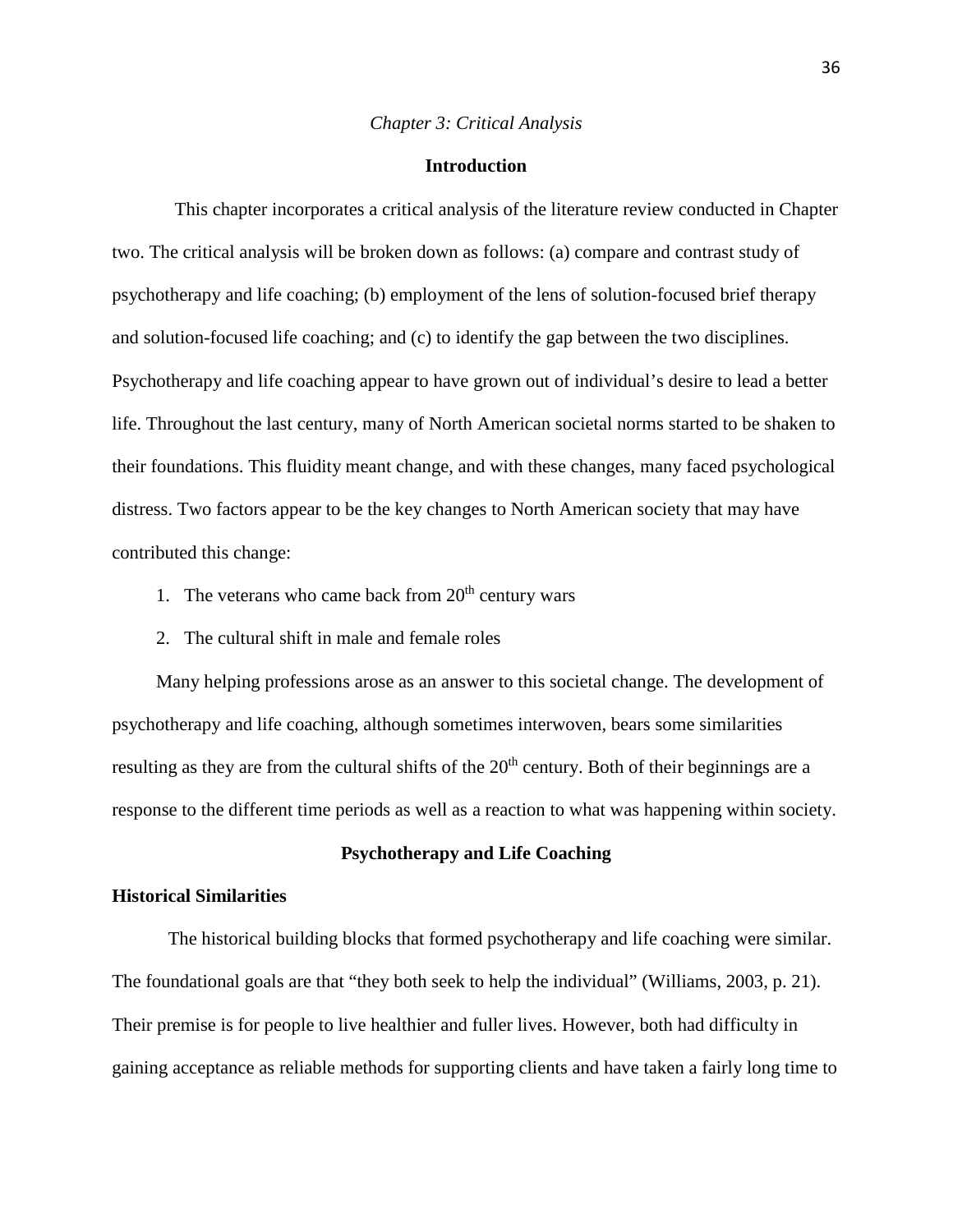*Chapter 3: Critical Analysis*

## Introduction

This chapter incorporates a critical analysis of the literature review conducted in Chapter two. The critical analysis will be broken down as follows: (a) compare and contrast study of psychotherapy and life coaching; (b) employment of the lens of solution-focused brief therapy and solution-focused life coaching; and (c) to identify the gap between the two disciplines. Psychotherapy and life coaching appear to have grown out of individual's desire to lead a better life. Throughout the last century, many of North American societal norms started to be shaken to their foundations. This fluidity meant change, and with these changes, many faced psychological distress. Two factors appear to be the key changes to North American society that may have contributed this change:

1. The veterans who came back from 20th century wars
2. The cultural shift in male and female roles

Many helping professions arose as an answer to this societal change. The development of psychotherapy and life coaching, although sometimes interwoven, bears some similarities resulting as they are from the cultural shifts of the 20th century. Both of their beginnings are a response to the different time periods as well as a reaction to what was happening within society.

## Psychotherapy and Life Coaching

### Historical Similarities

The historical building blocks that formed psychotherapy and life coaching were similar. The foundational goals are that "they both seek to help the individual" (Williams, 2003, p. 21). Their premise is for people to live healthier and fuller lives. However, both had difficulty in gaining acceptance as reliable methods for supporting clients and have taken a fairly long time to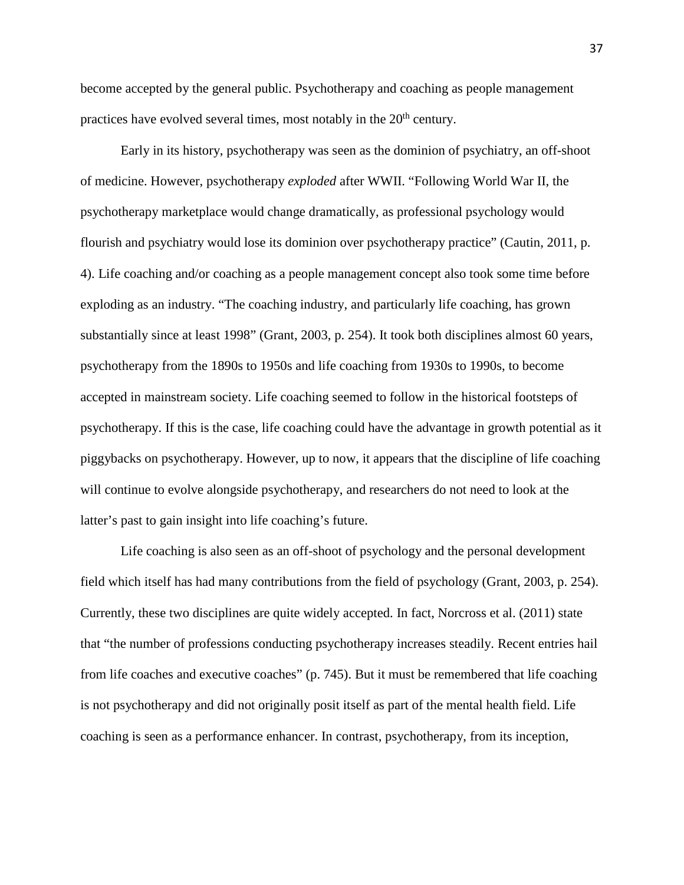become accepted by the general public. Psychotherapy and coaching as people management practices have evolved several times, most notably in the 20th century.

Early in its history, psychotherapy was seen as the dominion of psychiatry, an off-shoot of medicine. However, psychotherapy *exploded* after WWII. "Following World War II, the psychotherapy marketplace would change dramatically, as professional psychology would flourish and psychiatry would lose its dominion over psychotherapy practice" (Cautin, 2011, p. 4). Life coaching and/or coaching as a people management concept also took some time before exploding as an industry. "The coaching industry, and particularly life coaching, has grown substantially since at least 1998" (Grant, 2003, p. 254). It took both disciplines almost 60 years, psychotherapy from the 1890s to 1950s and life coaching from 1930s to 1990s, to become accepted in mainstream society. Life coaching seemed to follow in the historical footsteps of psychotherapy. If this is the case, life coaching could have the advantage in growth potential as it piggybacks on psychotherapy. However, up to now, it appears that the discipline of life coaching will continue to evolve alongside psychotherapy, and researchers do not need to look at the latter's past to gain insight into life coaching's future.

Life coaching is also seen as an off-shoot of psychology and the personal development field which itself has had many contributions from the field of psychology (Grant, 2003, p. 254). Currently, these two disciplines are quite widely accepted. In fact, Norcross et al. (2011) state that "the number of professions conducting psychotherapy increases steadily. Recent entries hail from life coaches and executive coaches" (p. 745). But it must be remembered that life coaching is not psychotherapy and did not originally posit itself as part of the mental health field. Life coaching is seen as a performance enhancer. In contrast, psychotherapy, from its inception,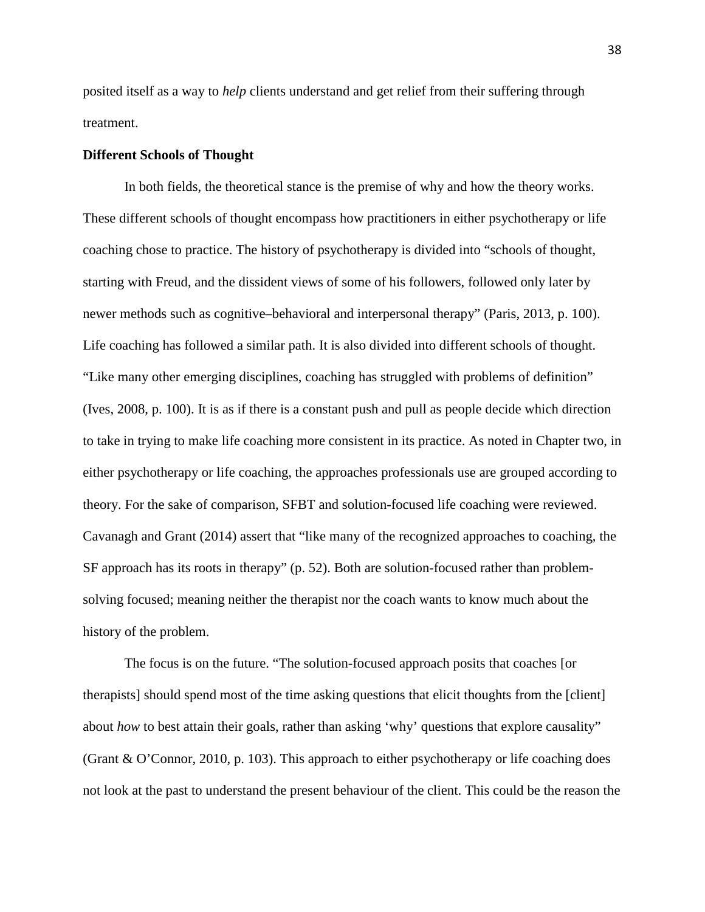posited itself as a way to *help* clients understand and get relief from their suffering through treatment.

**Different Schools of Thought**

In both fields, the theoretical stance is the premise of why and how the theory works. These different schools of thought encompass how practitioners in either psychotherapy or life coaching chose to practice. The history of psychotherapy is divided into "schools of thought, starting with Freud, and the dissident views of some of his followers, followed only later by newer methods such as cognitive–behavioral and interpersonal therapy" (Paris, 2013, p. 100). Life coaching has followed a similar path. It is also divided into different schools of thought. "Like many other emerging disciplines, coaching has struggled with problems of definition" (Ives, 2008, p. 100). It is as if there is a constant push and pull as people decide which direction to take in trying to make life coaching more consistent in its practice. As noted in Chapter two, in either psychotherapy or life coaching, the approaches professionals use are grouped according to theory. For the sake of comparison, SFBT and solution-focused life coaching were reviewed. Cavanagh and Grant (2014) assert that "like many of the recognized approaches to coaching, the SF approach has its roots in therapy" (p. 52). Both are solution-focused rather than problem-solving focused; meaning neither the therapist nor the coach wants to know much about the history of the problem.

The focus is on the future. "The solution-focused approach posits that coaches [or therapists] should spend most of the time asking questions that elicit thoughts from the [client] about *how* to best attain their goals, rather than asking 'why' questions that explore causality" (Grant & O'Connor, 2010, p. 103). This approach to either psychotherapy or life coaching does not look at the past to understand the present behaviour of the client. This could be the reason the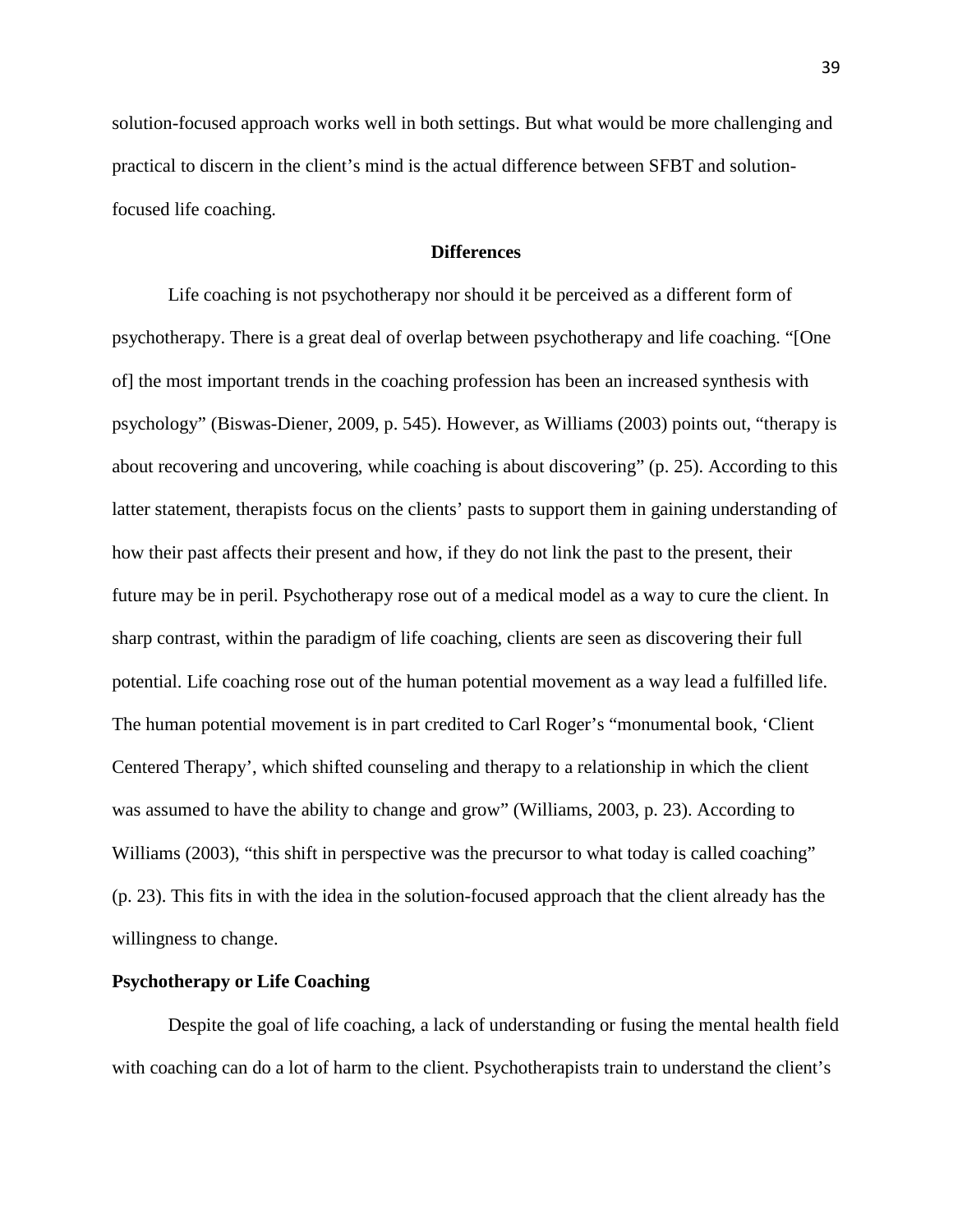solution-focused approach works well in both settings. But what would be more challenging and practical to discern in the client's mind is the actual difference between SFBT and solution-focused life coaching.

## Differences

Life coaching is not psychotherapy nor should it be perceived as a different form of psychotherapy. There is a great deal of overlap between psychotherapy and life coaching. "[One of] the most important trends in the coaching profession has been an increased synthesis with psychology" (Biswas-Diener, 2009, p. 545). However, as Williams (2003) points out, "therapy is about recovering and uncovering, while coaching is about discovering" (p. 25). According to this latter statement, therapists focus on the clients' pasts to support them in gaining understanding of how their past affects their present and how, if they do not link the past to the present, their future may be in peril. Psychotherapy rose out of a medical model as a way to cure the client. In sharp contrast, within the paradigm of life coaching, clients are seen as discovering their full potential. Life coaching rose out of the human potential movement as a way lead a fulfilled life. The human potential movement is in part credited to Carl Roger's "monumental book, 'Client Centered Therapy', which shifted counseling and therapy to a relationship in which the client was assumed to have the ability to change and grow" (Williams, 2003, p. 23). According to Williams (2003), "this shift in perspective was the precursor to what today is called coaching" (p. 23). This fits in with the idea in the solution-focused approach that the client already has the willingness to change.

### Psychotherapy or Life Coaching

Despite the goal of life coaching, a lack of understanding or fusing the mental health field with coaching can do a lot of harm to the client. Psychotherapists train to understand the client's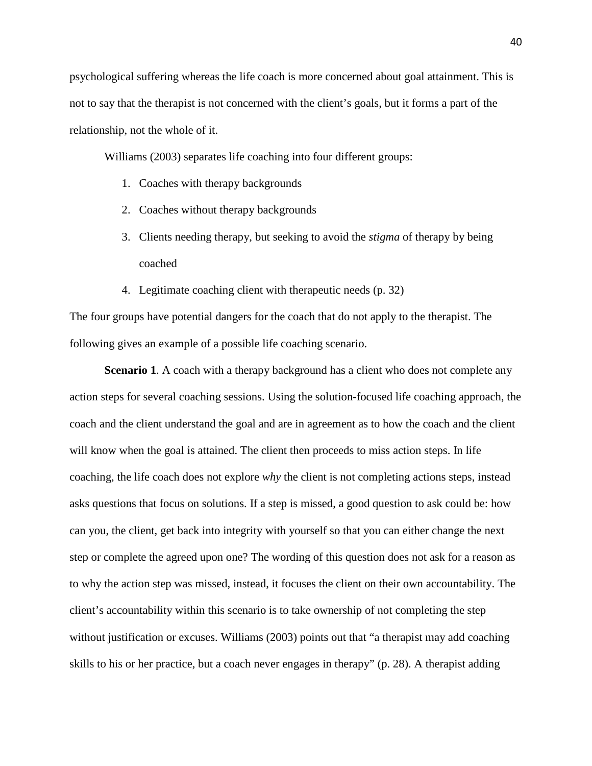psychological suffering whereas the life coach is more concerned about goal attainment. This is not to say that the therapist is not concerned with the client's goals, but it forms a part of the relationship, not the whole of it.

Williams (2003) separates life coaching into four different groups:

1. Coaches with therapy backgrounds
2. Coaches without therapy backgrounds
3. Clients needing therapy, but seeking to avoid the *stigma* of therapy by being coached
4. Legitimate coaching client with therapeutic needs (p. 32)

The four groups have potential dangers for the coach that do not apply to the therapist. The following gives an example of a possible life coaching scenario.

**Scenario 1**. A coach with a therapy background has a client who does not complete any action steps for several coaching sessions. Using the solution-focused life coaching approach, the coach and the client understand the goal and are in agreement as to how the coach and the client will know when the goal is attained. The client then proceeds to miss action steps. In life coaching, the life coach does not explore *why* the client is not completing actions steps, instead asks questions that focus on solutions. If a step is missed, a good question to ask could be: how can you, the client, get back into integrity with yourself so that you can either change the next step or complete the agreed upon one? The wording of this question does not ask for a reason as to why the action step was missed, instead, it focuses the client on their own accountability. The client's accountability within this scenario is to take ownership of not completing the step without justification or excuses. Williams (2003) points out that "a therapist may add coaching skills to his or her practice, but a coach never engages in therapy" (p. 28). A therapist adding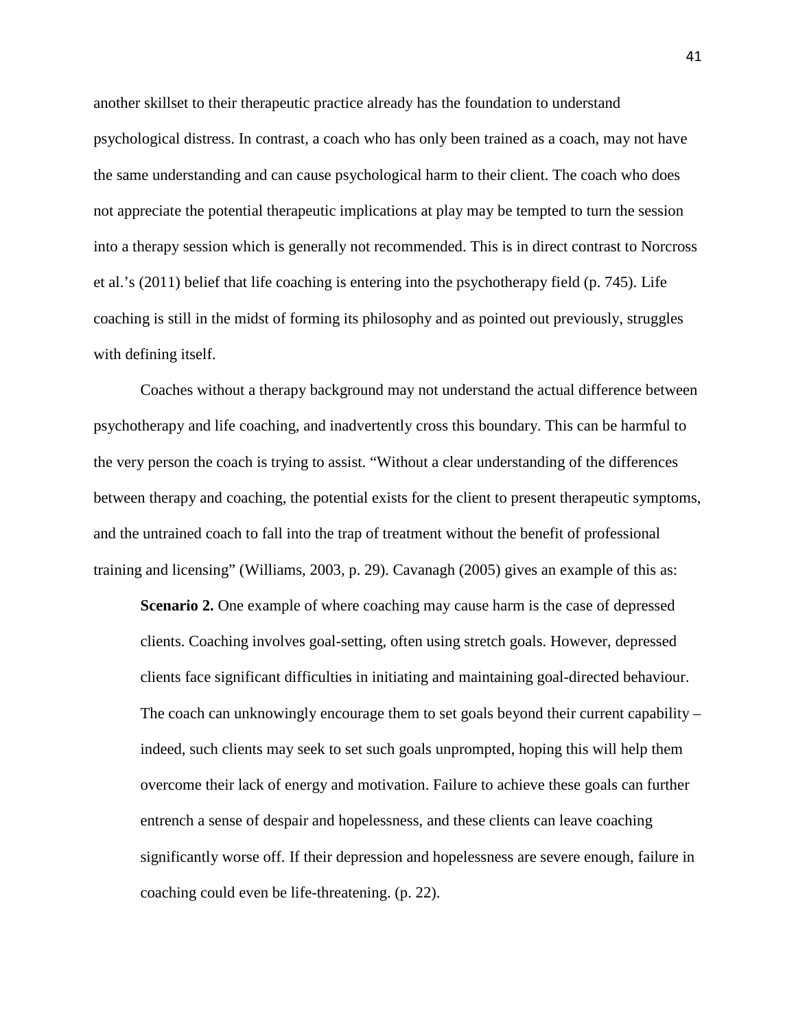another skillset to their therapeutic practice already has the foundation to understand psychological distress. In contrast, a coach who has only been trained as a coach, may not have the same understanding and can cause psychological harm to their client. The coach who does not appreciate the potential therapeutic implications at play may be tempted to turn the session into a therapy session which is generally not recommended. This is in direct contrast to Norcross et al.'s (2011) belief that life coaching is entering into the psychotherapy field (p. 745). Life coaching is still in the midst of forming its philosophy and as pointed out previously, struggles with defining itself.

Coaches without a therapy background may not understand the actual difference between psychotherapy and life coaching, and inadvertently cross this boundary. This can be harmful to the very person the coach is trying to assist. "Without a clear understanding of the differences between therapy and coaching, the potential exists for the client to present therapeutic symptoms, and the untrained coach to fall into the trap of treatment without the benefit of professional training and licensing" (Williams, 2003, p. 29). Cavanagh (2005) gives an example of this as:

> **Scenario 2.** One example of where coaching may cause harm is the case of depressed clients. Coaching involves goal-setting, often using stretch goals. However, depressed clients face significant difficulties in initiating and maintaining goal-directed behaviour. The coach can unknowingly encourage them to set goals beyond their current capability – indeed, such clients may seek to set such goals unprompted, hoping this will help them overcome their lack of energy and motivation. Failure to achieve these goals can further entrench a sense of despair and hopelessness, and these clients can leave coaching significantly worse off. If their depression and hopelessness are severe enough, failure in coaching could even be life-threatening. (p. 22).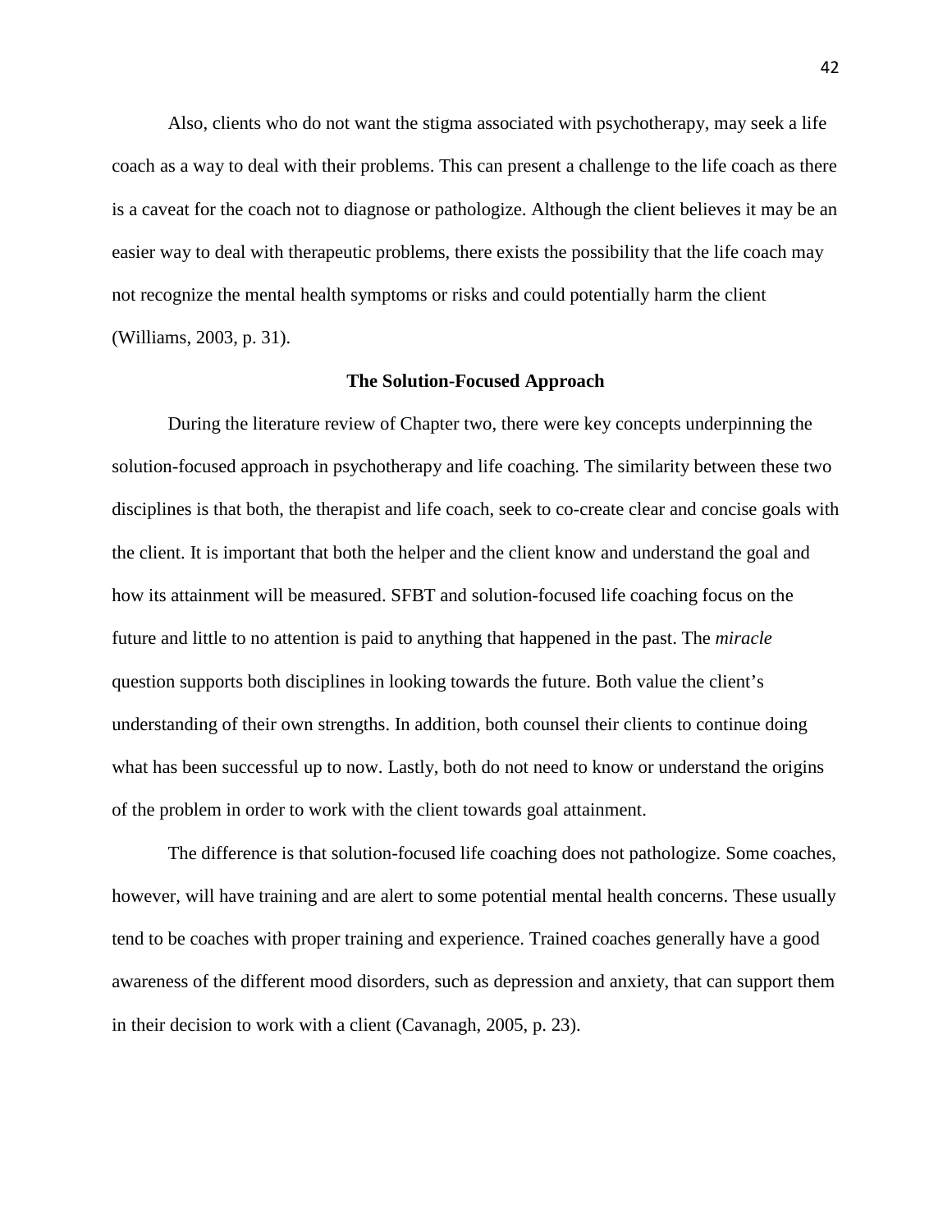Also, clients who do not want the stigma associated with psychotherapy, may seek a life coach as a way to deal with their problems. This can present a challenge to the life coach as there is a caveat for the coach not to diagnose or pathologize. Although the client believes it may be an easier way to deal with therapeutic problems, there exists the possibility that the life coach may not recognize the mental health symptoms or risks and could potentially harm the client (Williams, 2003, p. 31).

## The Solution-Focused Approach

During the literature review of Chapter two, there were key concepts underpinning the solution-focused approach in psychotherapy and life coaching. The similarity between these two disciplines is that both, the therapist and life coach, seek to co-create clear and concise goals with the client. It is important that both the helper and the client know and understand the goal and how its attainment will be measured. SFBT and solution-focused life coaching focus on the future and little to no attention is paid to anything that happened in the past. The *miracle* question supports both disciplines in looking towards the future. Both value the client's understanding of their own strengths. In addition, both counsel their clients to continue doing what has been successful up to now. Lastly, both do not need to know or understand the origins of the problem in order to work with the client towards goal attainment.

The difference is that solution-focused life coaching does not pathologize. Some coaches, however, will have training and are alert to some potential mental health concerns. These usually tend to be coaches with proper training and experience. Trained coaches generally have a good awareness of the different mood disorders, such as depression and anxiety, that can support them in their decision to work with a client (Cavanagh, 2005, p. 23).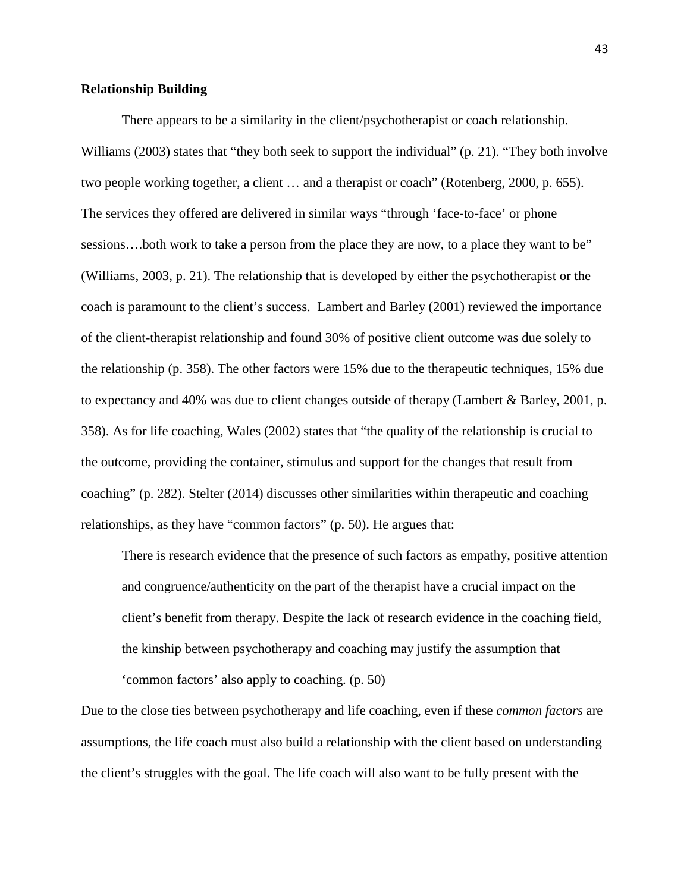**Relationship Building**

There appears to be a similarity in the client/psychotherapist or coach relationship. Williams (2003) states that "they both seek to support the individual" (p. 21). "They both involve two people working together, a client … and a therapist or coach" (Rotenberg, 2000, p. 655). The services they offered are delivered in similar ways "through 'face-to-face' or phone sessions….both work to take a person from the place they are now, to a place they want to be" (Williams, 2003, p. 21). The relationship that is developed by either the psychotherapist or the coach is paramount to the client's success. Lambert and Barley (2001) reviewed the importance of the client-therapist relationship and found 30% of positive client outcome was due solely to the relationship (p. 358). The other factors were 15% due to the therapeutic techniques, 15% due to expectancy and 40% was due to client changes outside of therapy (Lambert & Barley, 2001, p. 358). As for life coaching, Wales (2002) states that "the quality of the relationship is crucial to the outcome, providing the container, stimulus and support for the changes that result from coaching" (p. 282). Stelter (2014) discusses other similarities within therapeutic and coaching relationships, as they have "common factors" (p. 50). He argues that:

> There is research evidence that the presence of such factors as empathy, positive attention and congruence/authenticity on the part of the therapist have a crucial impact on the client's benefit from therapy. Despite the lack of research evidence in the coaching field, the kinship between psychotherapy and coaching may justify the assumption that 'common factors' also apply to coaching. (p. 50)

Due to the close ties between psychotherapy and life coaching, even if these *common factors* are assumptions, the life coach must also build a relationship with the client based on understanding the client's struggles with the goal. The life coach will also want to be fully present with the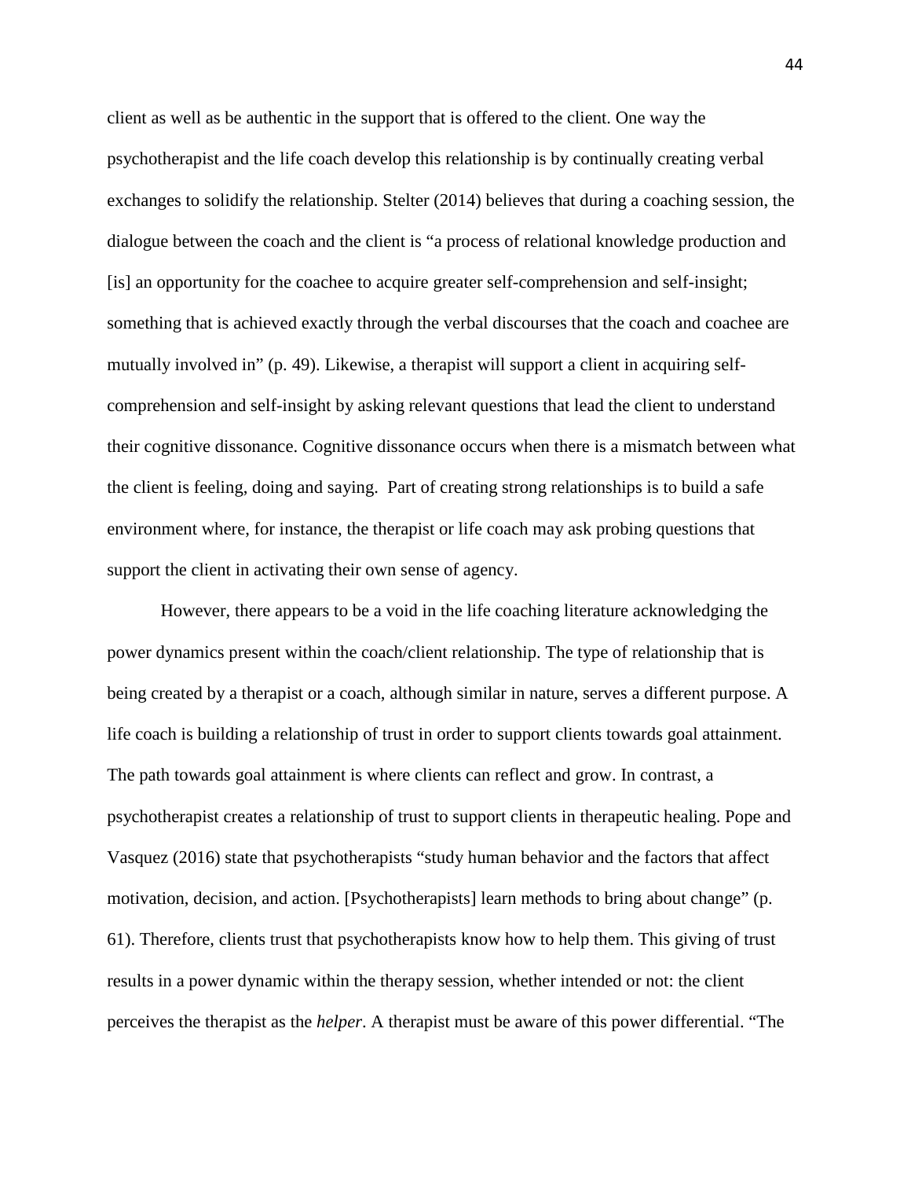client as well as be authentic in the support that is offered to the client. One way the psychotherapist and the life coach develop this relationship is by continually creating verbal exchanges to solidify the relationship. Stelter (2014) believes that during a coaching session, the dialogue between the coach and the client is "a process of relational knowledge production and [is] an opportunity for the coachee to acquire greater self-comprehension and self-insight; something that is achieved exactly through the verbal discourses that the coach and coachee are mutually involved in" (p. 49). Likewise, a therapist will support a client in acquiring self-comprehension and self-insight by asking relevant questions that lead the client to understand their cognitive dissonance. Cognitive dissonance occurs when there is a mismatch between what the client is feeling, doing and saying. Part of creating strong relationships is to build a safe environment where, for instance, the therapist or life coach may ask probing questions that support the client in activating their own sense of agency.

However, there appears to be a void in the life coaching literature acknowledging the power dynamics present within the coach/client relationship. The type of relationship that is being created by a therapist or a coach, although similar in nature, serves a different purpose. A life coach is building a relationship of trust in order to support clients towards goal attainment. The path towards goal attainment is where clients can reflect and grow. In contrast, a psychotherapist creates a relationship of trust to support clients in therapeutic healing. Pope and Vasquez (2016) state that psychotherapists "study human behavior and the factors that affect motivation, decision, and action. [Psychotherapists] learn methods to bring about change" (p. 61). Therefore, clients trust that psychotherapists know how to help them. This giving of trust results in a power dynamic within the therapy session, whether intended or not: the client perceives the therapist as the *helper*. A therapist must be aware of this power differential. "The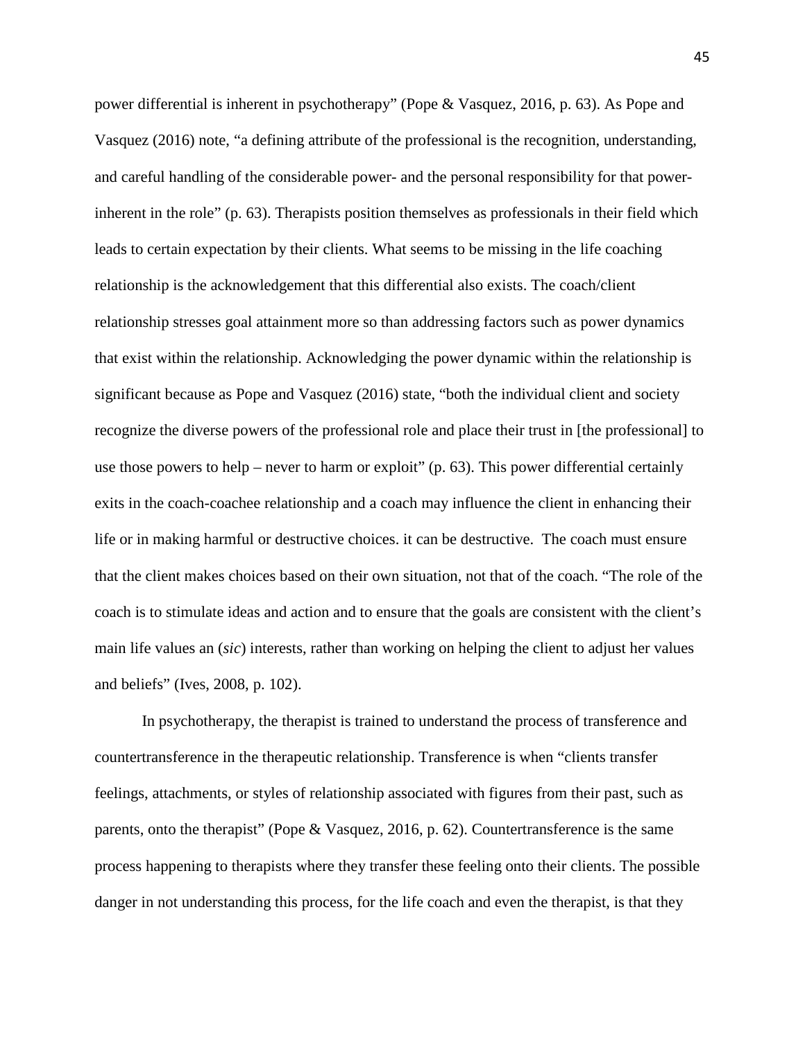power differential is inherent in psychotherapy" (Pope & Vasquez, 2016, p. 63). As Pope and Vasquez (2016) note, "a defining attribute of the professional is the recognition, understanding, and careful handling of the considerable power- and the personal responsibility for that power- inherent in the role" (p. 63). Therapists position themselves as professionals in their field which leads to certain expectation by their clients. What seems to be missing in the life coaching relationship is the acknowledgement that this differential also exists. The coach/client relationship stresses goal attainment more so than addressing factors such as power dynamics that exist within the relationship. Acknowledging the power dynamic within the relationship is significant because as Pope and Vasquez (2016) state, "both the individual client and society recognize the diverse powers of the professional role and place their trust in [the professional] to use those powers to help – never to harm or exploit" (p. 63). This power differential certainly exits in the coach-coachee relationship and a coach may influence the client in enhancing their life or in making harmful or destructive choices. it can be destructive. The coach must ensure that the client makes choices based on their own situation, not that of the coach. "The role of the coach is to stimulate ideas and action and to ensure that the goals are consistent with the client's main life values an (*sic*) interests, rather than working on helping the client to adjust her values and beliefs" (Ives, 2008, p. 102).

In psychotherapy, the therapist is trained to understand the process of transference and countertransference in the therapeutic relationship. Transference is when "clients transfer feelings, attachments, or styles of relationship associated with figures from their past, such as parents, onto the therapist" (Pope & Vasquez, 2016, p. 62). Countertransference is the same process happening to therapists where they transfer these feeling onto their clients. The possible danger in not understanding this process, for the life coach and even the therapist, is that they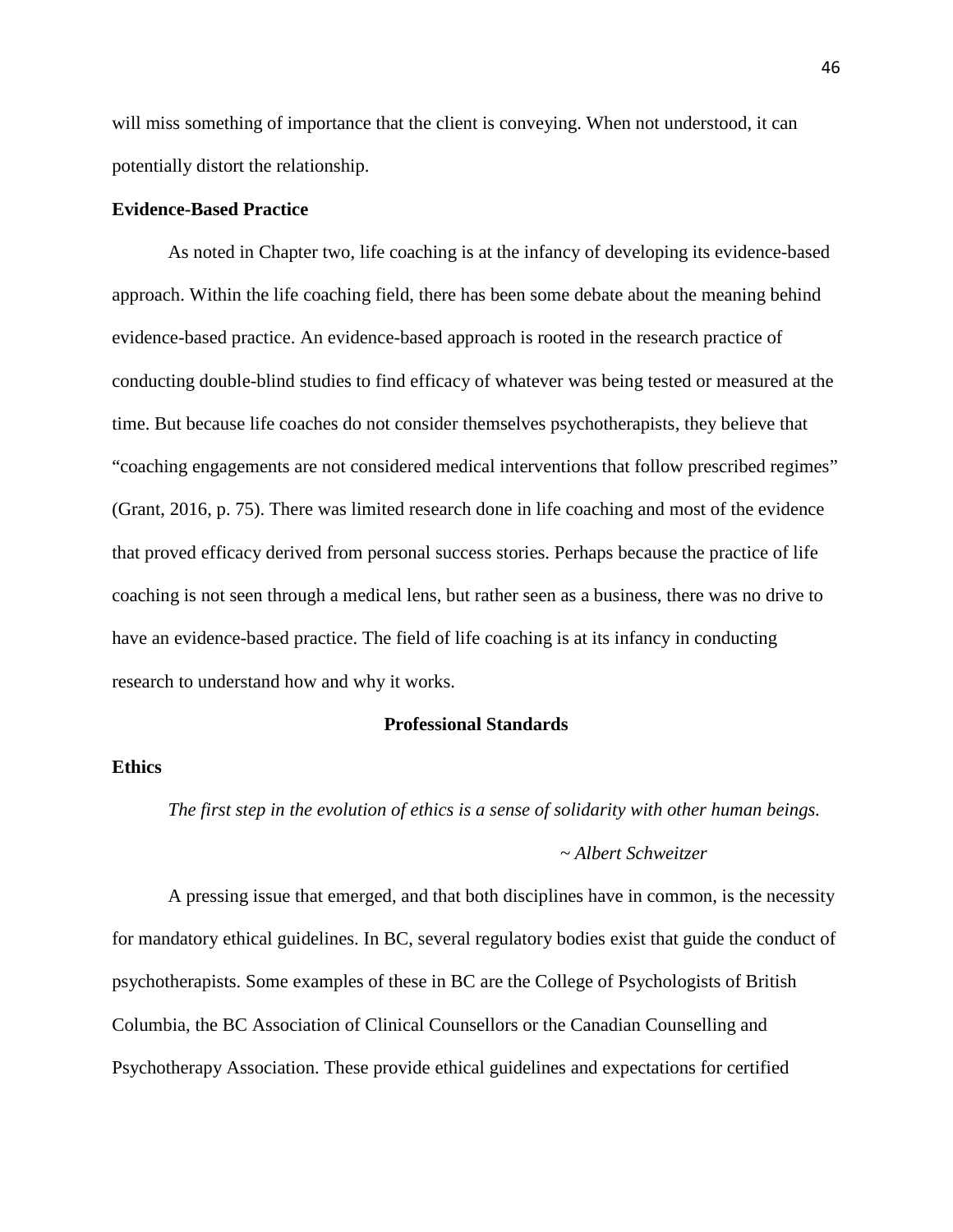will miss something of importance that the client is conveying. When not understood, it can potentially distort the relationship.

### Evidence-Based Practice

As noted in Chapter two, life coaching is at the infancy of developing its evidence-based approach. Within the life coaching field, there has been some debate about the meaning behind evidence-based practice. An evidence-based approach is rooted in the research practice of conducting double-blind studies to find efficacy of whatever was being tested or measured at the time. But because life coaches do not consider themselves psychotherapists, they believe that "coaching engagements are not considered medical interventions that follow prescribed regimes" (Grant, 2016, p. 75). There was limited research done in life coaching and most of the evidence that proved efficacy derived from personal success stories. Perhaps because the practice of life coaching is not seen through a medical lens, but rather seen as a business, there was no drive to have an evidence-based practice. The field of life coaching is at its infancy in conducting research to understand how and why it works.

## Professional Standards

### Ethics

*The first step in the evolution of ethics is a sense of solidarity with other human beings.*

*~ Albert Schweitzer*

A pressing issue that emerged, and that both disciplines have in common, is the necessity for mandatory ethical guidelines. In BC, several regulatory bodies exist that guide the conduct of psychotherapists. Some examples of these in BC are the College of Psychologists of British Columbia, the BC Association of Clinical Counsellors or the Canadian Counselling and Psychotherapy Association. These provide ethical guidelines and expectations for certified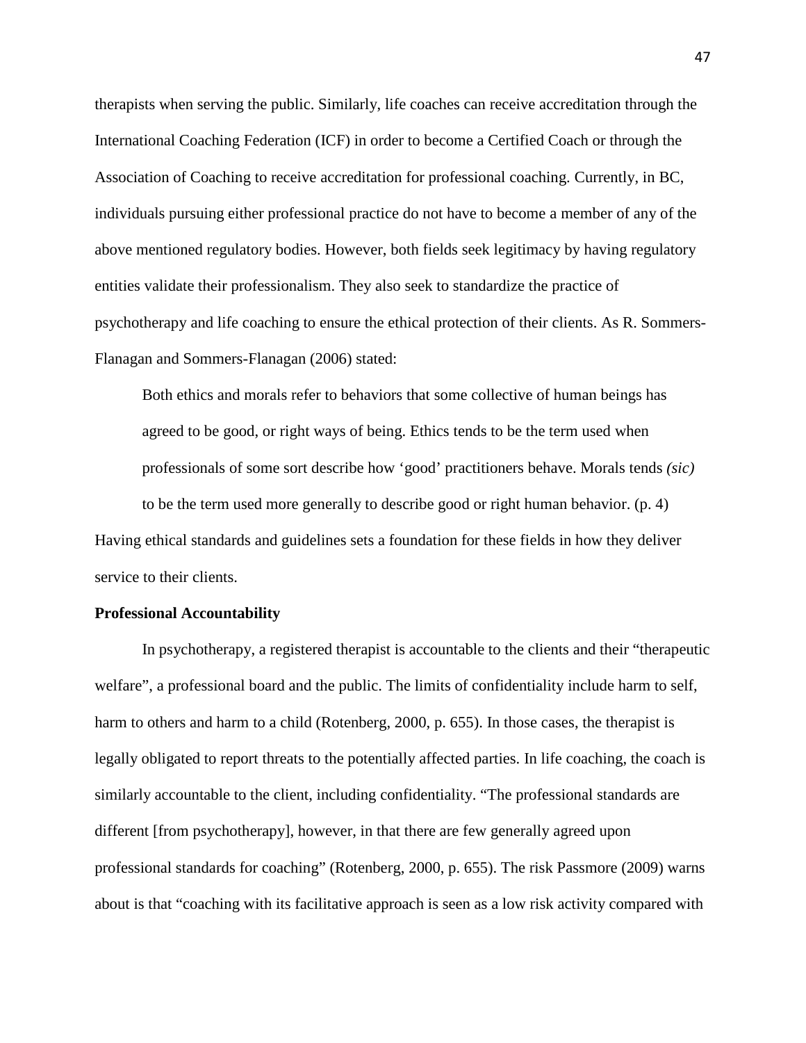therapists when serving the public. Similarly, life coaches can receive accreditation through the International Coaching Federation (ICF) in order to become a Certified Coach or through the Association of Coaching to receive accreditation for professional coaching. Currently, in BC, individuals pursuing either professional practice do not have to become a member of any of the above mentioned regulatory bodies. However, both fields seek legitimacy by having regulatory entities validate their professionalism. They also seek to standardize the practice of psychotherapy and life coaching to ensure the ethical protection of their clients. As R. Sommers-Flanagan and Sommers-Flanagan (2006) stated:

> Both ethics and morals refer to behaviors that some collective of human beings has agreed to be good, or right ways of being. Ethics tends to be the term used when professionals of some sort describe how 'good' practitioners behave. Morals tends *(sic)* to be the term used more generally to describe good or right human behavior. (p. 4)

Having ethical standards and guidelines sets a foundation for these fields in how they deliver service to their clients.

**Professional Accountability**

In psychotherapy, a registered therapist is accountable to the clients and their "therapeutic welfare", a professional board and the public. The limits of confidentiality include harm to self, harm to others and harm to a child (Rotenberg, 2000, p. 655). In those cases, the therapist is legally obligated to report threats to the potentially affected parties. In life coaching, the coach is similarly accountable to the client, including confidentiality. "The professional standards are different [from psychotherapy], however, in that there are few generally agreed upon professional standards for coaching" (Rotenberg, 2000, p. 655). The risk Passmore (2009) warns about is that "coaching with its facilitative approach is seen as a low risk activity compared with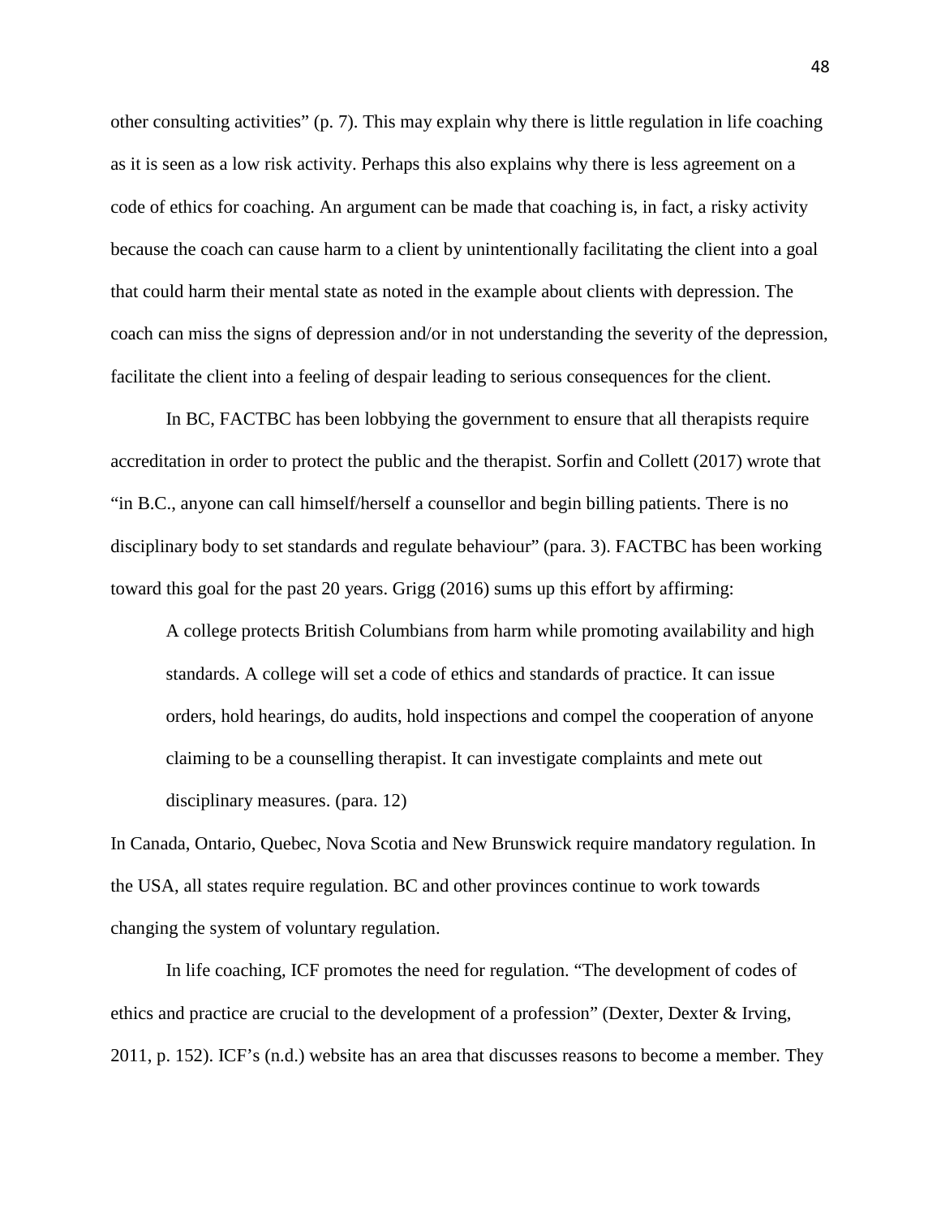other consulting activities" (p. 7). This may explain why there is little regulation in life coaching as it is seen as a low risk activity. Perhaps this also explains why there is less agreement on a code of ethics for coaching. An argument can be made that coaching is, in fact, a risky activity because the coach can cause harm to a client by unintentionally facilitating the client into a goal that could harm their mental state as noted in the example about clients with depression. The coach can miss the signs of depression and/or in not understanding the severity of the depression, facilitate the client into a feeling of despair leading to serious consequences for the client.

In BC, FACTBC has been lobbying the government to ensure that all therapists require accreditation in order to protect the public and the therapist. Sorfin and Collett (2017) wrote that "in B.C., anyone can call himself/herself a counsellor and begin billing patients. There is no disciplinary body to set standards and regulate behaviour" (para. 3). FACTBC has been working toward this goal for the past 20 years. Grigg (2016) sums up this effort by affirming:

> A college protects British Columbians from harm while promoting availability and high standards. A college will set a code of ethics and standards of practice. It can issue orders, hold hearings, do audits, hold inspections and compel the cooperation of anyone claiming to be a counselling therapist. It can investigate complaints and mete out disciplinary measures. (para. 12)

In Canada, Ontario, Quebec, Nova Scotia and New Brunswick require mandatory regulation. In the USA, all states require regulation. BC and other provinces continue to work towards changing the system of voluntary regulation.

In life coaching, ICF promotes the need for regulation. "The development of codes of ethics and practice are crucial to the development of a profession" (Dexter, Dexter & Irving, 2011, p. 152). ICF's (n.d.) website has an area that discusses reasons to become a member. They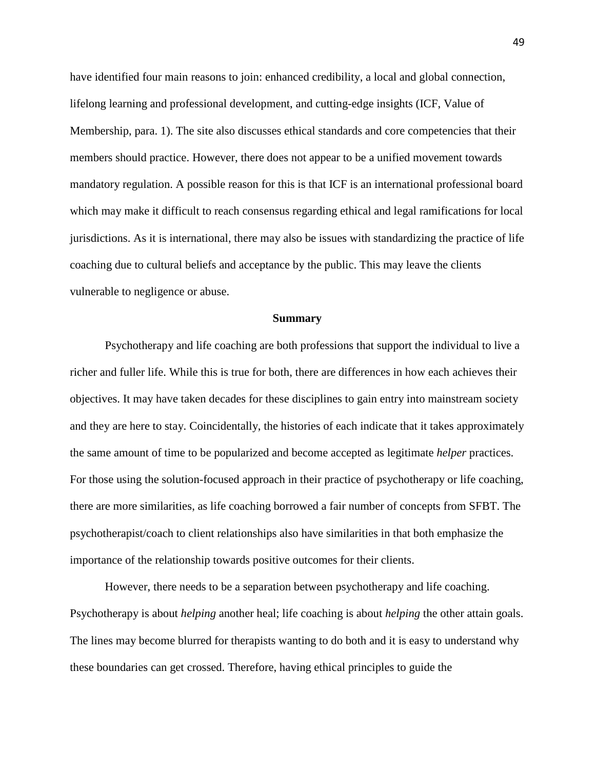have identified four main reasons to join: enhanced credibility, a local and global connection, lifelong learning and professional development, and cutting-edge insights (ICF, Value of Membership, para. 1). The site also discusses ethical standards and core competencies that their members should practice. However, there does not appear to be a unified movement towards mandatory regulation. A possible reason for this is that ICF is an international professional board which may make it difficult to reach consensus regarding ethical and legal ramifications for local jurisdictions. As it is international, there may also be issues with standardizing the practice of life coaching due to cultural beliefs and acceptance by the public. This may leave the clients vulnerable to negligence or abuse.

## Summary

Psychotherapy and life coaching are both professions that support the individual to live a richer and fuller life. While this is true for both, there are differences in how each achieves their objectives. It may have taken decades for these disciplines to gain entry into mainstream society and they are here to stay. Coincidentally, the histories of each indicate that it takes approximately the same amount of time to be popularized and become accepted as legitimate *helper* practices. For those using the solution-focused approach in their practice of psychotherapy or life coaching, there are more similarities, as life coaching borrowed a fair number of concepts from SFBT. The psychotherapist/coach to client relationships also have similarities in that both emphasize the importance of the relationship towards positive outcomes for their clients.

However, there needs to be a separation between psychotherapy and life coaching. Psychotherapy is about *helping* another heal; life coaching is about *helping* the other attain goals. The lines may become blurred for therapists wanting to do both and it is easy to understand why these boundaries can get crossed. Therefore, having ethical principles to guide the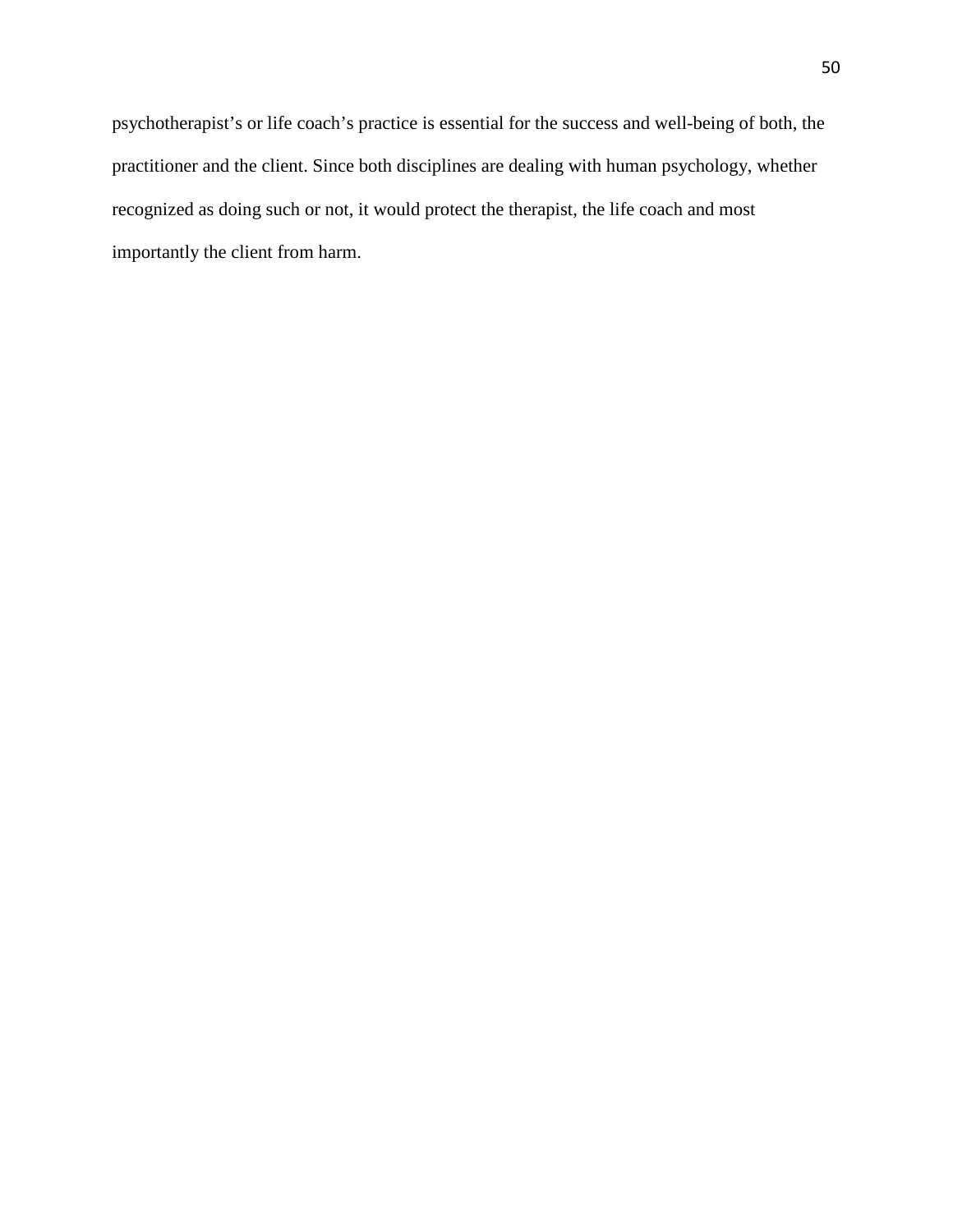psychotherapist's or life coach's practice is essential for the success and well-being of both, the practitioner and the client. Since both disciplines are dealing with human psychology, whether recognized as doing such or not, it would protect the therapist, the life coach and most importantly the client from harm.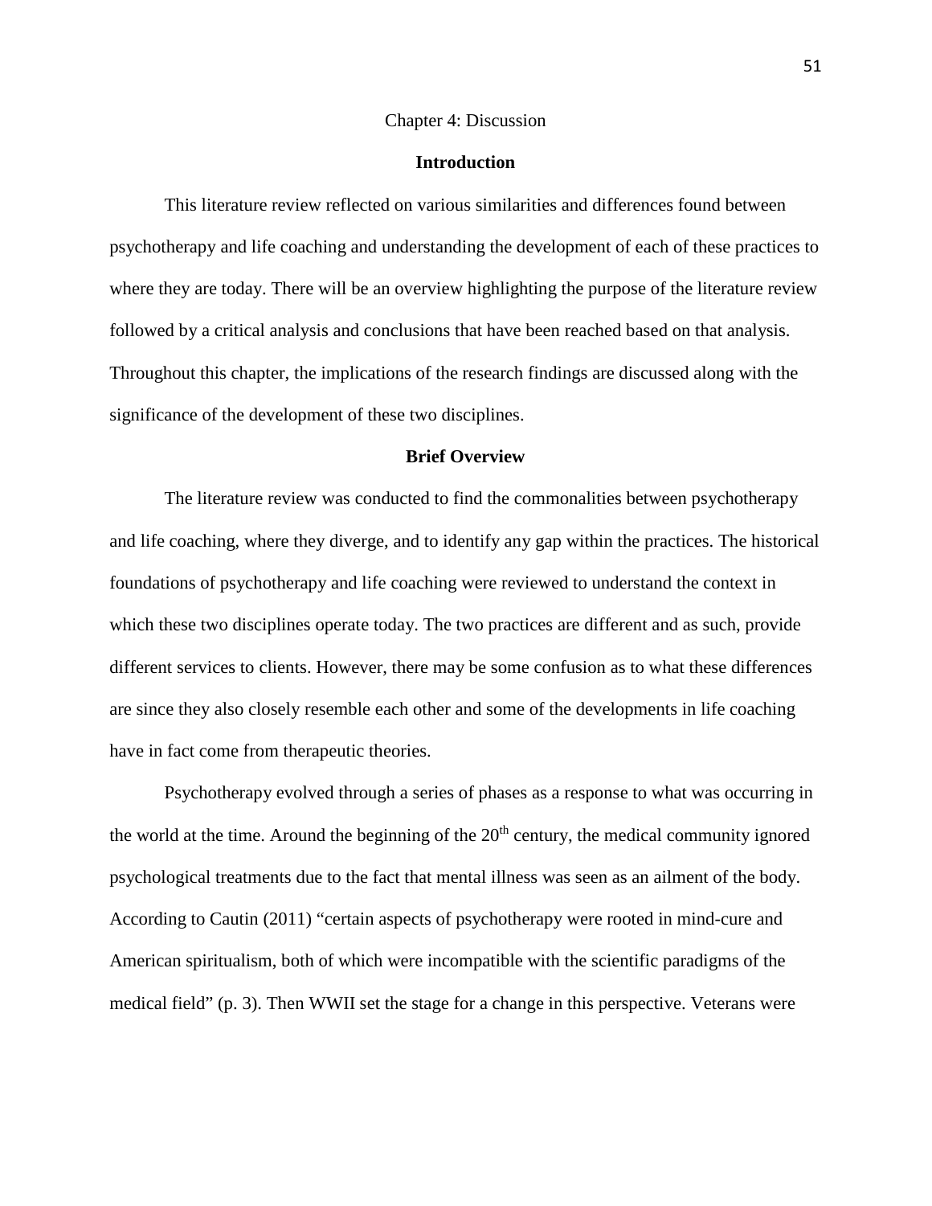# Chapter 4: Discussion

## Introduction

This literature review reflected on various similarities and differences found between psychotherapy and life coaching and understanding the development of each of these practices to where they are today. There will be an overview highlighting the purpose of the literature review followed by a critical analysis and conclusions that have been reached based on that analysis. Throughout this chapter, the implications of the research findings are discussed along with the significance of the development of these two disciplines.

## Brief Overview

The literature review was conducted to find the commonalities between psychotherapy and life coaching, where they diverge, and to identify any gap within the practices. The historical foundations of psychotherapy and life coaching were reviewed to understand the context in which these two disciplines operate today. The two practices are different and as such, provide different services to clients. However, there may be some confusion as to what these differences are since they also closely resemble each other and some of the developments in life coaching have in fact come from therapeutic theories.

Psychotherapy evolved through a series of phases as a response to what was occurring in the world at the time. Around the beginning of the 20th century, the medical community ignored psychological treatments due to the fact that mental illness was seen as an ailment of the body. According to Cautin (2011) “certain aspects of psychotherapy were rooted in mind-cure and American spiritualism, both of which were incompatible with the scientific paradigms of the medical field” (p. 3). Then WWII set the stage for a change in this perspective. Veterans were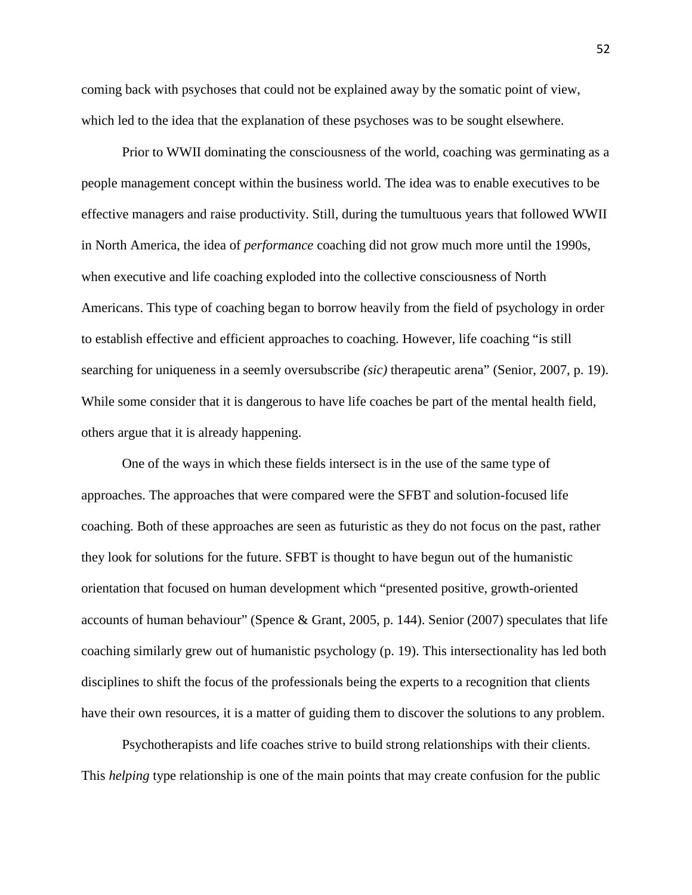coming back with psychoses that could not be explained away by the somatic point of view, which led to the idea that the explanation of these psychoses was to be sought elsewhere.

Prior to WWII dominating the consciousness of the world, coaching was germinating as a people management concept within the business world. The idea was to enable executives to be effective managers and raise productivity. Still, during the tumultuous years that followed WWII in North America, the idea of *performance* coaching did not grow much more until the 1990s, when executive and life coaching exploded into the collective consciousness of North Americans. This type of coaching began to borrow heavily from the field of psychology in order to establish effective and efficient approaches to coaching. However, life coaching "is still searching for uniqueness in a seemly oversubscribe *(sic)* therapeutic arena" (Senior, 2007, p. 19). While some consider that it is dangerous to have life coaches be part of the mental health field, others argue that it is already happening.

One of the ways in which these fields intersect is in the use of the same type of approaches. The approaches that were compared were the SFBT and solution-focused life coaching. Both of these approaches are seen as futuristic as they do not focus on the past, rather they look for solutions for the future. SFBT is thought to have begun out of the humanistic orientation that focused on human development which "presented positive, growth-oriented accounts of human behaviour" (Spence & Grant, 2005, p. 144). Senior (2007) speculates that life coaching similarly grew out of humanistic psychology (p. 19). This intersectionality has led both disciplines to shift the focus of the professionals being the experts to a recognition that clients have their own resources, it is a matter of guiding them to discover the solutions to any problem.

Psychotherapists and life coaches strive to build strong relationships with their clients. This *helping* type relationship is one of the main points that may create confusion for the public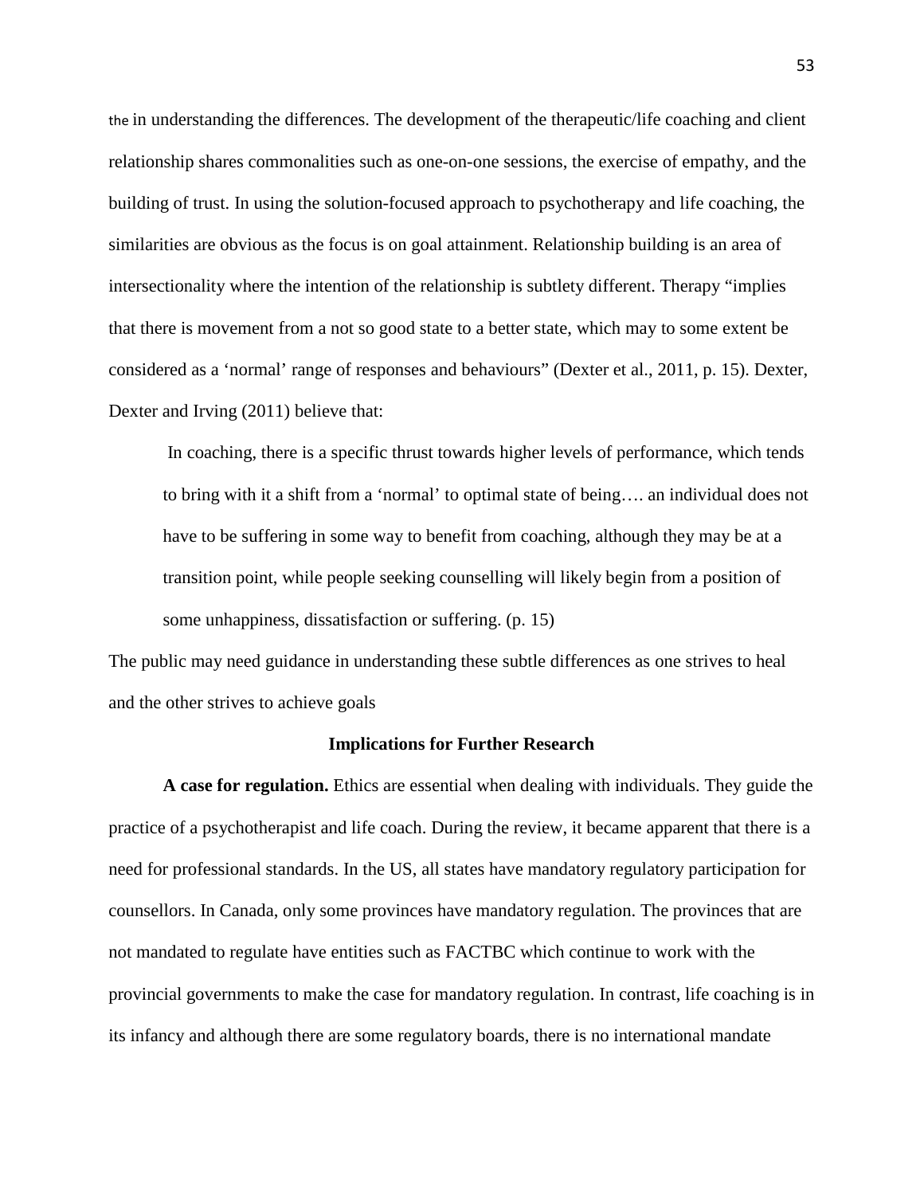the in understanding the differences. The development of the therapeutic/life coaching and client relationship shares commonalities such as one-on-one sessions, the exercise of empathy, and the building of trust. In using the solution-focused approach to psychotherapy and life coaching, the similarities are obvious as the focus is on goal attainment. Relationship building is an area of intersectionality where the intention of the relationship is subtlety different. Therapy "implies that there is movement from a not so good state to a better state, which may to some extent be considered as a 'normal' range of responses and behaviours" (Dexter et al., 2011, p. 15). Dexter, Dexter and Irving (2011) believe that:

> In coaching, there is a specific thrust towards higher levels of performance, which tends to bring with it a shift from a 'normal' to optimal state of being…. an individual does not have to be suffering in some way to benefit from coaching, although they may be at a transition point, while people seeking counselling will likely begin from a position of some unhappiness, dissatisfaction or suffering. (p. 15)

The public may need guidance in understanding these subtle differences as one strives to heal and the other strives to achieve goals

## Implications for Further Research

**A case for regulation.** Ethics are essential when dealing with individuals. They guide the practice of a psychotherapist and life coach. During the review, it became apparent that there is a need for professional standards. In the US, all states have mandatory regulatory participation for counsellors. In Canada, only some provinces have mandatory regulation. The provinces that are not mandated to regulate have entities such as FACTBC which continue to work with the provincial governments to make the case for mandatory regulation. In contrast, life coaching is in its infancy and although there are some regulatory boards, there is no international mandate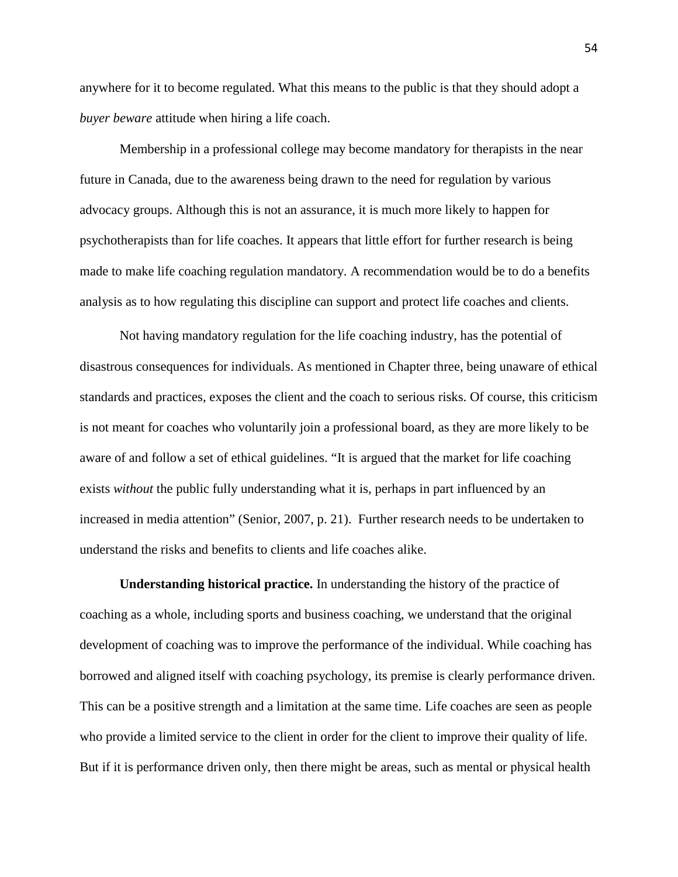anywhere for it to become regulated. What this means to the public is that they should adopt a *buyer beware* attitude when hiring a life coach.

Membership in a professional college may become mandatory for therapists in the near future in Canada, due to the awareness being drawn to the need for regulation by various advocacy groups. Although this is not an assurance, it is much more likely to happen for psychotherapists than for life coaches. It appears that little effort for further research is being made to make life coaching regulation mandatory. A recommendation would be to do a benefits analysis as to how regulating this discipline can support and protect life coaches and clients.

Not having mandatory regulation for the life coaching industry, has the potential of disastrous consequences for individuals. As mentioned in Chapter three, being unaware of ethical standards and practices, exposes the client and the coach to serious risks. Of course, this criticism is not meant for coaches who voluntarily join a professional board, as they are more likely to be aware of and follow a set of ethical guidelines. "It is argued that the market for life coaching exists *without* the public fully understanding what it is, perhaps in part influenced by an increased in media attention" (Senior, 2007, p. 21). Further research needs to be undertaken to understand the risks and benefits to clients and life coaches alike.

**Understanding historical practice.** In understanding the history of the practice of coaching as a whole, including sports and business coaching, we understand that the original development of coaching was to improve the performance of the individual. While coaching has borrowed and aligned itself with coaching psychology, its premise is clearly performance driven. This can be a positive strength and a limitation at the same time. Life coaches are seen as people who provide a limited service to the client in order for the client to improve their quality of life. But if it is performance driven only, then there might be areas, such as mental or physical health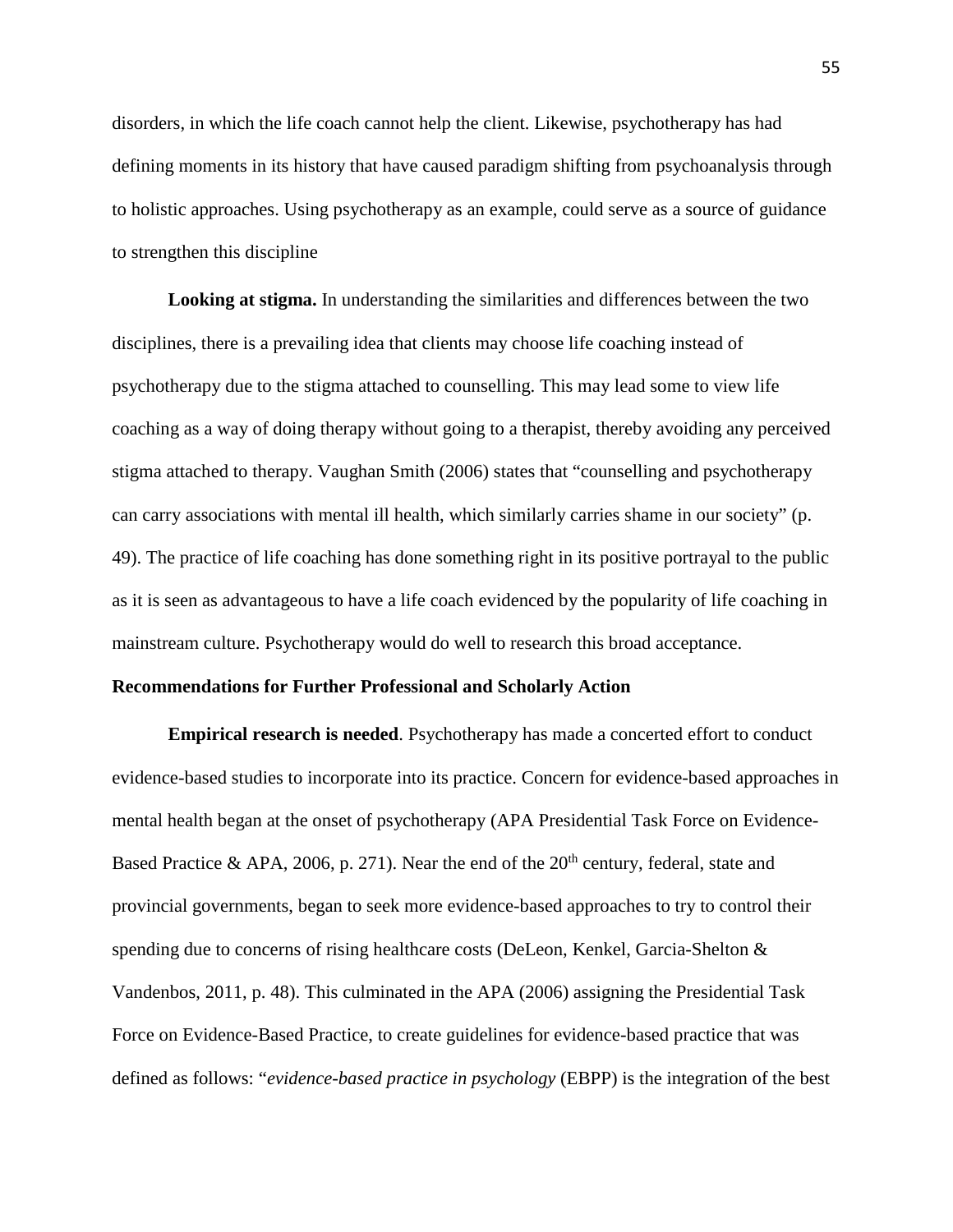disorders, in which the life coach cannot help the client. Likewise, psychotherapy has had defining moments in its history that have caused paradigm shifting from psychoanalysis through to holistic approaches. Using psychotherapy as an example, could serve as a source of guidance to strengthen this discipline

**Looking at stigma.** In understanding the similarities and differences between the two disciplines, there is a prevailing idea that clients may choose life coaching instead of psychotherapy due to the stigma attached to counselling. This may lead some to view life coaching as a way of doing therapy without going to a therapist, thereby avoiding any perceived stigma attached to therapy. Vaughan Smith (2006) states that "counselling and psychotherapy can carry associations with mental ill health, which similarly carries shame in our society" (p. 49). The practice of life coaching has done something right in its positive portrayal to the public as it is seen as advantageous to have a life coach evidenced by the popularity of life coaching in mainstream culture. Psychotherapy would do well to research this broad acceptance.

### Recommendations for Further Professional and Scholarly Action

**Empirical research is needed**. Psychotherapy has made a concerted effort to conduct evidence-based studies to incorporate into its practice. Concern for evidence-based approaches in mental health began at the onset of psychotherapy (APA Presidential Task Force on Evidence-Based Practice & APA, 2006, p. 271). Near the end of the 20th century, federal, state and provincial governments, began to seek more evidence-based approaches to try to control their spending due to concerns of rising healthcare costs (DeLeon, Kenkel, Garcia-Shelton & Vandenbos, 2011, p. 48). This culminated in the APA (2006) assigning the Presidential Task Force on Evidence-Based Practice, to create guidelines for evidence-based practice that was defined as follows: "*evidence-based practice in psychology* (EBPP) is the integration of the best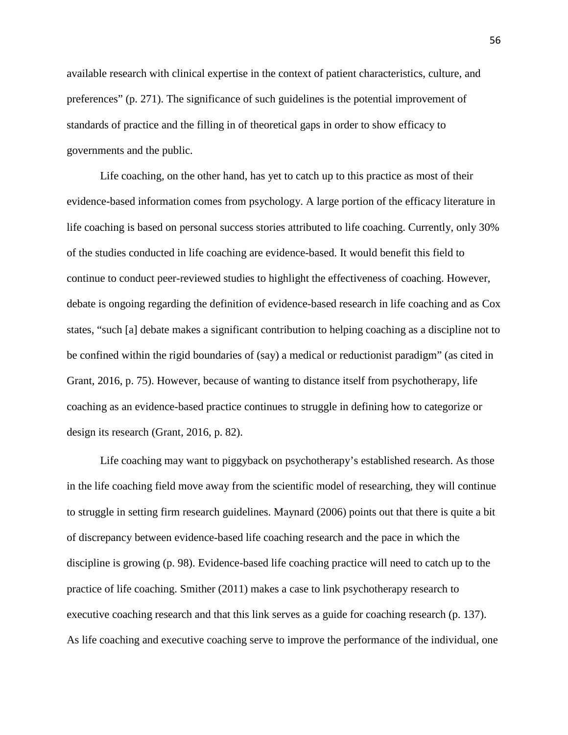available research with clinical expertise in the context of patient characteristics, culture, and preferences" (p. 271). The significance of such guidelines is the potential improvement of standards of practice and the filling in of theoretical gaps in order to show efficacy to governments and the public.

Life coaching, on the other hand, has yet to catch up to this practice as most of their evidence-based information comes from psychology. A large portion of the efficacy literature in life coaching is based on personal success stories attributed to life coaching. Currently, only 30% of the studies conducted in life coaching are evidence-based. It would benefit this field to continue to conduct peer-reviewed studies to highlight the effectiveness of coaching. However, debate is ongoing regarding the definition of evidence-based research in life coaching and as Cox states, "such [a] debate makes a significant contribution to helping coaching as a discipline not to be confined within the rigid boundaries of (say) a medical or reductionist paradigm" (as cited in Grant, 2016, p. 75). However, because of wanting to distance itself from psychotherapy, life coaching as an evidence-based practice continues to struggle in defining how to categorize or design its research (Grant, 2016, p. 82).

Life coaching may want to piggyback on psychotherapy's established research. As those in the life coaching field move away from the scientific model of researching, they will continue to struggle in setting firm research guidelines. Maynard (2006) points out that there is quite a bit of discrepancy between evidence-based life coaching research and the pace in which the discipline is growing (p. 98). Evidence-based life coaching practice will need to catch up to the practice of life coaching. Smither (2011) makes a case to link psychotherapy research to executive coaching research and that this link serves as a guide for coaching research (p. 137). As life coaching and executive coaching serve to improve the performance of the individual, one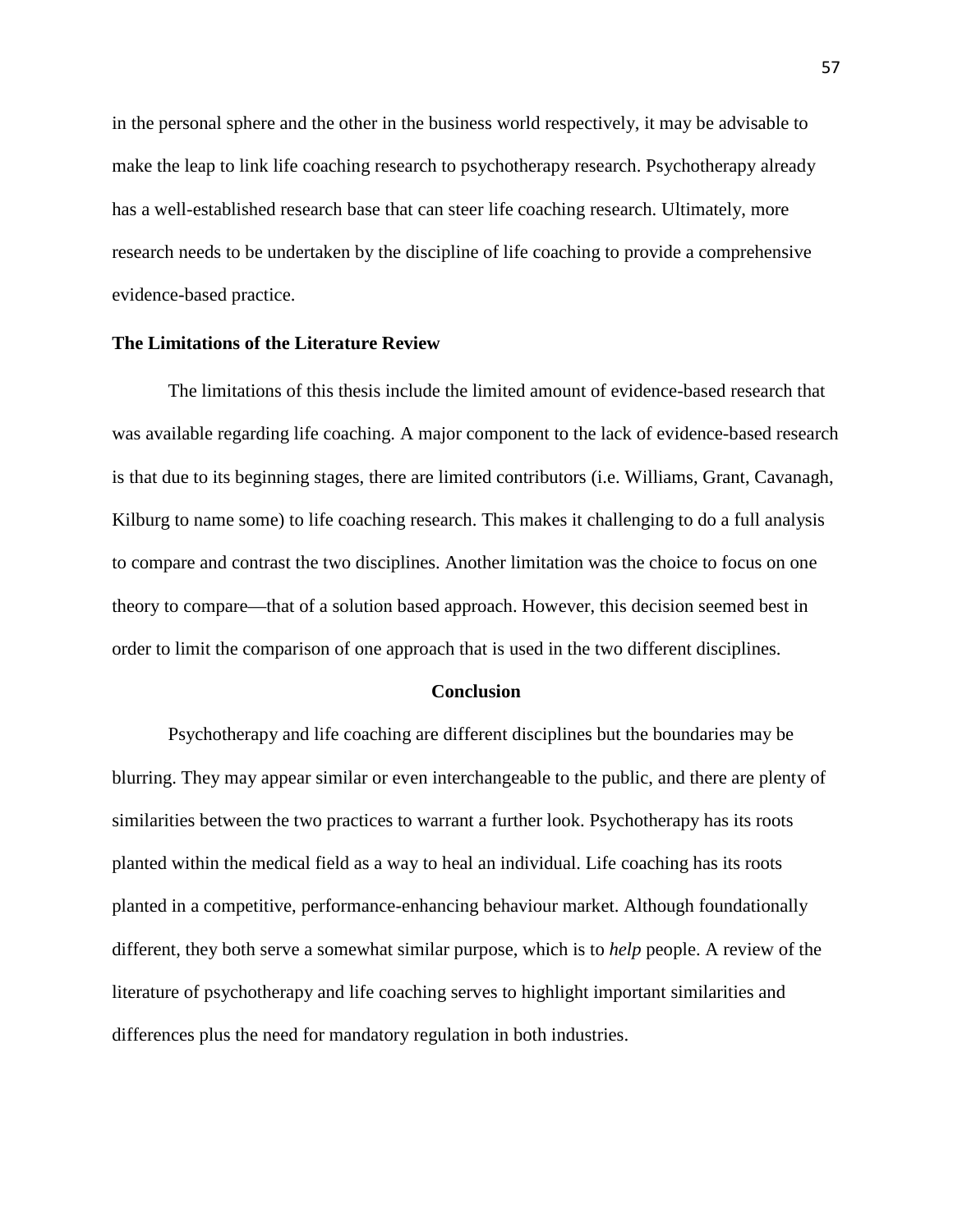in the personal sphere and the other in the business world respectively, it may be advisable to make the leap to link life coaching research to psychotherapy research. Psychotherapy already has a well-established research base that can steer life coaching research. Ultimately, more research needs to be undertaken by the discipline of life coaching to provide a comprehensive evidence-based practice.

**The Limitations of the Literature Review**

The limitations of this thesis include the limited amount of evidence-based research that was available regarding life coaching. A major component to the lack of evidence-based research is that due to its beginning stages, there are limited contributors (i.e. Williams, Grant, Cavanagh, Kilburg to name some) to life coaching research. This makes it challenging to do a full analysis to compare and contrast the two disciplines. Another limitation was the choice to focus on one theory to compare—that of a solution based approach. However, this decision seemed best in order to limit the comparison of one approach that is used in the two different disciplines.

## Conclusion

Psychotherapy and life coaching are different disciplines but the boundaries may be blurring. They may appear similar or even interchangeable to the public, and there are plenty of similarities between the two practices to warrant a further look. Psychotherapy has its roots planted within the medical field as a way to heal an individual. Life coaching has its roots planted in a competitive, performance-enhancing behaviour market. Although foundationally different, they both serve a somewhat similar purpose, which is to *help* people. A review of the literature of psychotherapy and life coaching serves to highlight important similarities and differences plus the need for mandatory regulation in both industries.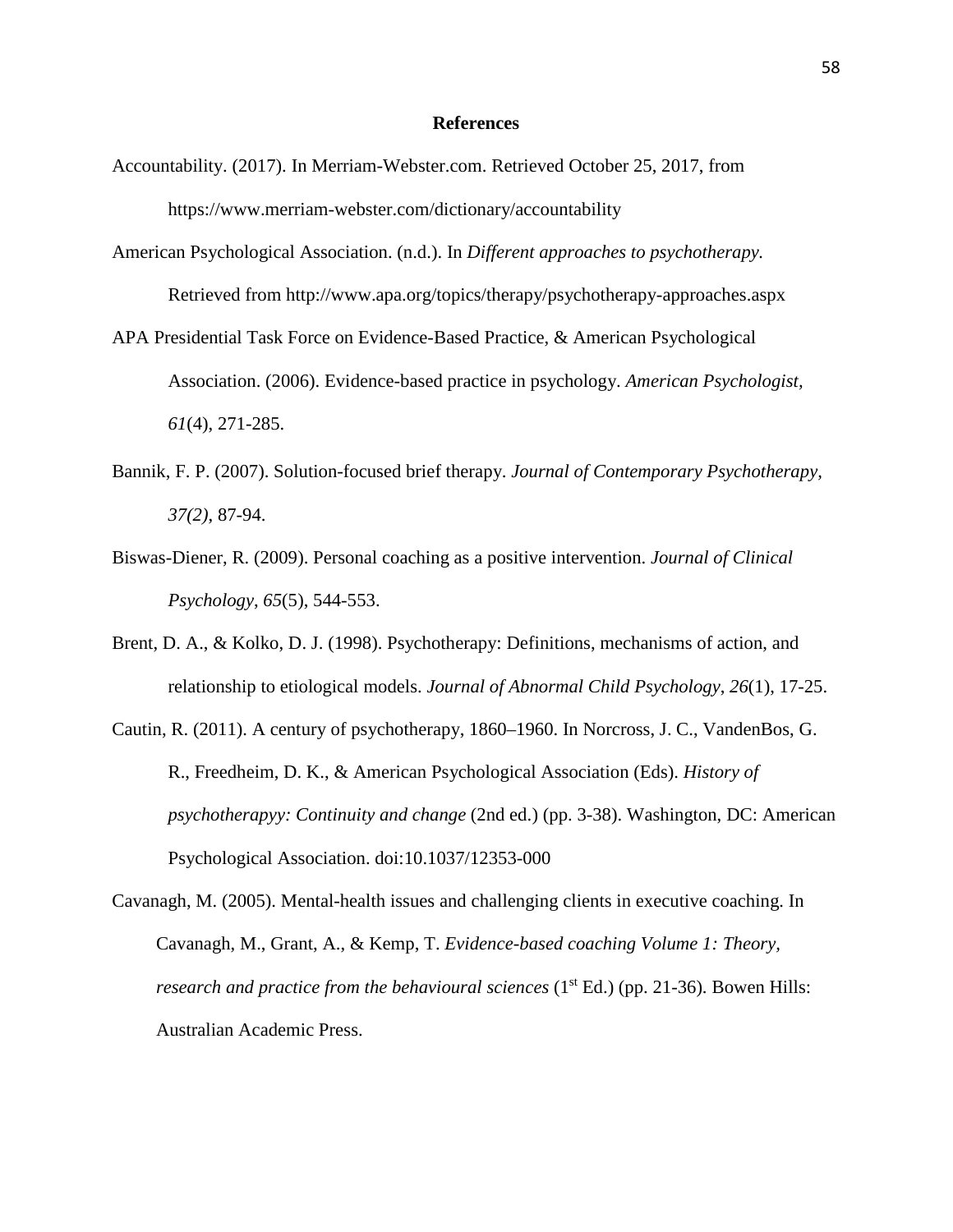# References

Accountability. (2017). In Merriam-Webster.com. Retrieved October 25, 2017, from https://www.merriam-webster.com/dictionary/accountability

American Psychological Association. (n.d.). In *Different approaches to psychotherapy.* Retrieved from http://www.apa.org/topics/therapy/psychotherapy-approaches.aspx

APA Presidential Task Force on Evidence-Based Practice, & American Psychological Association. (2006). Evidence-based practice in psychology. *American Psychologist, 61*(4), 271-285.

Bannik, F. P. (2007). Solution-focused brief therapy. *Journal of Contemporary Psychotherapy, 37(2)*, 87-94.

Biswas-Diener, R. (2009). Personal coaching as a positive intervention. *Journal of Clinical Psychology*, *65*(5), 544-553.

Brent, D. A., & Kolko, D. J. (1998). Psychotherapy: Definitions, mechanisms of action, and relationship to etiological models. *Journal of Abnormal Child Psychology*, *26*(1), 17-25.

Cautin, R. (2011). A century of psychotherapy, 1860–1960. In Norcross, J. C., VandenBos, G. R., Freedheim, D. K., & American Psychological Association (Eds). *History of psychotherapyy: Continuity and change* (2nd ed.) (pp. 3-38). Washington, DC: American Psychological Association. doi:10.1037/12353-000

Cavanagh, M. (2005). Mental-health issues and challenging clients in executive coaching. In Cavanagh, M., Grant, A., & Kemp, T. *Evidence-based coaching Volume 1: Theory, research and practice from the behavioural sciences* (1st Ed.) (pp. 21-36). Bowen Hills: Australian Academic Press.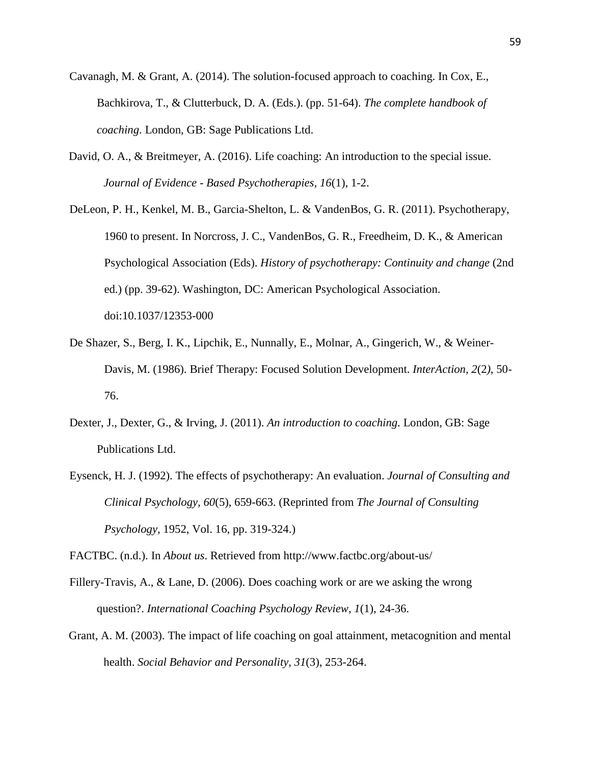Cavanagh, M. & Grant, A. (2014). The solution-focused approach to coaching. In Cox, E., Bachkirova, T., & Clutterbuck, D. A. (Eds.). (pp. 51-64). *The complete handbook of coaching*. London, GB: Sage Publications Ltd.

David, O. A., & Breitmeyer, A. (2016). Life coaching: An introduction to the special issue. *Journal of Evidence - Based Psychotherapies, 16*(1), 1-2.

DeLeon, P. H., Kenkel, M. B., Garcia-Shelton, L. & VandenBos, G. R. (2011). Psychotherapy, 1960 to present. In Norcross, J. C., VandenBos, G. R., Freedheim, D. K., & American Psychological Association (Eds). *History of psychotherapy: Continuity and change* (2nd ed.) (pp. 39-62). Washington, DC: American Psychological Association. doi:10.1037/12353-000

De Shazer, S., Berg, I. K., Lipchik, E., Nunnally, E., Molnar, A., Gingerich, W., & Weiner-Davis, M. (1986). Brief Therapy: Focused Solution Development. *InterAction, 2*(2), 50-76.

Dexter, J., Dexter, G., & Irving, J. (2011). *An introduction to coaching*. London, GB: Sage Publications Ltd.

Eysenck, H. J. (1992). The effects of psychotherapy: An evaluation. *Journal of Consulting and Clinical Psychology, 60*(5), 659-663. (Reprinted from *The Journal of Consulting Psychology,* 1952, Vol. 16, pp. 319-324.)

FACTBC. (n.d.). In *About us*. Retrieved from http://www.factbc.org/about-us/

Fillery-Travis, A., & Lane, D. (2006). Does coaching work or are we asking the wrong question?. *International Coaching Psychology Review*, *1*(1), 24-36.

Grant, A. M. (2003). The impact of life coaching on goal attainment, metacognition and mental health. *Social Behavior and Personality*, *31*(3), 253-264.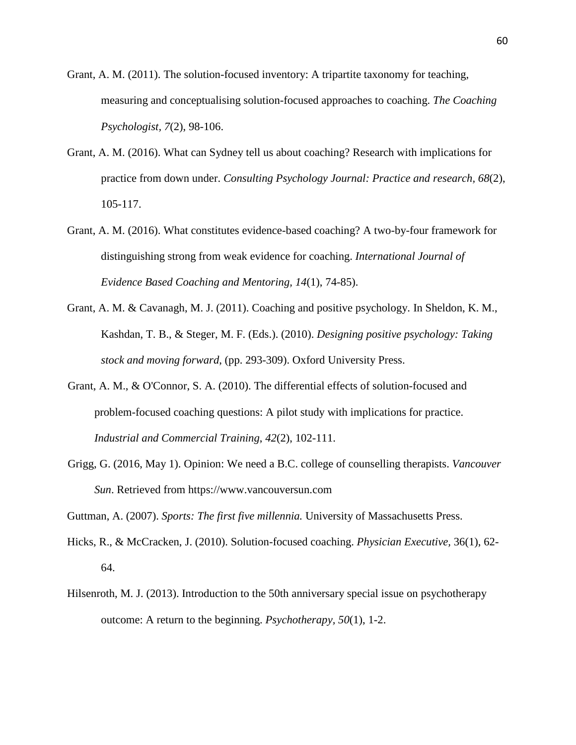Grant, A. M. (2011). The solution-focused inventory: A tripartite taxonomy for teaching, measuring and conceptualising solution-focused approaches to coaching. *The Coaching Psychologist*, *7*(2), 98-106.

Grant, A. M. (2016). What can Sydney tell us about coaching? Research with implications for practice from down under. *Consulting Psychology Journal: Practice and research*, *68*(2), 105-117.

Grant, A. M. (2016). What constitutes evidence-based coaching? A two-by-four framework for distinguishing strong from weak evidence for coaching. *International Journal of Evidence Based Coaching and Mentoring*, *14*(1), 74-85).

Grant, A. M. & Cavanagh, M. J. (2011). Coaching and positive psychology. In Sheldon, K. M., Kashdan, T. B., & Steger, M. F. (Eds.). (2010). *Designing positive psychology: Taking stock and moving forward*, (pp. 293-309). Oxford University Press.

Grant, A. M., & O'Connor, S. A. (2010). The differential effects of solution-focused and problem-focused coaching questions: A pilot study with implications for practice. *Industrial and Commercial Training*, *42*(2), 102-111.

Grigg, G. (2016, May 1). Opinion: We need a B.C. college of counselling therapists. *Vancouver Sun*. Retrieved from https://www.vancouversun.com

Guttman, A. (2007). *Sports: The first five millennia.* University of Massachusetts Press.

Hicks, R., & McCracken, J. (2010). Solution-focused coaching. *Physician Executive*, 36(1), 62-64.

Hilsenroth, M. J. (2013). Introduction to the 50th anniversary special issue on psychotherapy outcome: A return to the beginning. *Psychotherapy*, *50*(1), 1-2.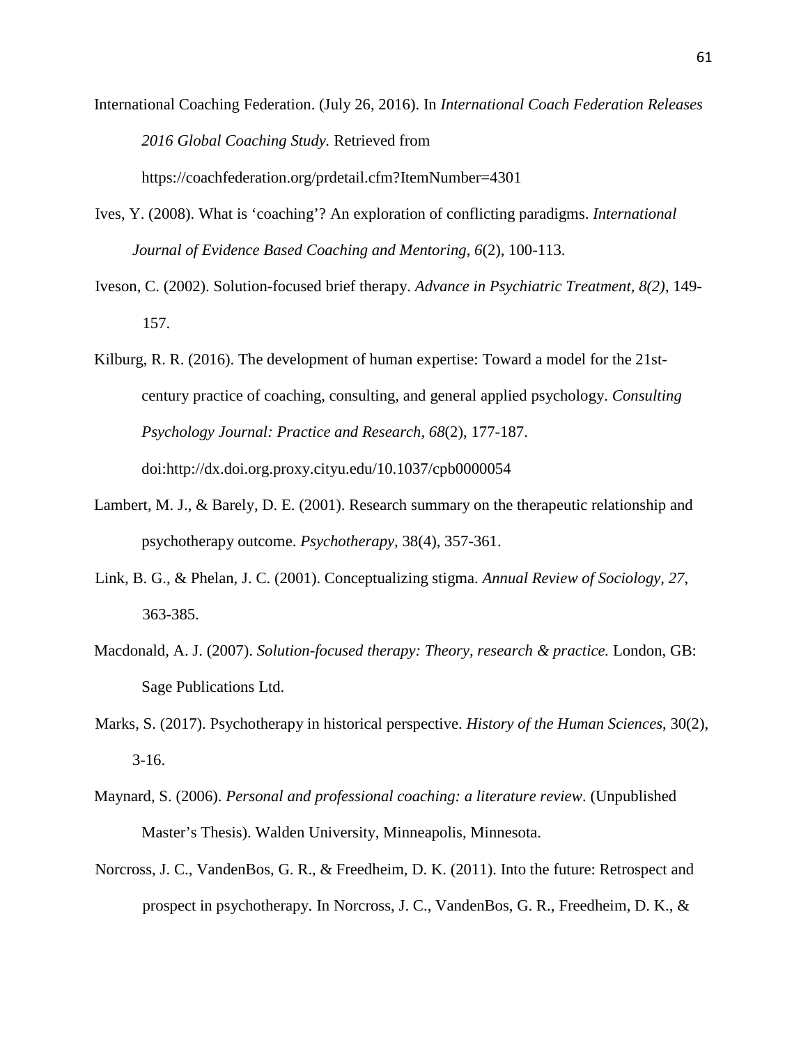International Coaching Federation. (July 26, 2016). In *International Coach Federation Releases 2016 Global Coaching Study.* Retrieved from https://coachfederation.org/prdetail.cfm?ItemNumber=4301

Ives, Y. (2008). What is 'coaching'? An exploration of conflicting paradigms. *International Journal of Evidence Based Coaching and Mentoring*, *6*(2), 100-113.

Iveson, C. (2002). Solution-focused brief therapy. *Advance in Psychiatric Treatment, 8(2)*, 149-157.

Kilburg, R. R. (2016). The development of human expertise: Toward a model for the 21st-century practice of coaching, consulting, and general applied psychology. *Consulting Psychology Journal: Practice and Research*, *68*(2), 177-187. doi:http://dx.doi.org.proxy.cityu.edu/10.1037/cpb0000054

Lambert, M. J., & Barely, D. E. (2001). Research summary on the therapeutic relationship and psychotherapy outcome. *Psychotherapy,* 38(4), 357-361.

Link, B. G., & Phelan, J. C. (2001). Conceptualizing stigma. *Annual Review of Sociology, 27*, 363-385.

Macdonald, A. J. (2007). *Solution-focused therapy: Theory, research & practice.* London, GB: Sage Publications Ltd.

Marks, S. (2017). Psychotherapy in historical perspective. *History of the Human Sciences*, 30(2), 3-16.

Maynard, S. (2006). *Personal and professional coaching: a literature review*. (Unpublished Master's Thesis). Walden University, Minneapolis, Minnesota.

Norcross, J. C., VandenBos, G. R., & Freedheim, D. K. (2011). Into the future: Retrospect and prospect in psychotherapy. In Norcross, J. C., VandenBos, G. R., Freedheim, D. K., &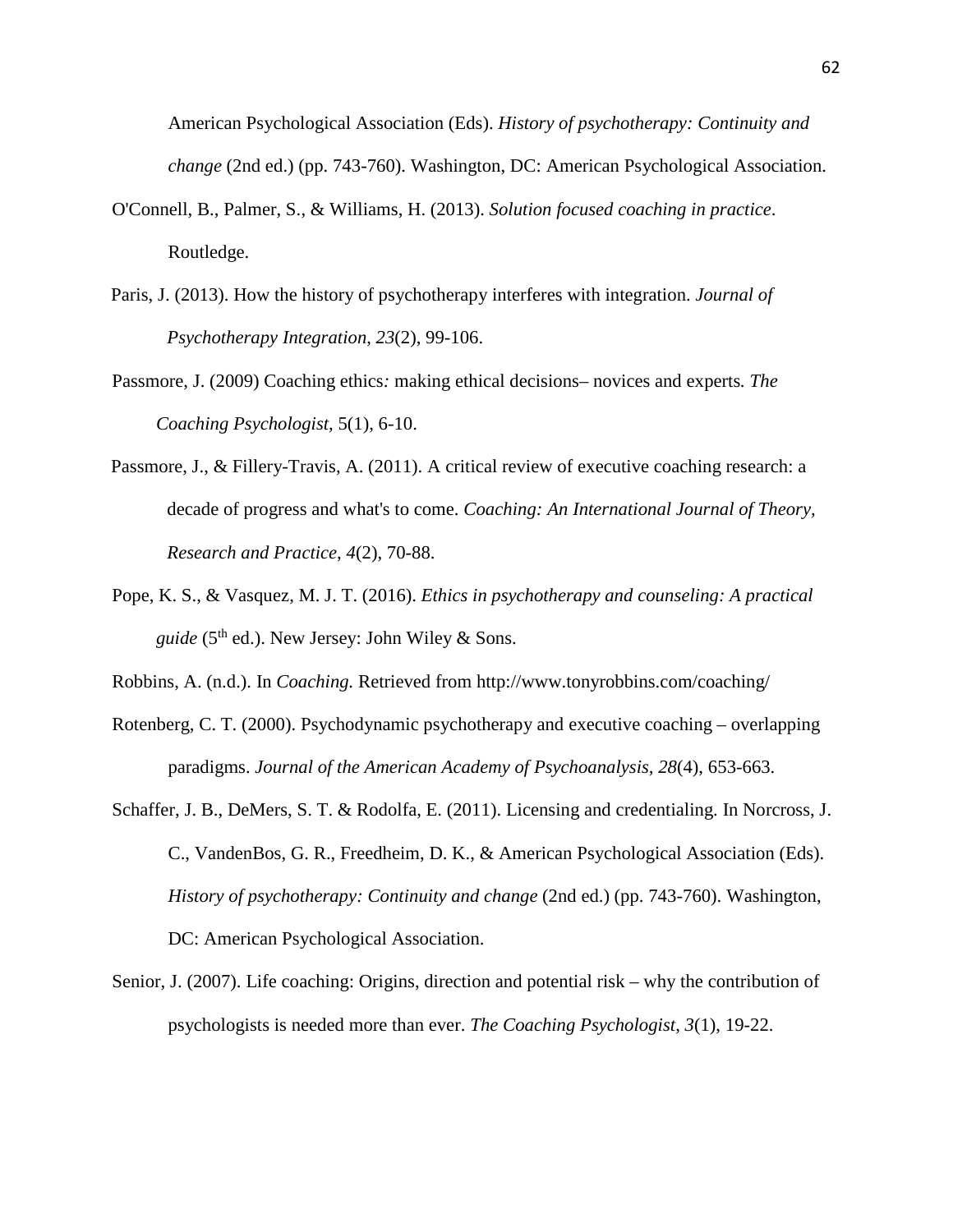American Psychological Association (Eds). *History of psychotherapy: Continuity and change* (2nd ed.) (pp. 743-760). Washington, DC: American Psychological Association.

O'Connell, B., Palmer, S., & Williams, H. (2013). *Solution focused coaching in practice*. Routledge.

Paris, J. (2013). How the history of psychotherapy interferes with integration. *Journal of Psychotherapy Integration*, *23*(2), 99-106.

Passmore, J. (2009) Coaching ethics*:* making ethical decisions– novices and experts*. The Coaching Psychologist,* 5(1), 6-10.

Passmore, J., & Fillery-Travis, A. (2011). A critical review of executive coaching research: a decade of progress and what's to come. *Coaching: An International Journal of Theory, Research and Practice*, *4*(2), 70-88.

Pope, K. S., & Vasquez, M. J. T. (2016). *Ethics in psychotherapy and counseling: A practical guide* (5th ed.). New Jersey: John Wiley & Sons.

Robbins, A. (n.d.). In *Coaching.* Retrieved from http://www.tonyrobbins.com/coaching/

Rotenberg, C. T. (2000). Psychodynamic psychotherapy and executive coaching – overlapping paradigms. *Journal of the American Academy of Psychoanalysis, 28*(4), 653-663.

Schaffer, J. B., DeMers, S. T. & Rodolfa, E. (2011). Licensing and credentialing. In Norcross, J. C., VandenBos, G. R., Freedheim, D. K., & American Psychological Association (Eds). *History of psychotherapy: Continuity and change* (2nd ed.) (pp. 743-760). Washington, DC: American Psychological Association.

Senior, J. (2007). Life coaching: Origins, direction and potential risk – why the contribution of psychologists is needed more than ever. *The Coaching Psychologist*, *3*(1), 19-22.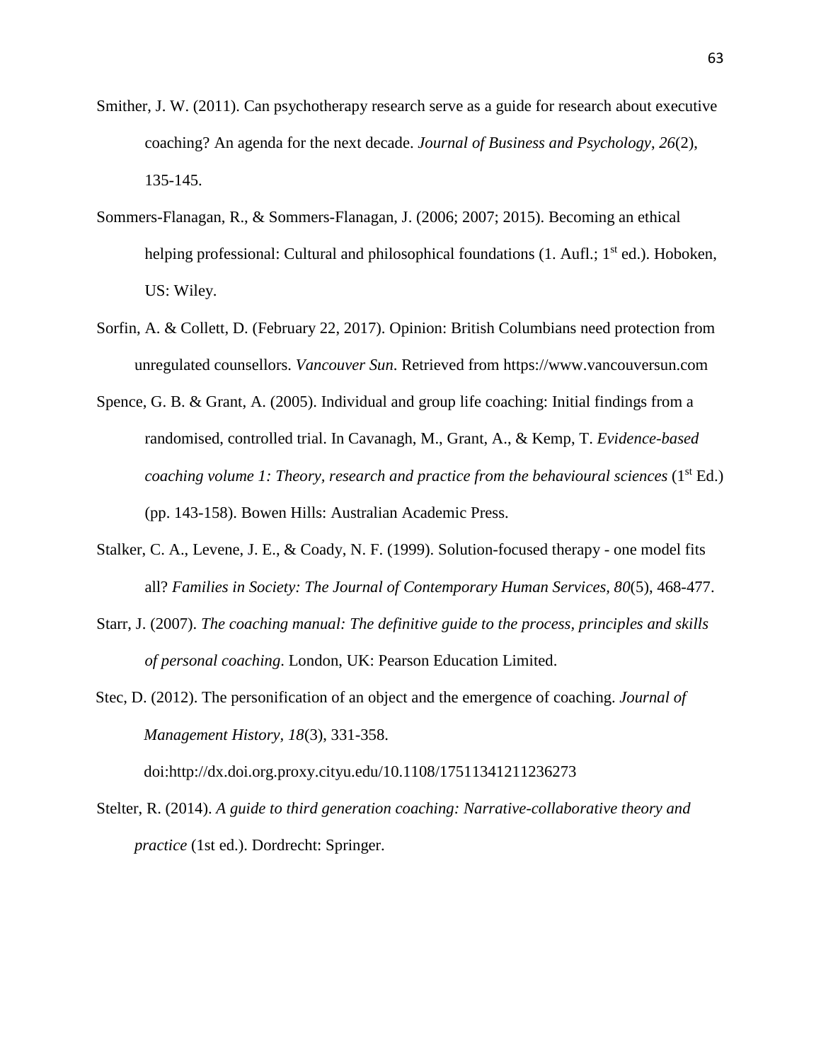Smither, J. W. (2011). Can psychotherapy research serve as a guide for research about executive coaching? An agenda for the next decade. *Journal of Business and Psychology*, *26*(2), 135-145.

Sommers-Flanagan, R., & Sommers-Flanagan, J. (2006; 2007; 2015). Becoming an ethical helping professional: Cultural and philosophical foundations (1. Aufl.; 1st ed.). Hoboken, US: Wiley.

Sorfin, A. & Collett, D. (February 22, 2017). Opinion: British Columbians need protection from unregulated counsellors. *Vancouver Sun*. Retrieved from https://www.vancouversun.com

Spence, G. B. & Grant, A. (2005). Individual and group life coaching: Initial findings from a randomised, controlled trial. In Cavanagh, M., Grant, A., & Kemp, T. *Evidence-based coaching volume 1: Theory, research and practice from the behavioural sciences* (1st Ed.) (pp. 143-158). Bowen Hills: Australian Academic Press.

Stalker, C. A., Levene, J. E., & Coady, N. F. (1999). Solution-focused therapy - one model fits all? *Families in Society: The Journal of Contemporary Human Services*, *80*(5), 468-477.

Starr, J. (2007). *The coaching manual: The definitive guide to the process, principles and skills of personal coaching*. London, UK: Pearson Education Limited.

Stec, D. (2012). The personification of an object and the emergence of coaching. *Journal of Management History*, *18*(3), 331-358. doi:http://dx.doi.org.proxy.cityu.edu/10.1108/17511341211236273

Stelter, R. (2014). *A guide to third generation coaching: Narrative-collaborative theory and practice* (1st ed.). Dordrecht: Springer.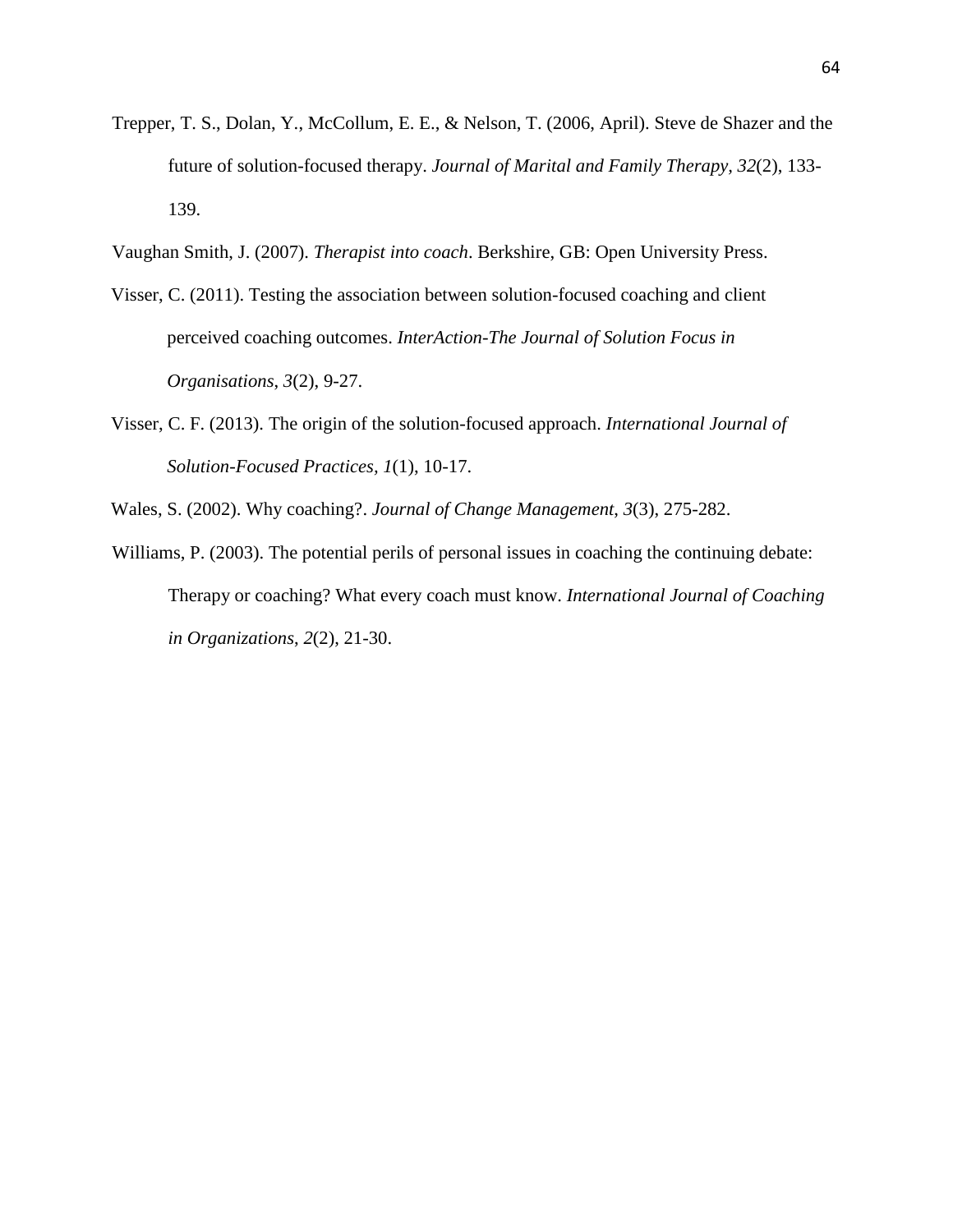Trepper, T. S., Dolan, Y., McCollum, E. E., & Nelson, T. (2006, April). Steve de Shazer and the future of solution-focused therapy. *Journal of Marital and Family Therapy, 32*(2), 133-139.

Vaughan Smith, J. (2007). *Therapist into coach*. Berkshire, GB: Open University Press.

Visser, C. (2011). Testing the association between solution-focused coaching and client perceived coaching outcomes. *InterAction-The Journal of Solution Focus in Organisations*, *3*(2), 9-27.

Visser, C. F. (2013). The origin of the solution-focused approach. *International Journal of Solution-Focused Practices, 1*(1), 10-17.

Wales, S. (2002). Why coaching?. *Journal of Change Management*, *3*(3), 275-282.

Williams, P. (2003). The potential perils of personal issues in coaching the continuing debate: Therapy or coaching? What every coach must know. *International Journal of Coaching in Organizations, 2*(2), 21-30.